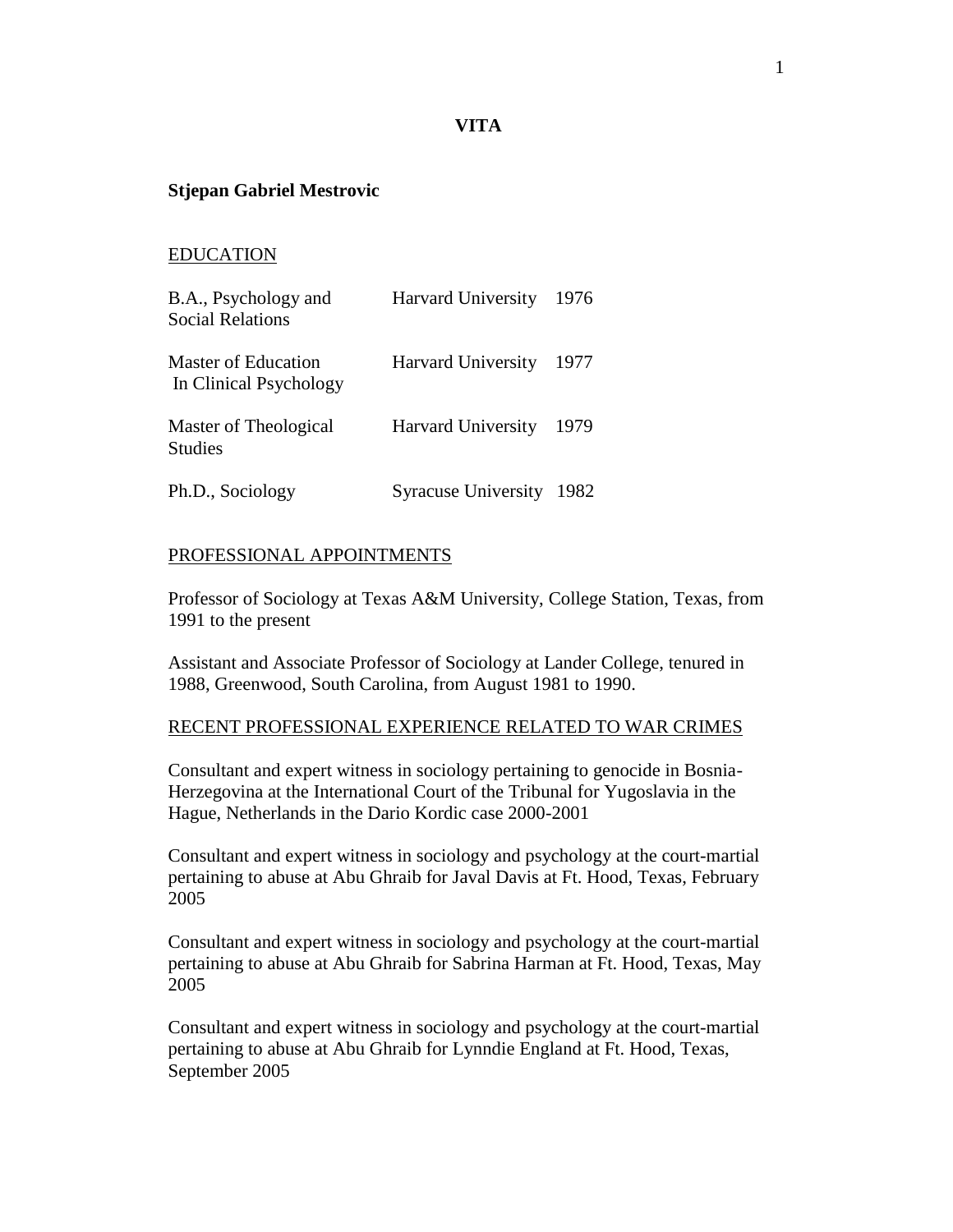# VITA

**Stjepan Gabriel Mestrovic**

## EDUCATION

| | | |
|---|---|---|
| B.A., Psychology and Social Relations | Harvard University | 1976 |
| Master of Education In Clinical Psychology | Harvard University | 1977 |
| Master of Theological Studies | Harvard University | 1979 |
| Ph.D., Sociology | Syracuse University | 1982 |

## PROFESSIONAL APPOINTMENTS

Professor of Sociology at Texas A&M University, College Station, Texas, from 1991 to the present

Assistant and Associate Professor of Sociology at Lander College, tenured in 1988, Greenwood, South Carolina, from August 1981 to 1990.

## RECENT PROFESSIONAL EXPERIENCE RELATED TO WAR CRIMES

Consultant and expert witness in sociology pertaining to genocide in Bosnia-Herzegovina at the International Court of the Tribunal for Yugoslavia in the Hague, Netherlands in the Dario Kordic case 2000-2001

Consultant and expert witness in sociology and psychology at the court-martial pertaining to abuse at Abu Ghraib for Javal Davis at Ft. Hood, Texas, February 2005

Consultant and expert witness in sociology and psychology at the court-martial pertaining to abuse at Abu Ghraib for Sabrina Harman at Ft. Hood, Texas, May 2005

Consultant and expert witness in sociology and psychology at the court-martial pertaining to abuse at Abu Ghraib for Lynndie England at Ft. Hood, Texas, September 2005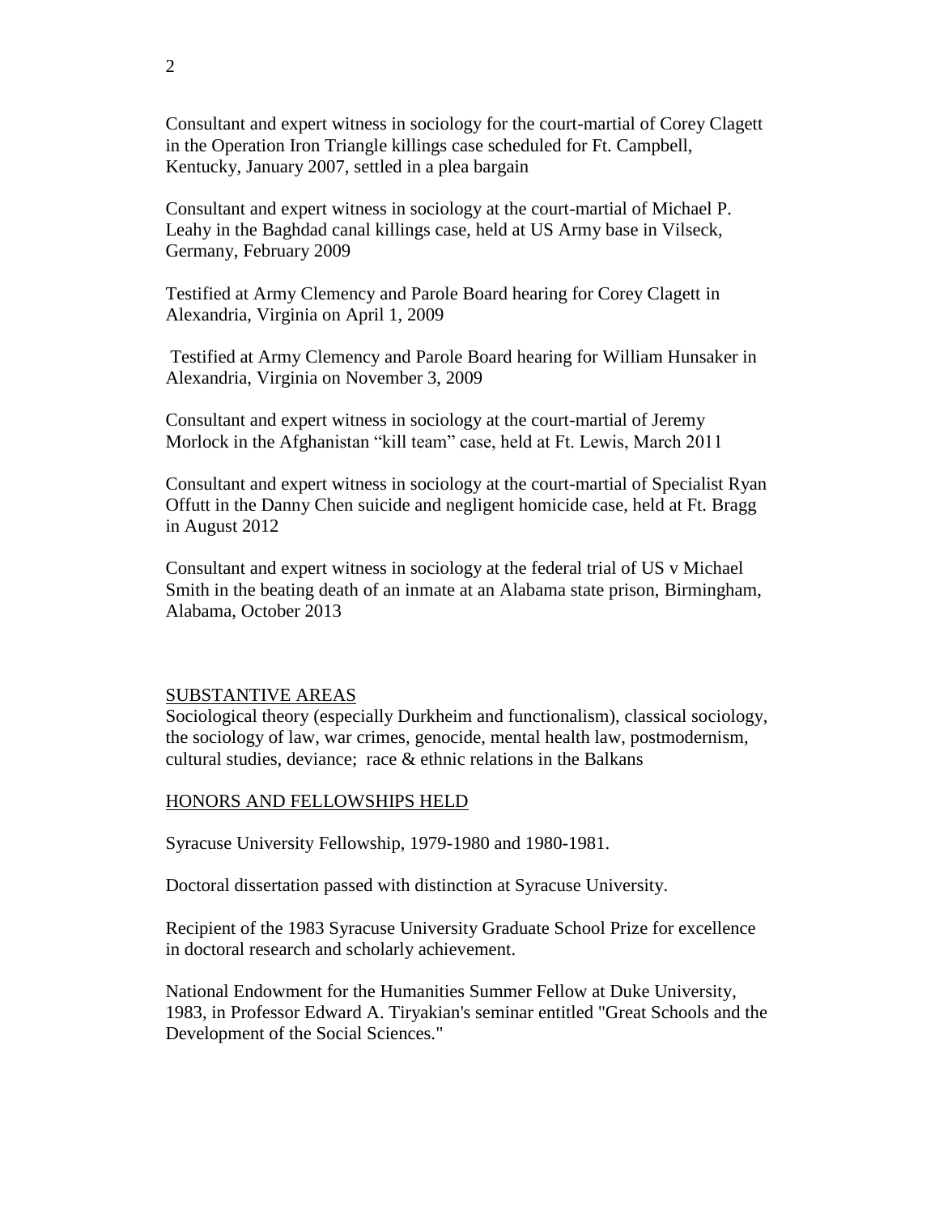Consultant and expert witness in sociology for the court-martial of Corey Clagett in the Operation Iron Triangle killings case scheduled for Ft. Campbell, Kentucky, January 2007, settled in a plea bargain

Consultant and expert witness in sociology at the court-martial of Michael P. Leahy in the Baghdad canal killings case, held at US Army base in Vilseck, Germany, February 2009

Testified at Army Clemency and Parole Board hearing for Corey Clagett in Alexandria, Virginia on April 1, 2009

Testified at Army Clemency and Parole Board hearing for William Hunsaker in Alexandria, Virginia on November 3, 2009

Consultant and expert witness in sociology at the court-martial of Jeremy Morlock in the Afghanistan "kill team" case, held at Ft. Lewis, March 2011

Consultant and expert witness in sociology at the court-martial of Specialist Ryan Offutt in the Danny Chen suicide and negligent homicide case, held at Ft. Bragg in August 2012

Consultant and expert witness in sociology at the federal trial of US v Michael Smith in the beating death of an inmate at an Alabama state prison, Birmingham, Alabama, October 2013

## SUBSTANTIVE AREAS

Sociological theory (especially Durkheim and functionalism), classical sociology, the sociology of law, war crimes, genocide, mental health law, postmodernism, cultural studies, deviance; race & ethnic relations in the Balkans

## HONORS AND FELLOWSHIPS HELD

Syracuse University Fellowship, 1979-1980 and 1980-1981.

Doctoral dissertation passed with distinction at Syracuse University.

Recipient of the 1983 Syracuse University Graduate School Prize for excellence in doctoral research and scholarly achievement.

National Endowment for the Humanities Summer Fellow at Duke University, 1983, in Professor Edward A. Tiryakian's seminar entitled "Great Schools and the Development of the Social Sciences."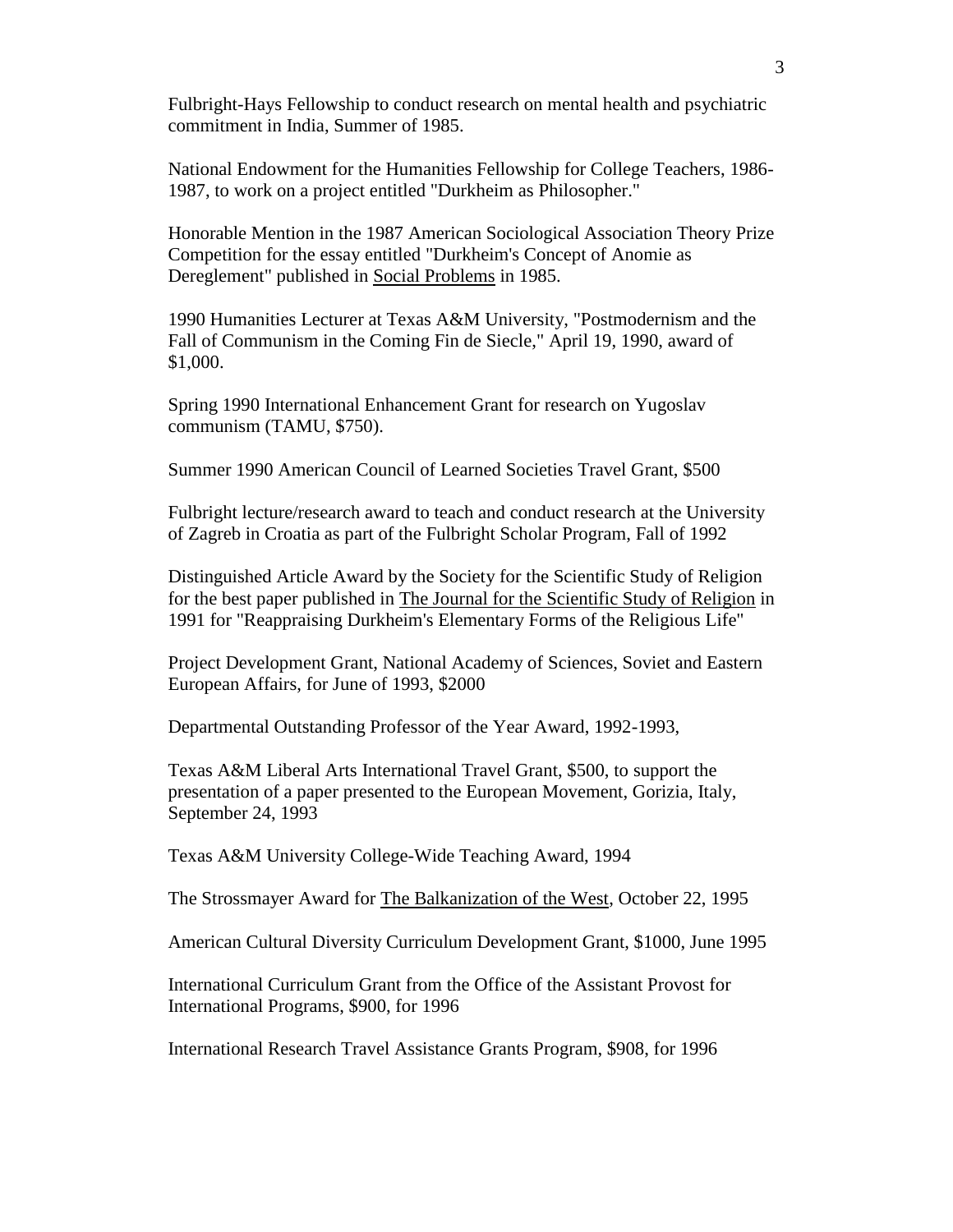Fulbright-Hays Fellowship to conduct research on mental health and psychiatric commitment in India, Summer of 1985.

National Endowment for the Humanities Fellowship for College Teachers, 1986-1987, to work on a project entitled "Durkheim as Philosopher."

Honorable Mention in the 1987 American Sociological Association Theory Prize Competition for the essay entitled "Durkheim's Concept of Anomie as Dereglement" published in <u>Social Problems</u> in 1985.

1990 Humanities Lecturer at Texas A&M University, "Postmodernism and the Fall of Communism in the Coming Fin de Siecle," April 19, 1990, award of $1,000.

Spring 1990 International Enhancement Grant for research on Yugoslav communism (TAMU, $750).

Summer 1990 American Council of Learned Societies Travel Grant, $500

Fulbright lecture/research award to teach and conduct research at the University of Zagreb in Croatia as part of the Fulbright Scholar Program, Fall of 1992

Distinguished Article Award by the Society for the Scientific Study of Religion for the best paper published in <u>The Journal for the Scientific Study of Religion</u> in 1991 for "Reappraising Durkheim's Elementary Forms of the Religious Life"

Project Development Grant, National Academy of Sciences, Soviet and Eastern European Affairs, for June of 1993, $2000

Departmental Outstanding Professor of the Year Award, 1992-1993,

Texas A&M Liberal Arts International Travel Grant, $500, to support the presentation of a paper presented to the European Movement, Gorizia, Italy, September 24, 1993

Texas A&M University College-Wide Teaching Award, 1994

The Strossmayer Award for <u>The Balkanization of the West</u>, October 22, 1995

American Cultural Diversity Curriculum Development Grant, $1000, June 1995

International Curriculum Grant from the Office of the Assistant Provost for International Programs, $900, for 1996

International Research Travel Assistance Grants Program, $908, for 1996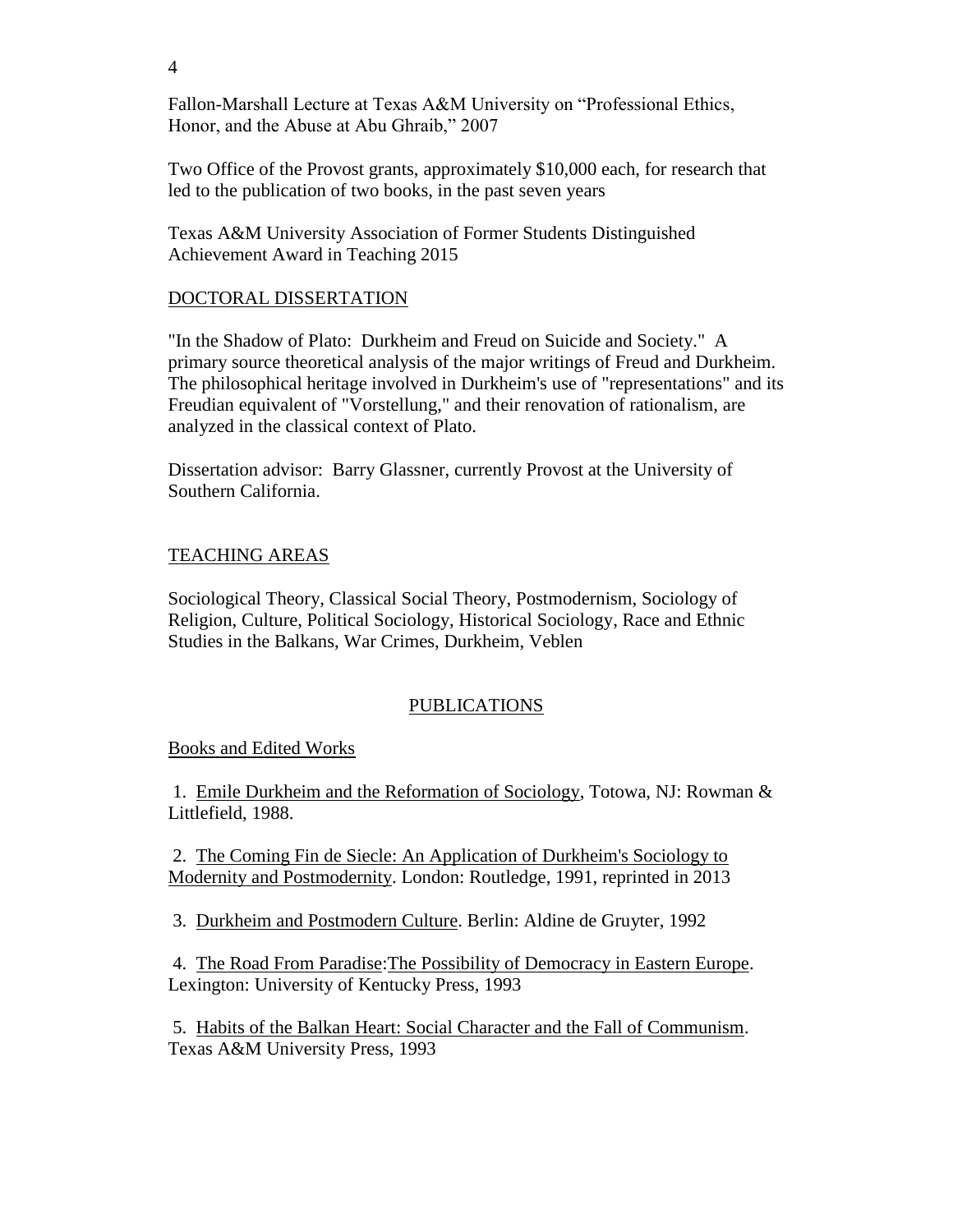Fallon-Marshall Lecture at Texas A&M University on "Professional Ethics, Honor, and the Abuse at Abu Ghraib," 2007

Two Office of the Provost grants, approximately $10,000 each, for research that led to the publication of two books, in the past seven years

Texas A&M University Association of Former Students Distinguished Achievement Award in Teaching 2015

## DOCTORAL DISSERTATION

"In the Shadow of Plato: Durkheim and Freud on Suicide and Society." A primary source theoretical analysis of the major writings of Freud and Durkheim. The philosophical heritage involved in Durkheim's use of "representations" and its Freudian equivalent of "Vorstellung," and their renovation of rationalism, are analyzed in the classical context of Plato.

Dissertation advisor: Barry Glassner, currently Provost at the University of Southern California.

## TEACHING AREAS

Sociological Theory, Classical Social Theory, Postmodernism, Sociology of Religion, Culture, Political Sociology, Historical Sociology, Race and Ethnic Studies in the Balkans, War Crimes, Durkheim, Veblen

# PUBLICATIONS

## Books and Edited Works

1. Emile Durkheim and the Reformation of Sociology, Totowa, NJ: Rowman & Littlefield, 1988.

2. The Coming Fin de Siecle: An Application of Durkheim's Sociology to Modernity and Postmodernity. London: Routledge, 1991, reprinted in 2013

3. Durkheim and Postmodern Culture. Berlin: Aldine de Gruyter, 1992

4. The Road From Paradise:The Possibility of Democracy in Eastern Europe. Lexington: University of Kentucky Press, 1993

5. Habits of the Balkan Heart: Social Character and the Fall of Communism. Texas A&M University Press, 1993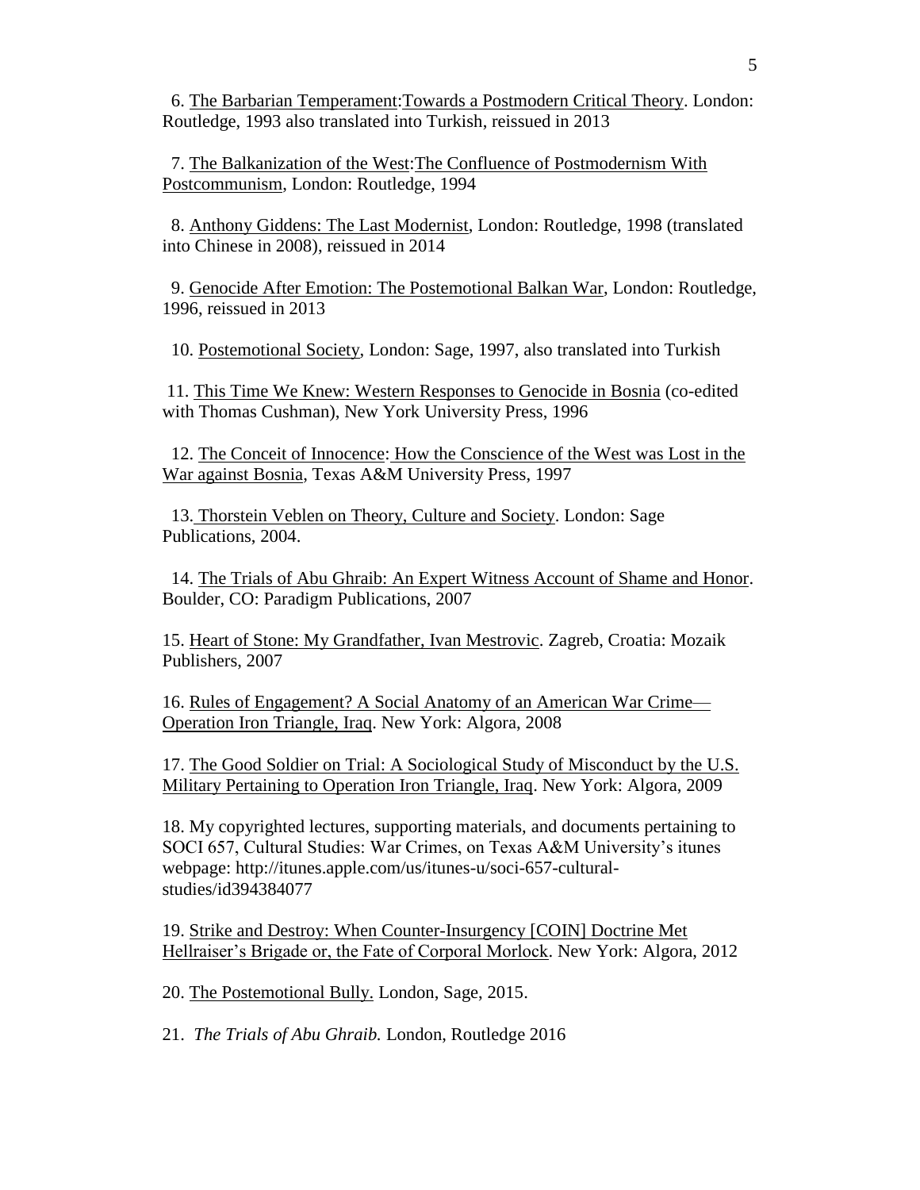6. The Barbarian Temperament:Towards a Postmodern Critical Theory. London: Routledge, 1993 also translated into Turkish, reissued in 2013

7. The Balkanization of the West:The Confluence of Postmodernism With Postcommunism, London: Routledge, 1994

8. Anthony Giddens: The Last Modernist, London: Routledge, 1998 (translated into Chinese in 2008), reissued in 2014

9. Genocide After Emotion: The Postemotional Balkan War, London: Routledge, 1996, reissued in 2013

10. Postemotional Society, London: Sage, 1997, also translated into Turkish

11. This Time We Knew: Western Responses to Genocide in Bosnia (co-edited with Thomas Cushman), New York University Press, 1996

12. The Conceit of Innocence: How the Conscience of the West was Lost in the War against Bosnia, Texas A&M University Press, 1997

13. Thorstein Veblen on Theory, Culture and Society. London: Sage Publications, 2004.

14. The Trials of Abu Ghraib: An Expert Witness Account of Shame and Honor. Boulder, CO: Paradigm Publications, 2007

15. Heart of Stone: My Grandfather, Ivan Mestrovic. Zagreb, Croatia: Mozaik Publishers, 2007

16. Rules of Engagement? A Social Anatomy of an American War Crime—Operation Iron Triangle, Iraq. New York: Algora, 2008

17. The Good Soldier on Trial: A Sociological Study of Misconduct by the U.S. Military Pertaining to Operation Iron Triangle, Iraq. New York: Algora, 2009

18. My copyrighted lectures, supporting materials, and documents pertaining to SOCI 657, Cultural Studies: War Crimes, on Texas A&M University's itunes webpage: http://itunes.apple.com/us/itunes-u/soci-657-cultural-studies/id394384077

19. Strike and Destroy: When Counter-Insurgency [COIN] Doctrine Met Hellraiser's Brigade or, the Fate of Corporal Morlock. New York: Algora, 2012

20. The Postemotional Bully. London, Sage, 2015.

21. *The Trials of Abu Ghraib.* London, Routledge 2016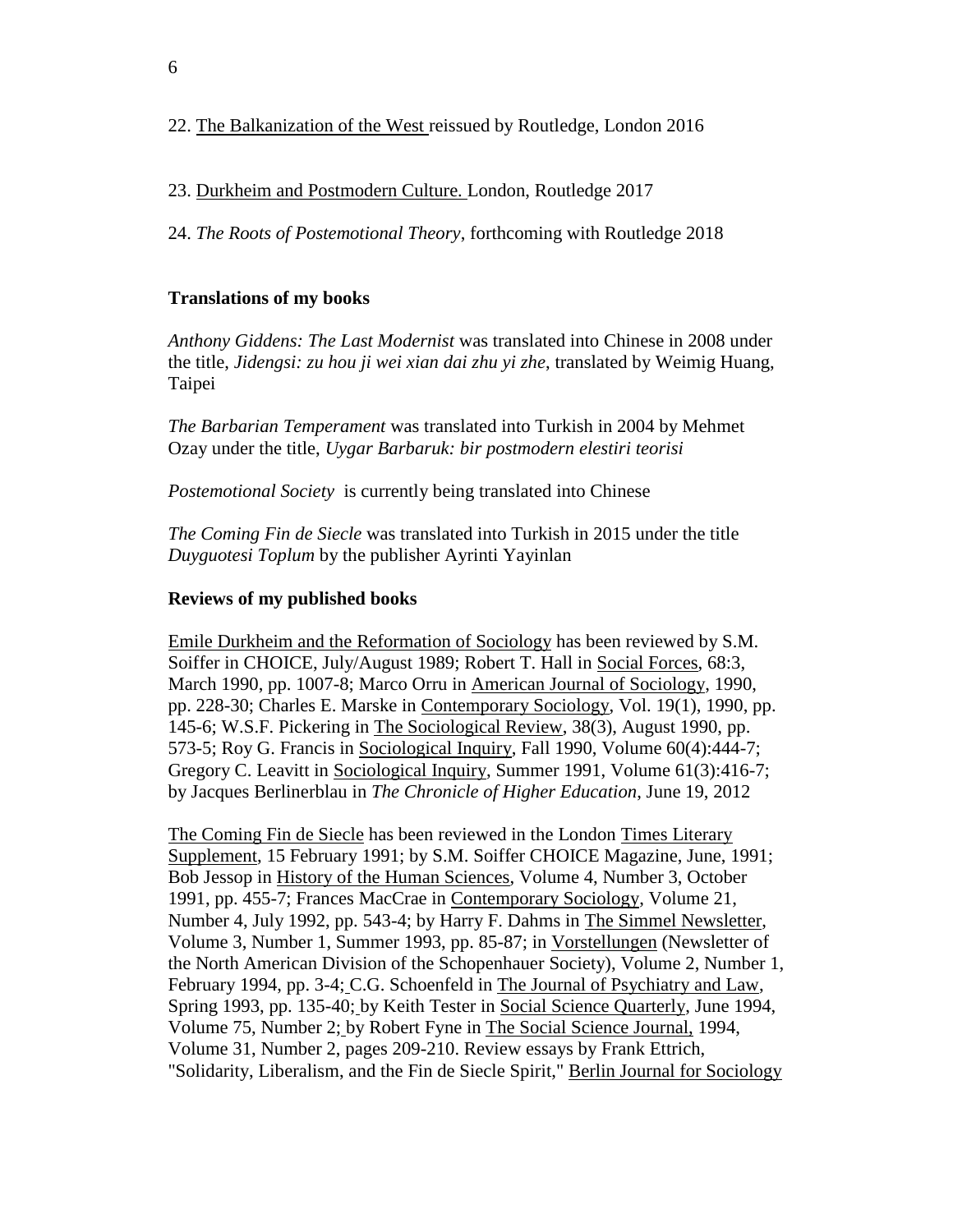22. The Balkanization of the West reissued by Routledge, London 2016

23. Durkheim and Postmodern Culture. London, Routledge 2017

24. *The Roots of Postemotional Theory*, forthcoming with Routledge 2018

**Translations of my books**

*Anthony Giddens: The Last Modernist* was translated into Chinese in 2008 under the title, *Jidengsi: zu hou ji wei xian dai zhu yi zhe*, translated by Weimig Huang, Taipei

*The Barbarian Temperament* was translated into Turkish in 2004 by Mehmet Ozay under the title, *Uygar Barbaruk: bir postmodern elestiri teorisi*

*Postemotional Society* is currently being translated into Chinese

*The Coming Fin de Siecle* was translated into Turkish in 2015 under the title *Duyguotesi Toplum* by the publisher Ayrinti Yayinlan

**Reviews of my published books**

Emile Durkheim and the Reformation of Sociology has been reviewed by S.M. Soiffer in CHOICE, July/August 1989; Robert T. Hall in Social Forces, 68:3, March 1990, pp. 1007-8; Marco Orru in American Journal of Sociology, 1990, pp. 228-30; Charles E. Marske in Contemporary Sociology, Vol. 19(1), 1990, pp. 145-6; W.S.F. Pickering in The Sociological Review, 38(3), August 1990, pp. 573-5; Roy G. Francis in Sociological Inquiry, Fall 1990, Volume 60(4):444-7; Gregory C. Leavitt in Sociological Inquiry, Summer 1991, Volume 61(3):416-7; by Jacques Berlinerblau in *The Chronicle of Higher Education*, June 19, 2012

The Coming Fin de Siecle has been reviewed in the London Times Literary Supplement, 15 February 1991; by S.M. Soiffer CHOICE Magazine, June, 1991; Bob Jessop in History of the Human Sciences, Volume 4, Number 3, October 1991, pp. 455-7; Frances MacCrae in Contemporary Sociology, Volume 21, Number 4, July 1992, pp. 543-4; by Harry F. Dahms in The Simmel Newsletter, Volume 3, Number 1, Summer 1993, pp. 85-87; in Vorstellungen (Newsletter of the North American Division of the Schopenhauer Society), Volume 2, Number 1, February 1994, pp. 3-4; C.G. Schoenfeld in The Journal of Psychiatry and Law, Spring 1993, pp. 135-40; by Keith Tester in Social Science Quarterly, June 1994, Volume 75, Number 2; by Robert Fyne in The Social Science Journal, 1994, Volume 31, Number 2, pages 209-210. Review essays by Frank Ettrich, "Solidarity, Liberalism, and the Fin de Siecle Spirit," Berlin Journal for Sociology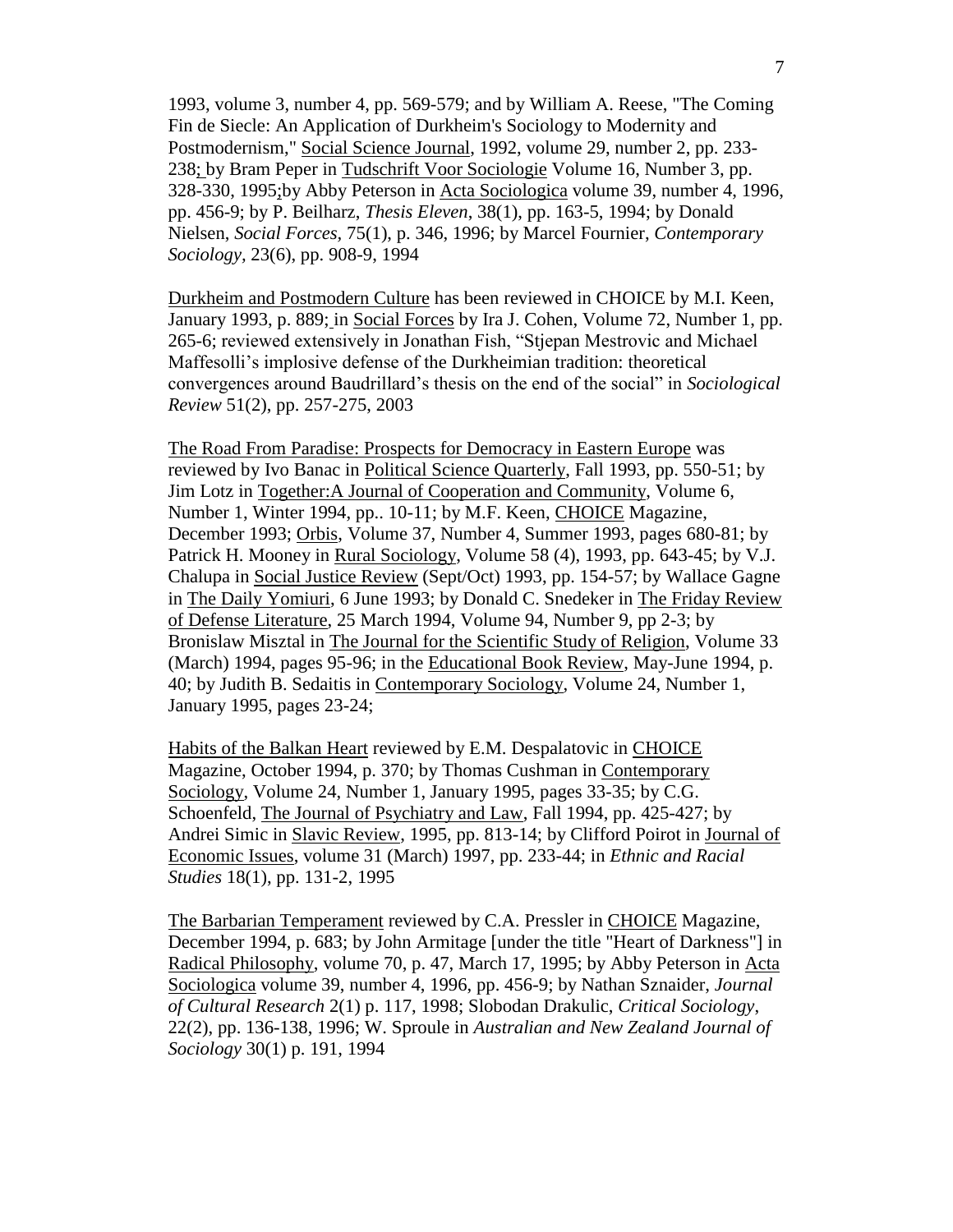1993, volume 3, number 4, pp. 569-579; and by William A. Reese, "The Coming Fin de Siecle: An Application of Durkheim's Sociology to Modernity and Postmodernism," Social Science Journal, 1992, volume 29, number 2, pp. 233-238; by Bram Peper in Tudschrift Voor Sociologie Volume 16, Number 3, pp. 328-330, 1995;by Abby Peterson in Acta Sociologica volume 39, number 4, 1996, pp. 456-9; by P. Beilharz, *Thesis Eleven*, 38(1), pp. 163-5, 1994; by Donald Nielsen, *Social Forces*, 75(1), p. 346, 1996; by Marcel Fournier, *Contemporary Sociology*, 23(6), pp. 908-9, 1994

Durkheim and Postmodern Culture has been reviewed in CHOICE by M.I. Keen, January 1993, p. 889; in Social Forces by Ira J. Cohen, Volume 72, Number 1, pp. 265-6; reviewed extensively in Jonathan Fish, "Stjepan Mestrovic and Michael Maffesolli's implosive defense of the Durkheimian tradition: theoretical convergences around Baudrillard's thesis on the end of the social" in *Sociological Review* 51(2), pp. 257-275, 2003

The Road From Paradise: Prospects for Democracy in Eastern Europe was reviewed by Ivo Banac in Political Science Quarterly, Fall 1993, pp. 550-51; by Jim Lotz in Together:A Journal of Cooperation and Community, Volume 6, Number 1, Winter 1994, pp.. 10-11; by M.F. Keen, CHOICE Magazine, December 1993; Orbis, Volume 37, Number 4, Summer 1993, pages 680-81; by Patrick H. Mooney in Rural Sociology, Volume 58 (4), 1993, pp. 643-45; by V.J. Chalupa in Social Justice Review (Sept/Oct) 1993, pp. 154-57; by Wallace Gagne in The Daily Yomiuri, 6 June 1993; by Donald C. Snedeker in The Friday Review of Defense Literature, 25 March 1994, Volume 94, Number 9, pp 2-3; by Bronislaw Misztal in The Journal for the Scientific Study of Religion, Volume 33 (March) 1994, pages 95-96; in the Educational Book Review, May-June 1994, p. 40; by Judith B. Sedaitis in Contemporary Sociology, Volume 24, Number 1, January 1995, pages 23-24;

Habits of the Balkan Heart reviewed by E.M. Despalatovic in CHOICE Magazine, October 1994, p. 370; by Thomas Cushman in Contemporary Sociology, Volume 24, Number 1, January 1995, pages 33-35; by C.G. Schoenfeld, The Journal of Psychiatry and Law, Fall 1994, pp. 425-427; by Andrei Simic in Slavic Review, 1995, pp. 813-14; by Clifford Poirot in Journal of Economic Issues, volume 31 (March) 1997, pp. 233-44; in *Ethnic and Racial Studies* 18(1), pp. 131-2, 1995

The Barbarian Temperament reviewed by C.A. Pressler in CHOICE Magazine, December 1994, p. 683; by John Armitage [under the title "Heart of Darkness"] in Radical Philosophy, volume 70, p. 47, March 17, 1995; by Abby Peterson in Acta Sociologica volume 39, number 4, 1996, pp. 456-9; by Nathan Sznaider, *Journal of Cultural Research* 2(1) p. 117, 1998; Slobodan Drakulic, *Critical Sociology*, 22(2), pp. 136-138, 1996; W. Sproule in *Australian and New Zealand Journal of Sociology* 30(1) p. 191, 1994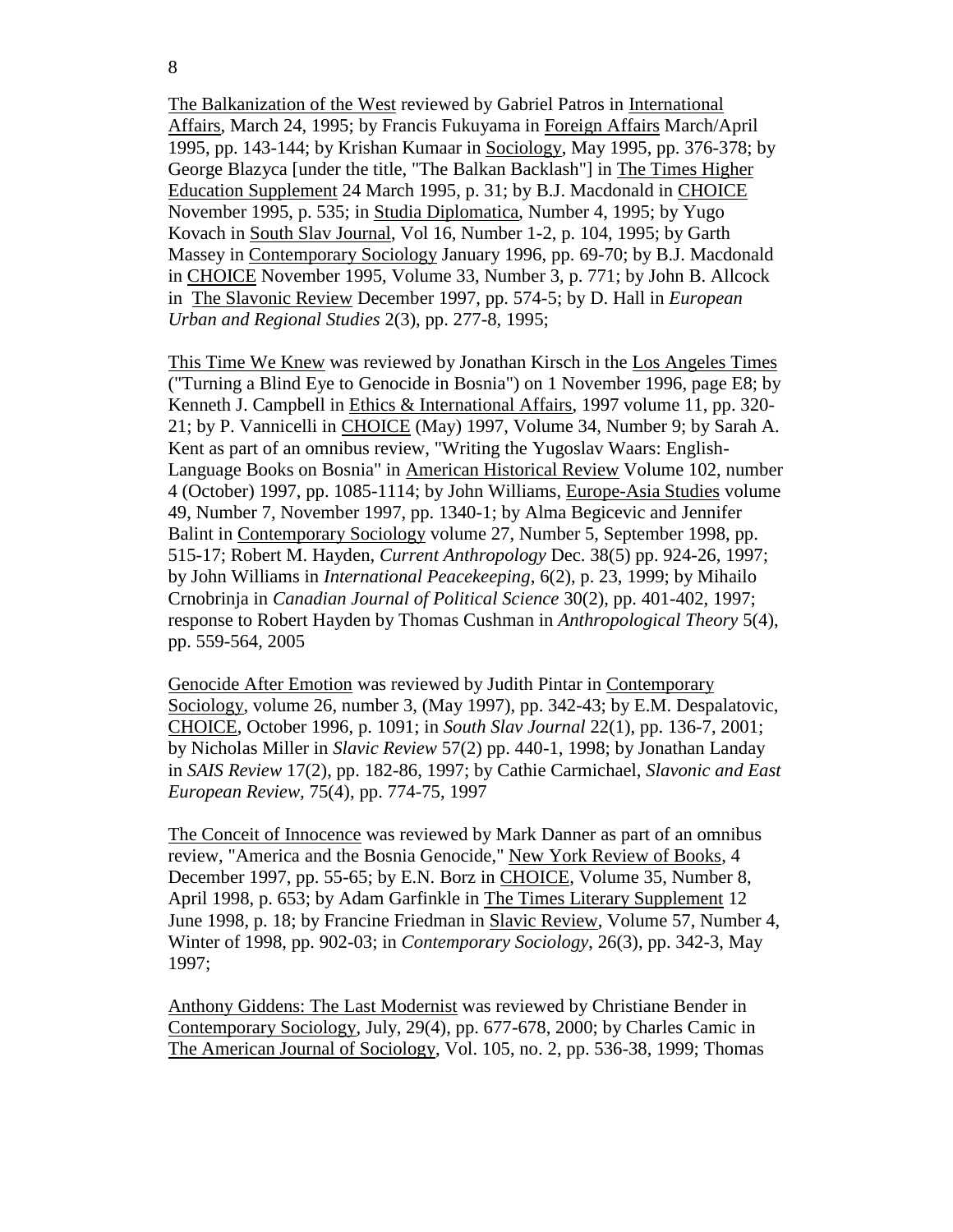<u>The Balkanization of the West</u> reviewed by Gabriel Patros in <u>International Affairs</u>, March 24, 1995; by Francis Fukuyama in <u>Foreign Affairs</u> March/April 1995, pp. 143-144; by Krishan Kumaar in <u>Sociology</u>, May 1995, pp. 376-378; by George Blazyca [under the title, "The Balkan Backlash"] in <u>The Times Higher Education Supplement</u> 24 March 1995, p. 31; by B.J. Macdonald in <u>CHOICE</u> November 1995, p. 535; in <u>Studia Diplomatica</u>, Number 4, 1995; by Yugo Kovach in <u>South Slav Journal</u>, Vol 16, Number 1-2, p. 104, 1995; by Garth Massey in <u>Contemporary Sociology</u> January 1996, pp. 69-70; by B.J. Macdonald in <u>CHOICE</u> November 1995, Volume 33, Number 3, p. 771; by John B. Allcock in <u>The Slavonic Review</u> December 1997, pp. 574-5; by D. Hall in *European Urban and Regional Studies* 2(3), pp. 277-8, 1995;

<u>This Time We Knew</u> was reviewed by Jonathan Kirsch in the <u>Los Angeles Times</u> ("Turning a Blind Eye to Genocide in Bosnia") on 1 November 1996, page E8; by Kenneth J. Campbell in <u>Ethics & International Affairs</u>, 1997 volume 11, pp. 320-21; by P. Vannicelli in <u>CHOICE</u> (May) 1997, Volume 34, Number 9; by Sarah A. Kent as part of an omnibus review, "Writing the Yugoslav Waars: English-Language Books on Bosnia" in <u>American Historical Review</u> Volume 102, number 4 (October) 1997, pp. 1085-1114; by John Williams, <u>Europe-Asia Studies</u> volume 49, Number 7, November 1997, pp. 1340-1; by Alma Begicevic and Jennifer Balint in <u>Contemporary Sociology</u> volume 27, Number 5, September 1998, pp. 515-17; Robert M. Hayden, *Current Anthropology* Dec. 38(5) pp. 924-26, 1997; by John Williams in *International Peacekeeping*, 6(2), p. 23, 1999; by Mihailo Crnobrinja in *Canadian Journal of Political Science* 30(2), pp. 401-402, 1997; response to Robert Hayden by Thomas Cushman in *Anthropological Theory* 5(4), pp. 559-564, 2005

<u>Genocide After Emotion</u> was reviewed by Judith Pintar in <u>Contemporary Sociology</u>, volume 26, number 3, (May 1997), pp. 342-43; by E.M. Despalatovic, <u>CHOICE</u>, October 1996, p. 1091; in *South Slav Journal* 22(1), pp. 136-7, 2001; by Nicholas Miller in *Slavic Review* 57(2) pp. 440-1, 1998; by Jonathan Landay in *SAIS Review* 17(2), pp. 182-86, 1997; by Cathie Carmichael, *Slavonic and East European Review*, 75(4), pp. 774-75, 1997

<u>The Conceit of Innocence</u> was reviewed by Mark Danner as part of an omnibus review, "America and the Bosnia Genocide," <u>New York Review of Books</u>, 4 December 1997, pp. 55-65; by E.N. Borz in <u>CHOICE</u>, Volume 35, Number 8, April 1998, p. 653; by Adam Garfinkle in <u>The Times Literary Supplement</u> 12 June 1998, p. 18; by Francine Friedman in <u>Slavic Review</u>, Volume 57, Number 4, Winter of 1998, pp. 902-03; in *Contemporary Sociology*, 26(3), pp. 342-3, May 1997;

<u>Anthony Giddens: The Last Modernist</u> was reviewed by Christiane Bender in <u>Contemporary Sociology</u>, July, 29(4), pp. 677-678, 2000; by Charles Camic in <u>The American Journal of Sociology</u>, Vol. 105, no. 2, pp. 536-38, 1999; Thomas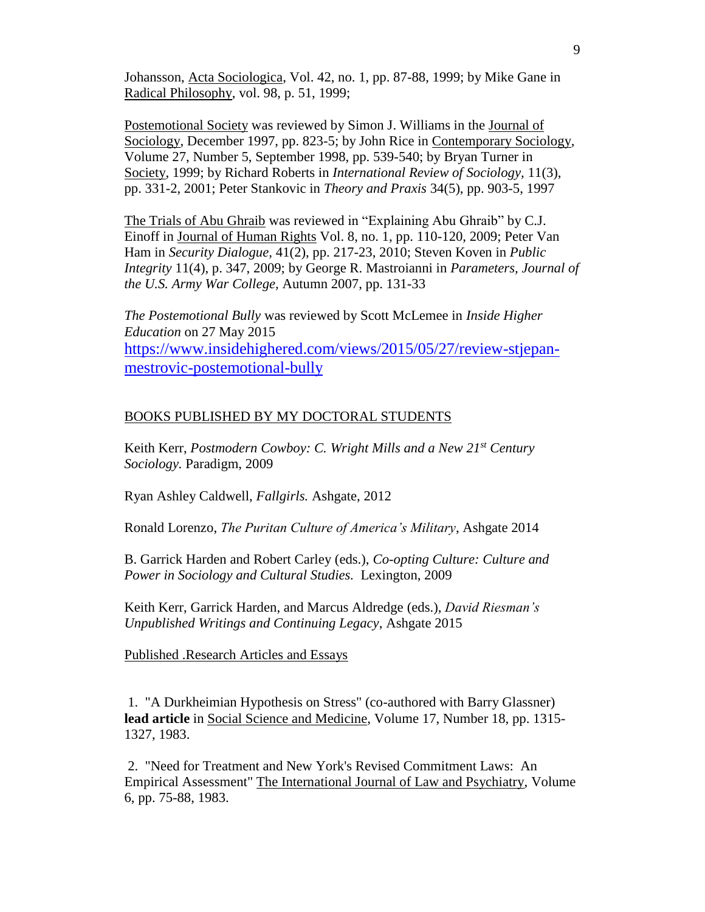Johansson, Acta Sociologica, Vol. 42, no. 1, pp. 87-88, 1999; by Mike Gane in Radical Philosophy, vol. 98, p. 51, 1999;

Postemotional Society was reviewed by Simon J. Williams in the Journal of Sociology, December 1997, pp. 823-5; by John Rice in Contemporary Sociology, Volume 27, Number 5, September 1998, pp. 539-540; by Bryan Turner in Society, 1999; by Richard Roberts in *International Review of Sociology*, 11(3), pp. 331-2, 2001; Peter Stankovic in *Theory and Praxis* 34(5), pp. 903-5, 1997

The Trials of Abu Ghraib was reviewed in "Explaining Abu Ghraib" by C.J. Einoff in Journal of Human Rights Vol. 8, no. 1, pp. 110-120, 2009; Peter Van Ham in *Security Dialogue*, 41(2), pp. 217-23, 2010; Steven Koven in *Public Integrity* 11(4), p. 347, 2009; by George R. Mastroianni in *Parameters, Journal of the U.S. Army War College*, Autumn 2007, pp. 131-33

*The Postemotional Bully* was reviewed by Scott McLemee in *Inside Higher Education* on 27 May 2015
https://www.insidehighered.com/views/2015/05/27/review-stjepan-mestrovic-postemotional-bully

BOOKS PUBLISHED BY MY DOCTORAL STUDENTS

Keith Kerr, *Postmodern Cowboy: C. Wright Mills and a New 21st Century Sociology.* Paradigm, 2009

Ryan Ashley Caldwell, *Fallgirls.* Ashgate, 2012

Ronald Lorenzo, *The Puritan Culture of America's Military*, Ashgate 2014

B. Garrick Harden and Robert Carley (eds.), *Co-opting Culture: Culture and Power in Sociology and Cultural Studies.* Lexington, 2009

Keith Kerr, Garrick Harden, and Marcus Aldredge (eds.), *David Riesman's Unpublished Writings and Continuing Legacy*, Ashgate 2015

Published .Research Articles and Essays

1. "A Durkheimian Hypothesis on Stress" (co-authored with Barry Glassner) **lead article** in Social Science and Medicine, Volume 17, Number 18, pp. 1315-1327, 1983.

2. "Need for Treatment and New York's Revised Commitment Laws: An Empirical Assessment" The International Journal of Law and Psychiatry, Volume 6, pp. 75-88, 1983.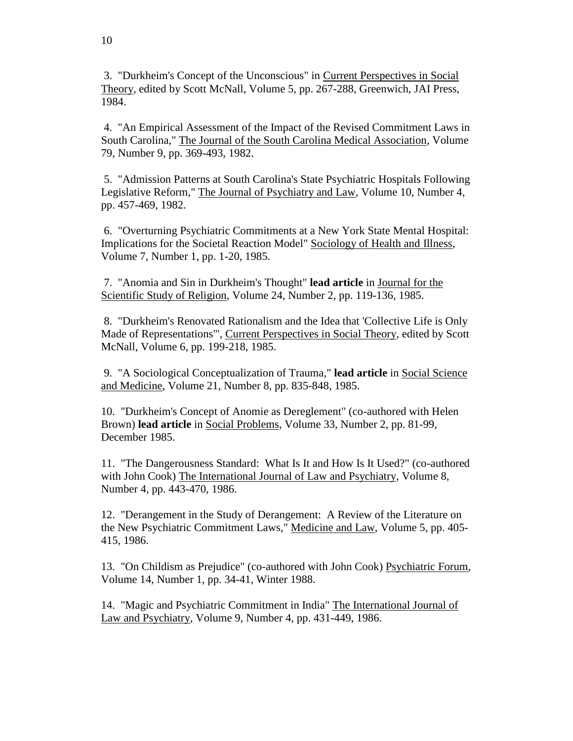3. "Durkheim's Concept of the Unconscious" in Current Perspectives in Social Theory, edited by Scott McNall, Volume 5, pp. 267-288, Greenwich, JAI Press, 1984.

4. "An Empirical Assessment of the Impact of the Revised Commitment Laws in South Carolina," The Journal of the South Carolina Medical Association, Volume 79, Number 9, pp. 369-493, 1982.

5. "Admission Patterns at South Carolina's State Psychiatric Hospitals Following Legislative Reform," The Journal of Psychiatry and Law, Volume 10, Number 4, pp. 457-469, 1982.

6. "Overturning Psychiatric Commitments at a New York State Mental Hospital: Implications for the Societal Reaction Model" Sociology of Health and Illness, Volume 7, Number 1, pp. 1-20, 1985.

7. "Anomia and Sin in Durkheim's Thought" **lead article** in Journal for the Scientific Study of Religion, Volume 24, Number 2, pp. 119-136, 1985.

8. "Durkheim's Renovated Rationalism and the Idea that 'Collective Life is Only Made of Representations'", Current Perspectives in Social Theory, edited by Scott McNall, Volume 6, pp. 199-218, 1985.

9. "A Sociological Conceptualization of Trauma," **lead article** in Social Science and Medicine, Volume 21, Number 8, pp. 835-848, 1985.

10. "Durkheim's Concept of Anomie as Dereglement" (co-authored with Helen Brown) **lead article** in Social Problems, Volume 33, Number 2, pp. 81-99, December 1985.

11. "The Dangerousness Standard: What Is It and How Is It Used?" (co-authored with John Cook) The International Journal of Law and Psychiatry, Volume 8, Number 4, pp. 443-470, 1986.

12. "Derangement in the Study of Derangement: A Review of the Literature on the New Psychiatric Commitment Laws," Medicine and Law, Volume 5, pp. 405-415, 1986.

13. "On Childism as Prejudice" (co-authored with John Cook) Psychiatric Forum, Volume 14, Number 1, pp. 34-41, Winter 1988.

14. "Magic and Psychiatric Commitment in India" The International Journal of Law and Psychiatry, Volume 9, Number 4, pp. 431-449, 1986.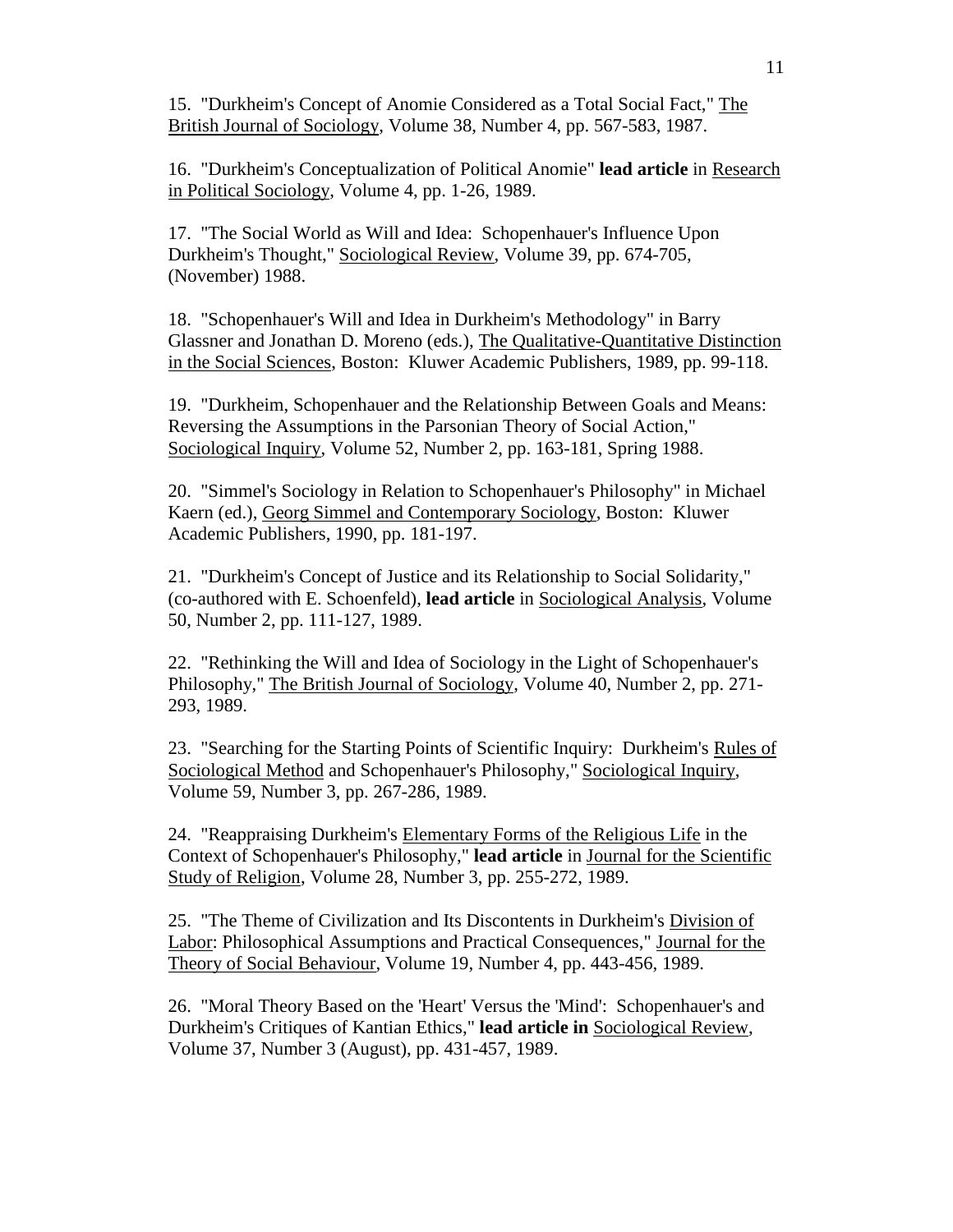15. "Durkheim's Concept of Anomie Considered as a Total Social Fact," The British Journal of Sociology, Volume 38, Number 4, pp. 567-583, 1987.

16. "Durkheim's Conceptualization of Political Anomie" **lead article** in Research in Political Sociology, Volume 4, pp. 1-26, 1989.

17. "The Social World as Will and Idea: Schopenhauer's Influence Upon Durkheim's Thought," Sociological Review, Volume 39, pp. 674-705, (November) 1988.

18. "Schopenhauer's Will and Idea in Durkheim's Methodology" in Barry Glassner and Jonathan D. Moreno (eds.), The Qualitative-Quantitative Distinction in the Social Sciences, Boston: Kluwer Academic Publishers, 1989, pp. 99-118.

19. "Durkheim, Schopenhauer and the Relationship Between Goals and Means: Reversing the Assumptions in the Parsonian Theory of Social Action," Sociological Inquiry, Volume 52, Number 2, pp. 163-181, Spring 1988.

20. "Simmel's Sociology in Relation to Schopenhauer's Philosophy" in Michael Kaern (ed.), Georg Simmel and Contemporary Sociology, Boston: Kluwer Academic Publishers, 1990, pp. 181-197.

21. "Durkheim's Concept of Justice and its Relationship to Social Solidarity," (co-authored with E. Schoenfeld), **lead article** in Sociological Analysis, Volume 50, Number 2, pp. 111-127, 1989.

22. "Rethinking the Will and Idea of Sociology in the Light of Schopenhauer's Philosophy," The British Journal of Sociology, Volume 40, Number 2, pp. 271-293, 1989.

23. "Searching for the Starting Points of Scientific Inquiry: Durkheim's Rules of Sociological Method and Schopenhauer's Philosophy," Sociological Inquiry, Volume 59, Number 3, pp. 267-286, 1989.

24. "Reappraising Durkheim's Elementary Forms of the Religious Life in the Context of Schopenhauer's Philosophy," **lead article** in Journal for the Scientific Study of Religion, Volume 28, Number 3, pp. 255-272, 1989.

25. "The Theme of Civilization and Its Discontents in Durkheim's Division of Labor: Philosophical Assumptions and Practical Consequences," Journal for the Theory of Social Behaviour, Volume 19, Number 4, pp. 443-456, 1989.

26. "Moral Theory Based on the 'Heart' Versus the 'Mind': Schopenhauer's and Durkheim's Critiques of Kantian Ethics," **lead article in** Sociological Review, Volume 37, Number 3 (August), pp. 431-457, 1989.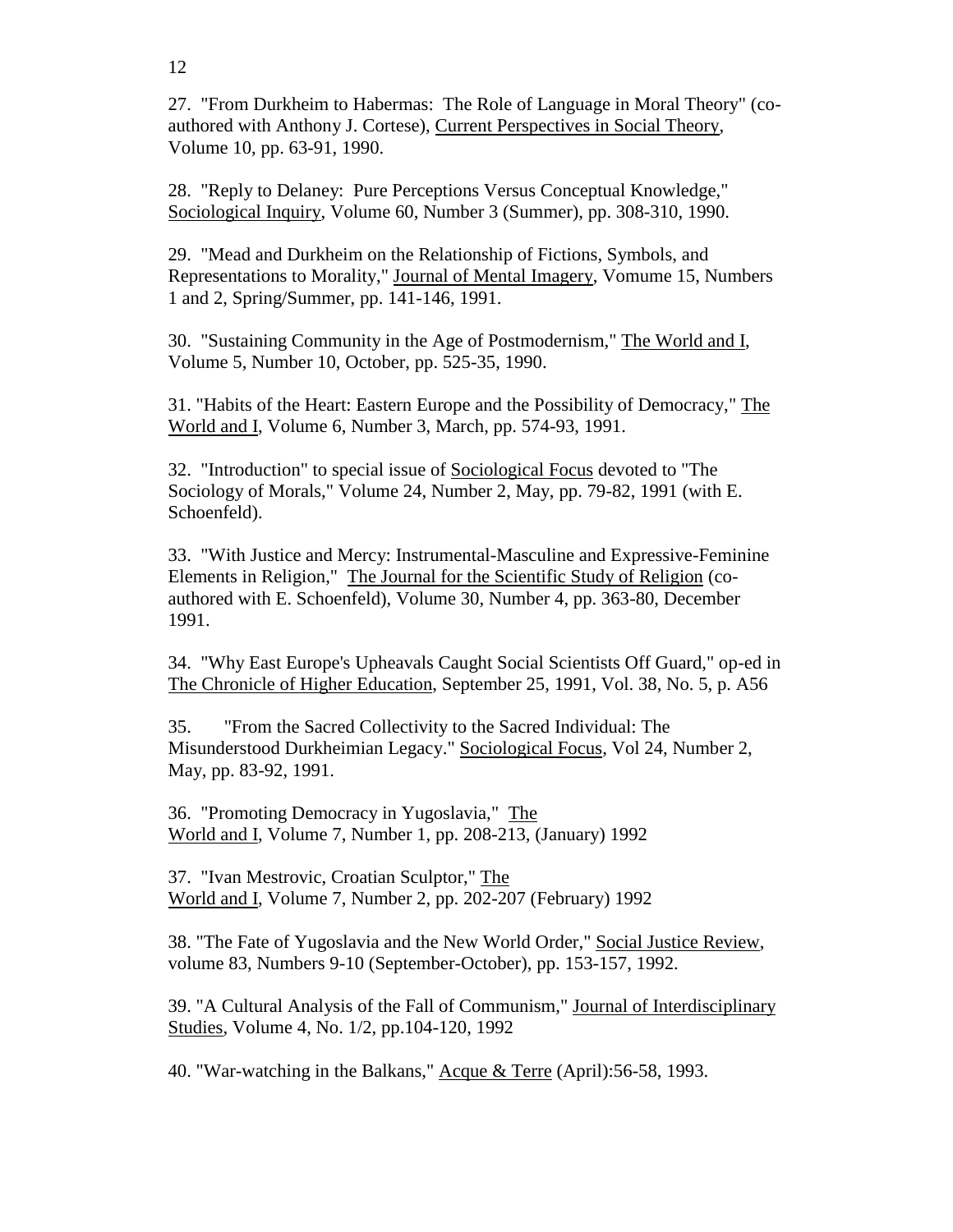27. "From Durkheim to Habermas: The Role of Language in Moral Theory" (co-authored with Anthony J. Cortese), Current Perspectives in Social Theory, Volume 10, pp. 63-91, 1990.

28. "Reply to Delaney: Pure Perceptions Versus Conceptual Knowledge," Sociological Inquiry, Volume 60, Number 3 (Summer), pp. 308-310, 1990.

29. "Mead and Durkheim on the Relationship of Fictions, Symbols, and Representations to Morality," Journal of Mental Imagery, Vomume 15, Numbers 1 and 2, Spring/Summer, pp. 141-146, 1991.

30. "Sustaining Community in the Age of Postmodernism," The World and I, Volume 5, Number 10, October, pp. 525-35, 1990.

31. "Habits of the Heart: Eastern Europe and the Possibility of Democracy," The World and I, Volume 6, Number 3, March, pp. 574-93, 1991.

32. "Introduction" to special issue of Sociological Focus devoted to "The Sociology of Morals," Volume 24, Number 2, May, pp. 79-82, 1991 (with E. Schoenfeld).

33. "With Justice and Mercy: Instrumental-Masculine and Expressive-Feminine Elements in Religion," The Journal for the Scientific Study of Religion (co-authored with E. Schoenfeld), Volume 30, Number 4, pp. 363-80, December 1991.

34. "Why East Europe's Upheavals Caught Social Scientists Off Guard," op-ed in The Chronicle of Higher Education, September 25, 1991, Vol. 38, No. 5, p. A56

35. "From the Sacred Collectivity to the Sacred Individual: The Misunderstood Durkheimian Legacy." Sociological Focus, Vol 24, Number 2, May, pp. 83-92, 1991.

36. "Promoting Democracy in Yugoslavia," The World and I, Volume 7, Number 1, pp. 208-213, (January) 1992

37. "Ivan Mestrovic, Croatian Sculptor," The World and I, Volume 7, Number 2, pp. 202-207 (February) 1992

38. "The Fate of Yugoslavia and the New World Order," Social Justice Review, volume 83, Numbers 9-10 (September-October), pp. 153-157, 1992.

39. "A Cultural Analysis of the Fall of Communism," Journal of Interdisciplinary Studies, Volume 4, No. 1/2, pp.104-120, 1992

40. "War-watching in the Balkans," Acque & Terre (April):56-58, 1993.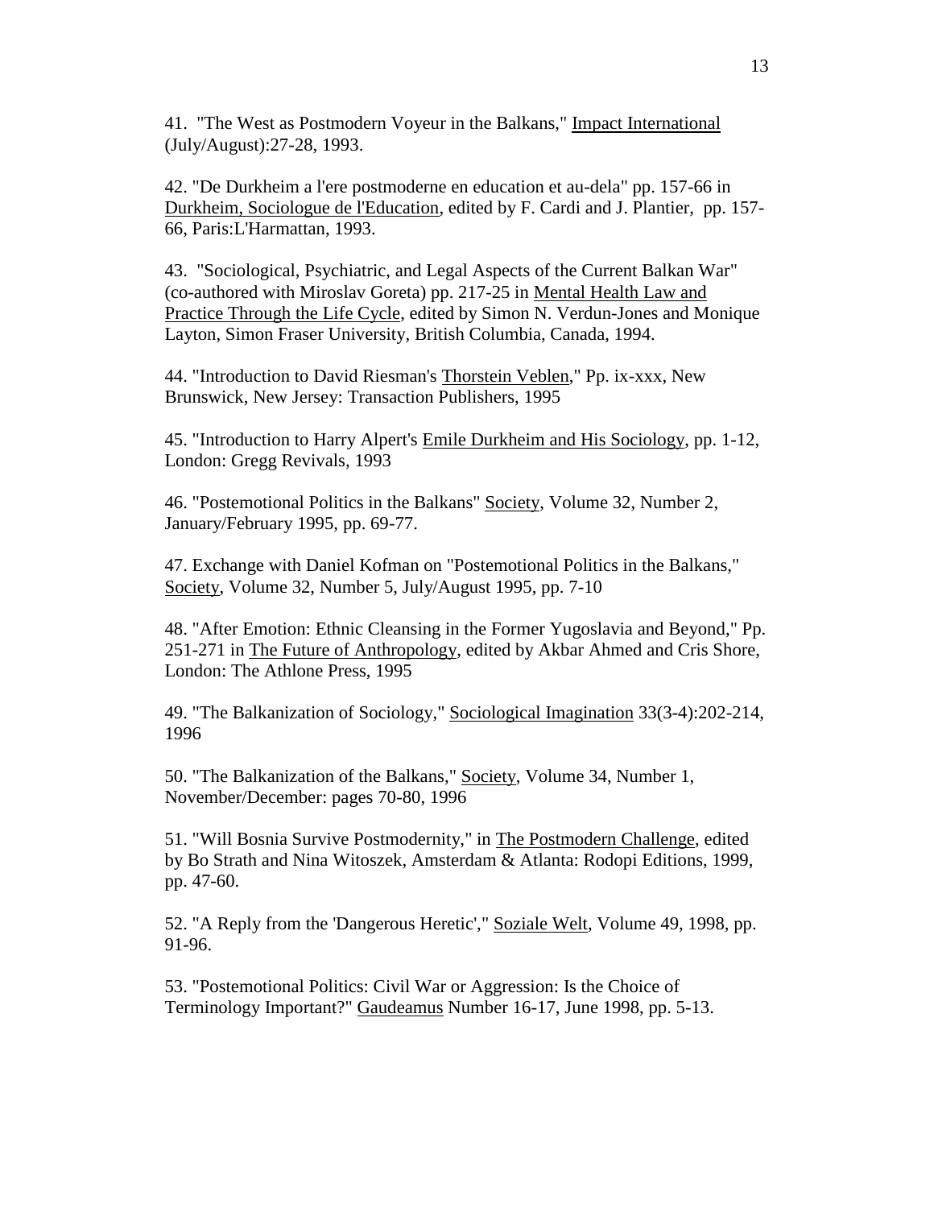41. "The West as Postmodern Voyeur in the Balkans," Impact International (July/August):27-28, 1993.

42. "De Durkheim a l'ere postmoderne en education et au-dela" pp. 157-66 in Durkheim, Sociologue de l'Education, edited by F. Cardi and J. Plantier, pp. 157-66, Paris:L'Harmattan, 1993.

43. "Sociological, Psychiatric, and Legal Aspects of the Current Balkan War" (co-authored with Miroslav Goreta) pp. 217-25 in Mental Health Law and Practice Through the Life Cycle, edited by Simon N. Verdun-Jones and Monique Layton, Simon Fraser University, British Columbia, Canada, 1994.

44. "Introduction to David Riesman's Thorstein Veblen," Pp. ix-xxx, New Brunswick, New Jersey: Transaction Publishers, 1995

45. "Introduction to Harry Alpert's Emile Durkheim and His Sociology, pp. 1-12, London: Gregg Revivals, 1993

46. "Postemotional Politics in the Balkans" Society, Volume 32, Number 2, January/February 1995, pp. 69-77.

47. Exchange with Daniel Kofman on "Postemotional Politics in the Balkans," Society, Volume 32, Number 5, July/August 1995, pp. 7-10

48. "After Emotion: Ethnic Cleansing in the Former Yugoslavia and Beyond," Pp. 251-271 in The Future of Anthropology, edited by Akbar Ahmed and Cris Shore, London: The Athlone Press, 1995

49. "The Balkanization of Sociology," Sociological Imagination 33(3-4):202-214, 1996

50. "The Balkanization of the Balkans," Society, Volume 34, Number 1, November/December: pages 70-80, 1996

51. "Will Bosnia Survive Postmodernity," in The Postmodern Challenge, edited by Bo Strath and Nina Witoszek, Amsterdam & Atlanta: Rodopi Editions, 1999, pp. 47-60.

52. "A Reply from the 'Dangerous Heretic'," Soziale Welt, Volume 49, 1998, pp. 91-96.

53. "Postemotional Politics: Civil War or Aggression: Is the Choice of Terminology Important?" Gaudeamus Number 16-17, June 1998, pp. 5-13.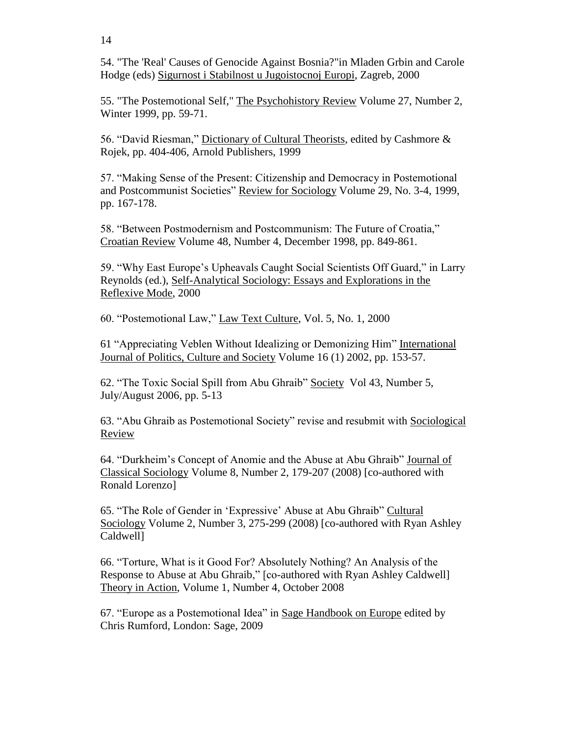54. "The 'Real' Causes of Genocide Against Bosnia?"in Mladen Grbin and Carole Hodge (eds) Sigurnost i Stabilnost u Jugoistocnoj Europi, Zagreb, 2000

55. "The Postemotional Self," The Psychohistory Review Volume 27, Number 2, Winter 1999, pp. 59-71.

56. "David Riesman," Dictionary of Cultural Theorists, edited by Cashmore & Rojek, pp. 404-406, Arnold Publishers, 1999

57. "Making Sense of the Present: Citizenship and Democracy in Postemotional and Postcommunist Societies" Review for Sociology Volume 29, No. 3-4, 1999, pp. 167-178.

58. "Between Postmodernism and Postcommunism: The Future of Croatia," Croatian Review Volume 48, Number 4, December 1998, pp. 849-861.

59. "Why East Europe's Upheavals Caught Social Scientists Off Guard," in Larry Reynolds (ed.), Self-Analytical Sociology: Essays and Explorations in the Reflexive Mode, 2000

60. "Postemotional Law," Law Text Culture, Vol. 5, No. 1, 2000

61 "Appreciating Veblen Without Idealizing or Demonizing Him" International Journal of Politics, Culture and Society Volume 16 (1) 2002, pp. 153-57.

62. "The Toxic Social Spill from Abu Ghraib" Society Vol 43, Number 5, July/August 2006, pp. 5-13

63. "Abu Ghraib as Postemotional Society" revise and resubmit with Sociological Review

64. "Durkheim's Concept of Anomie and the Abuse at Abu Ghraib" Journal of Classical Sociology Volume 8, Number 2, 179-207 (2008) [co-authored with Ronald Lorenzo]

65. "The Role of Gender in 'Expressive' Abuse at Abu Ghraib" Cultural Sociology Volume 2, Number 3, 275-299 (2008) [co-authored with Ryan Ashley Caldwell]

66. "Torture, What is it Good For? Absolutely Nothing? An Analysis of the Response to Abuse at Abu Ghraib," [co-authored with Ryan Ashley Caldwell] Theory in Action, Volume 1, Number 4, October 2008

67. "Europe as a Postemotional Idea" in Sage Handbook on Europe edited by Chris Rumford, London: Sage, 2009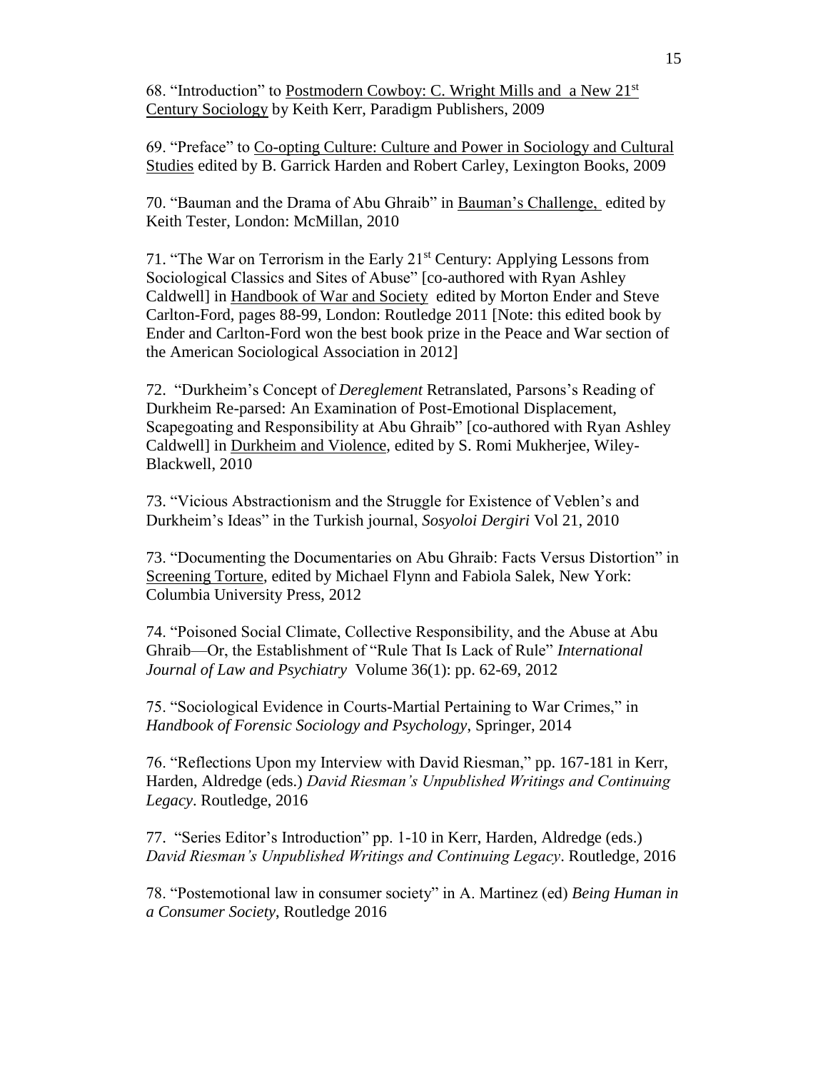68. “Introduction” to <u>Postmodern Cowboy: C. Wright Mills and a New 21st Century Sociology</u> by Keith Kerr, Paradigm Publishers, 2009

69. “Preface” to <u>Co-opting Culture: Culture and Power in Sociology and Cultural Studies</u> edited by B. Garrick Harden and Robert Carley, Lexington Books, 2009

70. “Bauman and the Drama of Abu Ghraib” in <u>Bauman’s Challenge,</u> edited by Keith Tester, London: McMillan, 2010

71. “The War on Terrorism in the Early 21st Century: Applying Lessons from Sociological Classics and Sites of Abuse” [co-authored with Ryan Ashley Caldwell] in <u>Handbook of War and Society</u> edited by Morton Ender and Steve Carlton-Ford, pages 88-99, London: Routledge 2011 [Note: this edited book by Ender and Carlton-Ford won the best book prize in the Peace and War section of the American Sociological Association in 2012]

72. “Durkheim’s Concept of *Dereglement* Retranslated, Parsons’s Reading of Durkheim Re-parsed: An Examination of Post-Emotional Displacement, Scapegoating and Responsibility at Abu Ghraib” [co-authored with Ryan Ashley Caldwell] in <u>Durkheim and Violence</u>, edited by S. Romi Mukherjee, Wiley-Blackwell, 2010

73. “Vicious Abstractionism and the Struggle for Existence of Veblen’s and Durkheim’s Ideas” in the Turkish journal, *Sosyoloi Dergiri* Vol 21, 2010

73. “Documenting the Documentaries on Abu Ghraib: Facts Versus Distortion” in <u>Screening Torture</u>, edited by Michael Flynn and Fabiola Salek, New York: Columbia University Press, 2012

74. “Poisoned Social Climate, Collective Responsibility, and the Abuse at Abu Ghraib—Or, the Establishment of “Rule That Is Lack of Rule” *International Journal of Law and Psychiatry* Volume 36(1): pp. 62-69, 2012

75. “Sociological Evidence in Courts-Martial Pertaining to War Crimes,” in *Handbook of Forensic Sociology and Psychology*, Springer, 2014

76. “Reflections Upon my Interview with David Riesman,” pp. 167-181 in Kerr, Harden, Aldredge (eds.) *David Riesman’s Unpublished Writings and Continuing Legacy*. Routledge, 2016

77. “Series Editor’s Introduction” pp. 1-10 in Kerr, Harden, Aldredge (eds.) *David Riesman’s Unpublished Writings and Continuing Legacy*. Routledge, 2016

78. “Postemotional law in consumer society” in A. Martinez (ed) *Being Human in a Consumer Society*, Routledge 2016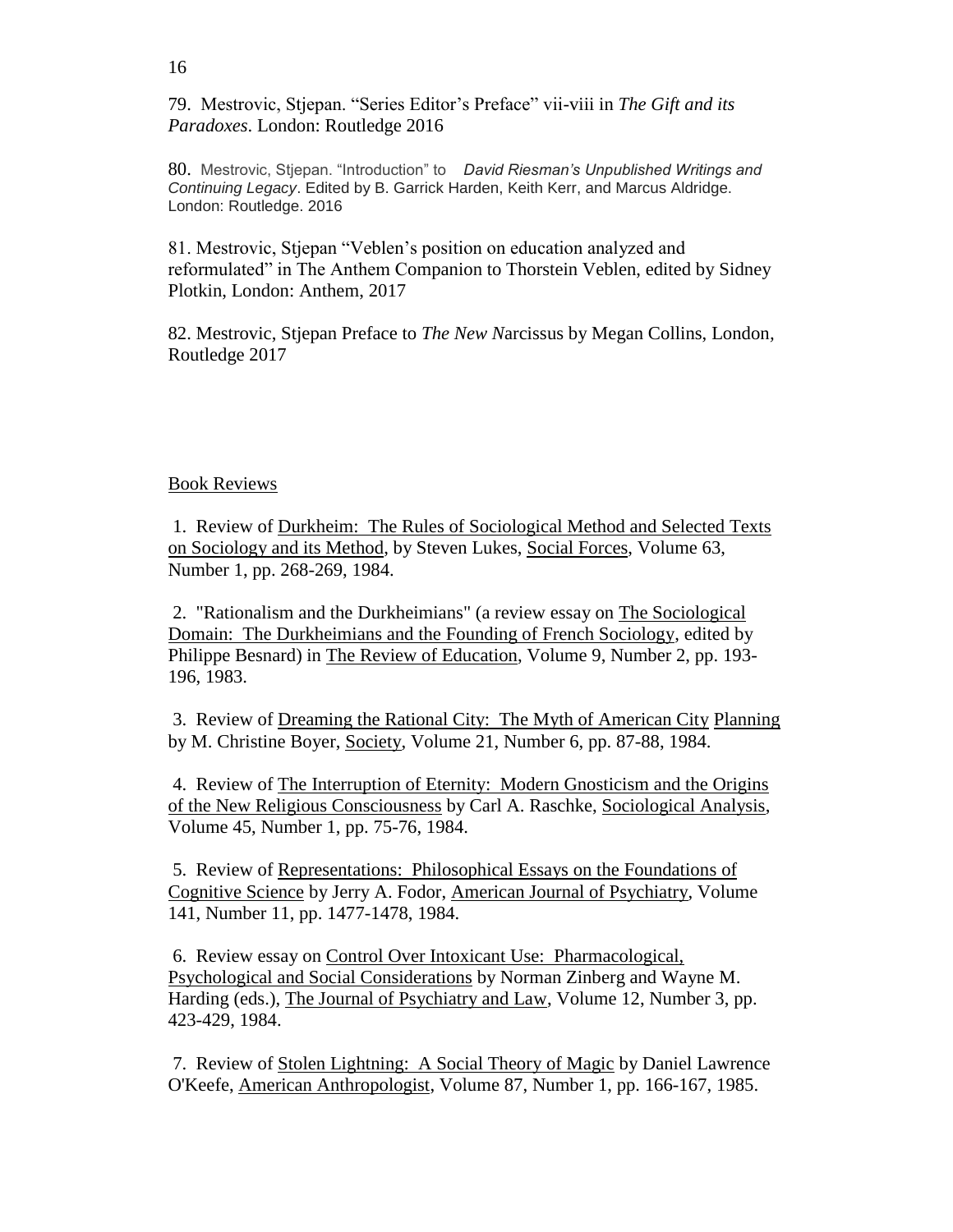79. Mestrovic, Stjepan. "Series Editor's Preface" vii-viii in *The Gift and its Paradoxes*. London: Routledge 2016

80. Mestrovic, Stjepan. "Introduction" to *David Riesman's Unpublished Writings and Continuing Legacy*. Edited by B. Garrick Harden, Keith Kerr, and Marcus Aldridge. London: Routledge. 2016

81. Mestrovic, Stjepan "Veblen's position on education analyzed and reformulated" in The Anthem Companion to Thorstein Veblen, edited by Sidney Plotkin, London: Anthem, 2017

82. Mestrovic, Stjepan Preface to *The New N*arcissus by Megan Collins, London, Routledge 2017

## Book Reviews

1. Review of Durkheim: The Rules of Sociological Method and Selected Texts on Sociology and its Method, by Steven Lukes, Social Forces, Volume 63, Number 1, pp. 268-269, 1984.

2. "Rationalism and the Durkheimians" (a review essay on The Sociological Domain: The Durkheimians and the Founding of French Sociology, edited by Philippe Besnard) in The Review of Education, Volume 9, Number 2, pp. 193-196, 1983.

3. Review of Dreaming the Rational City: The Myth of American City Planning by M. Christine Boyer, Society, Volume 21, Number 6, pp. 87-88, 1984.

4. Review of The Interruption of Eternity: Modern Gnosticism and the Origins of the New Religious Consciousness by Carl A. Raschke, Sociological Analysis, Volume 45, Number 1, pp. 75-76, 1984.

5. Review of Representations: Philosophical Essays on the Foundations of Cognitive Science by Jerry A. Fodor, American Journal of Psychiatry, Volume 141, Number 11, pp. 1477-1478, 1984.

6. Review essay on Control Over Intoxicant Use: Pharmacological, Psychological and Social Considerations by Norman Zinberg and Wayne M. Harding (eds.), The Journal of Psychiatry and Law, Volume 12, Number 3, pp. 423-429, 1984.

7. Review of Stolen Lightning: A Social Theory of Magic by Daniel Lawrence O'Keefe, American Anthropologist, Volume 87, Number 1, pp. 166-167, 1985.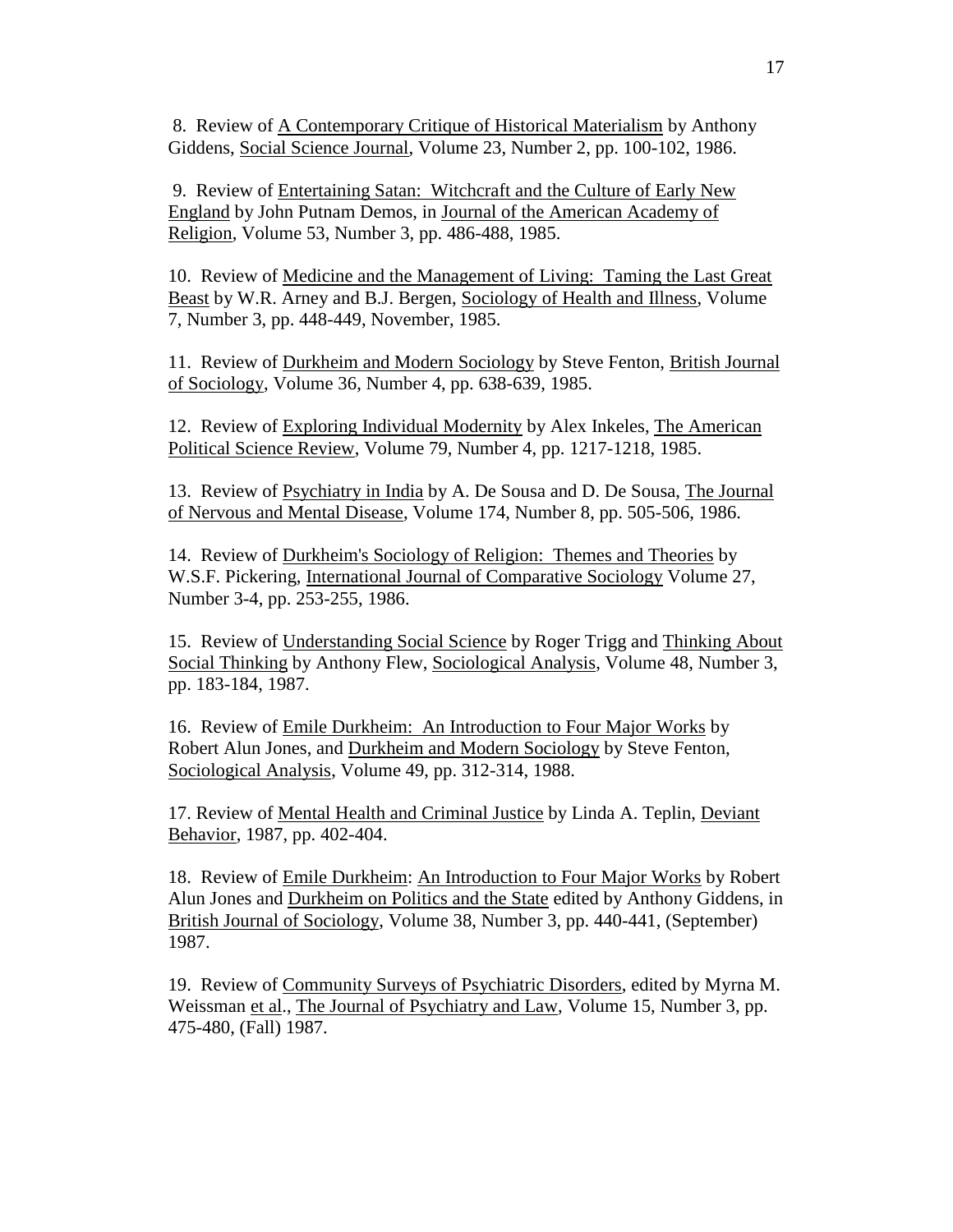8. Review of A Contemporary Critique of Historical Materialism by Anthony Giddens, Social Science Journal, Volume 23, Number 2, pp. 100-102, 1986.

9. Review of Entertaining Satan: Witchcraft and the Culture of Early New England by John Putnam Demos, in Journal of the American Academy of Religion, Volume 53, Number 3, pp. 486-488, 1985.

10. Review of Medicine and the Management of Living: Taming the Last Great Beast by W.R. Arney and B.J. Bergen, Sociology of Health and Illness, Volume 7, Number 3, pp. 448-449, November, 1985.

11. Review of Durkheim and Modern Sociology by Steve Fenton, British Journal of Sociology, Volume 36, Number 4, pp. 638-639, 1985.

12. Review of Exploring Individual Modernity by Alex Inkeles, The American Political Science Review, Volume 79, Number 4, pp. 1217-1218, 1985.

13. Review of Psychiatry in India by A. De Sousa and D. De Sousa, The Journal of Nervous and Mental Disease, Volume 174, Number 8, pp. 505-506, 1986.

14. Review of Durkheim's Sociology of Religion: Themes and Theories by W.S.F. Pickering, International Journal of Comparative Sociology Volume 27, Number 3-4, pp. 253-255, 1986.

15. Review of Understanding Social Science by Roger Trigg and Thinking About Social Thinking by Anthony Flew, Sociological Analysis, Volume 48, Number 3, pp. 183-184, 1987.

16. Review of Emile Durkheim: An Introduction to Four Major Works by Robert Alun Jones, and Durkheim and Modern Sociology by Steve Fenton, Sociological Analysis, Volume 49, pp. 312-314, 1988.

17. Review of Mental Health and Criminal Justice by Linda A. Teplin, Deviant Behavior, 1987, pp. 402-404.

18. Review of Emile Durkheim: An Introduction to Four Major Works by Robert Alun Jones and Durkheim on Politics and the State edited by Anthony Giddens, in British Journal of Sociology, Volume 38, Number 3, pp. 440-441, (September) 1987.

19. Review of Community Surveys of Psychiatric Disorders, edited by Myrna M. Weissman et al., The Journal of Psychiatry and Law, Volume 15, Number 3, pp. 475-480, (Fall) 1987.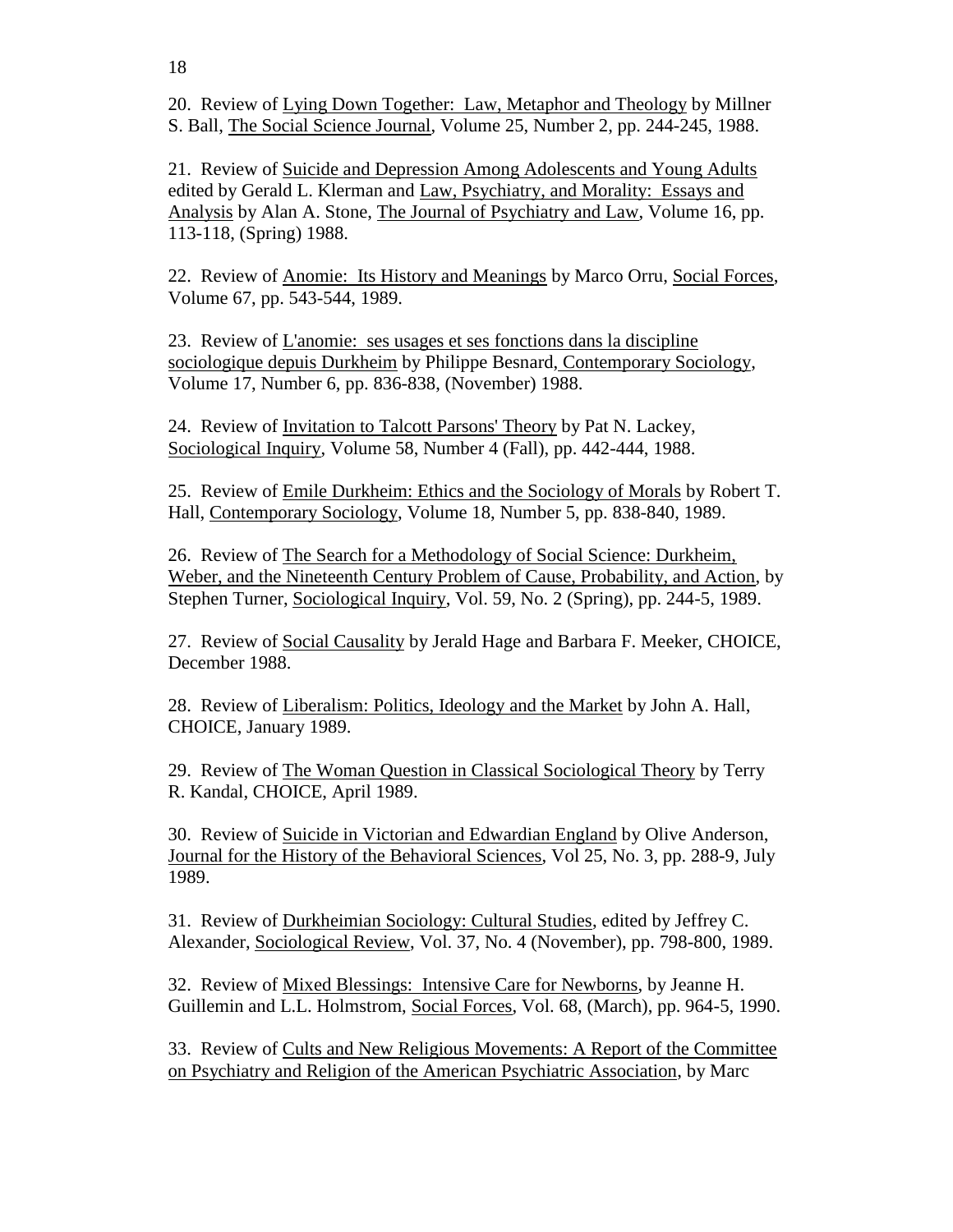20. Review of Lying Down Together: Law, Metaphor and Theology by Millner S. Ball, The Social Science Journal, Volume 25, Number 2, pp. 244-245, 1988.

21. Review of Suicide and Depression Among Adolescents and Young Adults edited by Gerald L. Klerman and Law, Psychiatry, and Morality: Essays and Analysis by Alan A. Stone, The Journal of Psychiatry and Law, Volume 16, pp. 113-118, (Spring) 1988.

22. Review of Anomie: Its History and Meanings by Marco Orru, Social Forces, Volume 67, pp. 543-544, 1989.

23. Review of L'anomie: ses usages et ses fonctions dans la discipline sociologique depuis Durkheim by Philippe Besnard, Contemporary Sociology, Volume 17, Number 6, pp. 836-838, (November) 1988.

24. Review of Invitation to Talcott Parsons' Theory by Pat N. Lackey, Sociological Inquiry, Volume 58, Number 4 (Fall), pp. 442-444, 1988.

25. Review of Emile Durkheim: Ethics and the Sociology of Morals by Robert T. Hall, Contemporary Sociology, Volume 18, Number 5, pp. 838-840, 1989.

26. Review of The Search for a Methodology of Social Science: Durkheim, Weber, and the Nineteenth Century Problem of Cause, Probability, and Action, by Stephen Turner, Sociological Inquiry, Vol. 59, No. 2 (Spring), pp. 244-5, 1989.

27. Review of Social Causality by Jerald Hage and Barbara F. Meeker, CHOICE, December 1988.

28. Review of Liberalism: Politics, Ideology and the Market by John A. Hall, CHOICE, January 1989.

29. Review of The Woman Question in Classical Sociological Theory by Terry R. Kandal, CHOICE, April 1989.

30. Review of Suicide in Victorian and Edwardian England by Olive Anderson, Journal for the History of the Behavioral Sciences, Vol 25, No. 3, pp. 288-9, July 1989.

31. Review of Durkheimian Sociology: Cultural Studies, edited by Jeffrey C. Alexander, Sociological Review, Vol. 37, No. 4 (November), pp. 798-800, 1989.

32. Review of Mixed Blessings: Intensive Care for Newborns, by Jeanne H. Guillemin and L.L. Holmstrom, Social Forces, Vol. 68, (March), pp. 964-5, 1990.

33. Review of Cults and New Religious Movements: A Report of the Committee on Psychiatry and Religion of the American Psychiatric Association, by Marc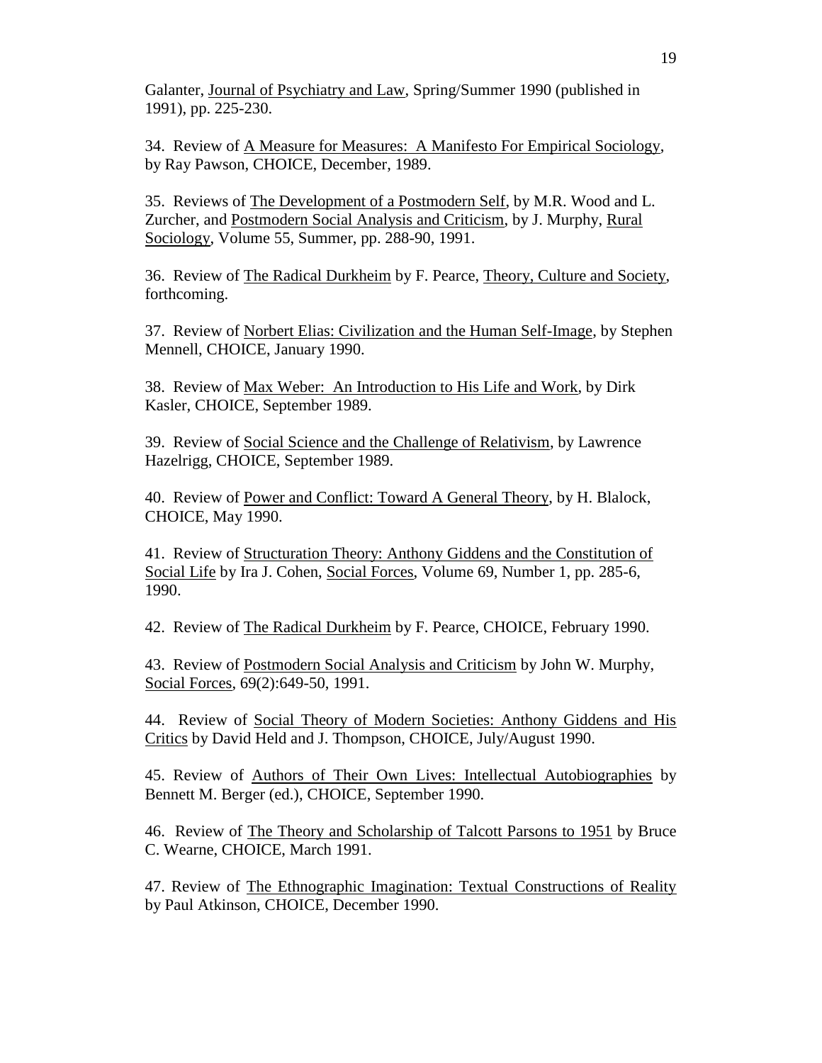Galanter, Journal of Psychiatry and Law, Spring/Summer 1990 (published in 1991), pp. 225-230.

34. Review of A Measure for Measures: A Manifesto For Empirical Sociology, by Ray Pawson, CHOICE, December, 1989.

35. Reviews of The Development of a Postmodern Self, by M.R. Wood and L. Zurcher, and Postmodern Social Analysis and Criticism, by J. Murphy, Rural Sociology, Volume 55, Summer, pp. 288-90, 1991.

36. Review of The Radical Durkheim by F. Pearce, Theory, Culture and Society, forthcoming.

37. Review of Norbert Elias: Civilization and the Human Self-Image, by Stephen Mennell, CHOICE, January 1990.

38. Review of Max Weber: An Introduction to His Life and Work, by Dirk Kasler, CHOICE, September 1989.

39. Review of Social Science and the Challenge of Relativism, by Lawrence Hazelrigg, CHOICE, September 1989.

40. Review of Power and Conflict: Toward A General Theory, by H. Blalock, CHOICE, May 1990.

41. Review of Structuration Theory: Anthony Giddens and the Constitution of Social Life by Ira J. Cohen, Social Forces, Volume 69, Number 1, pp. 285-6, 1990.

42. Review of The Radical Durkheim by F. Pearce, CHOICE, February 1990.

43. Review of Postmodern Social Analysis and Criticism by John W. Murphy, Social Forces, 69(2):649-50, 1991.

44. Review of Social Theory of Modern Societies: Anthony Giddens and His Critics by David Held and J. Thompson, CHOICE, July/August 1990.

45. Review of Authors of Their Own Lives: Intellectual Autobiographies by Bennett M. Berger (ed.), CHOICE, September 1990.

46. Review of The Theory and Scholarship of Talcott Parsons to 1951 by Bruce C. Wearne, CHOICE, March 1991.

47. Review of The Ethnographic Imagination: Textual Constructions of Reality by Paul Atkinson, CHOICE, December 1990.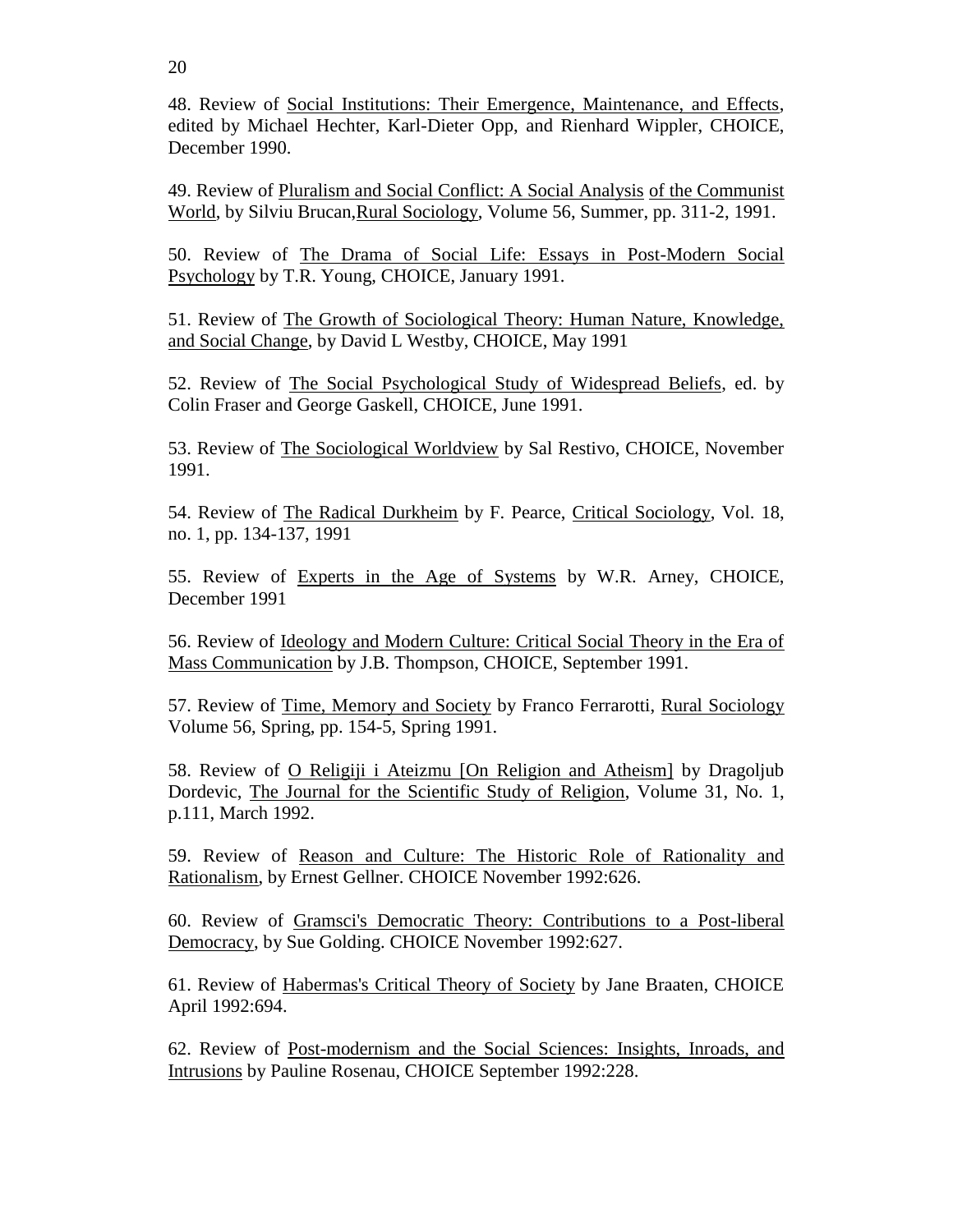48. Review of Social Institutions: Their Emergence, Maintenance, and Effects, edited by Michael Hechter, Karl-Dieter Opp, and Rienhard Wippler, CHOICE, December 1990.

49. Review of Pluralism and Social Conflict: A Social Analysis of the Communist World, by Silviu Brucan,Rural Sociology, Volume 56, Summer, pp. 311-2, 1991.

50. Review of The Drama of Social Life: Essays in Post-Modern Social Psychology by T.R. Young, CHOICE, January 1991.

51. Review of The Growth of Sociological Theory: Human Nature, Knowledge, and Social Change, by David L Westby, CHOICE, May 1991

52. Review of The Social Psychological Study of Widespread Beliefs, ed. by Colin Fraser and George Gaskell, CHOICE, June 1991.

53. Review of The Sociological Worldview by Sal Restivo, CHOICE, November 1991.

54. Review of The Radical Durkheim by F. Pearce, Critical Sociology, Vol. 18, no. 1, pp. 134-137, 1991

55. Review of Experts in the Age of Systems by W.R. Arney, CHOICE, December 1991

56. Review of Ideology and Modern Culture: Critical Social Theory in the Era of Mass Communication by J.B. Thompson, CHOICE, September 1991.

57. Review of Time, Memory and Society by Franco Ferrarotti, Rural Sociology Volume 56, Spring, pp. 154-5, Spring 1991.

58. Review of O Religiji i Ateizmu [On Religion and Atheism] by Dragoljub Dordevic, The Journal for the Scientific Study of Religion, Volume 31, No. 1, p.111, March 1992.

59. Review of Reason and Culture: The Historic Role of Rationality and Rationalism, by Ernest Gellner. CHOICE November 1992:626.

60. Review of Gramsci's Democratic Theory: Contributions to a Post-liberal Democracy, by Sue Golding. CHOICE November 1992:627.

61. Review of Habermas's Critical Theory of Society by Jane Braaten, CHOICE April 1992:694.

62. Review of Post-modernism and the Social Sciences: Insights, Inroads, and Intrusions by Pauline Rosenau, CHOICE September 1992:228.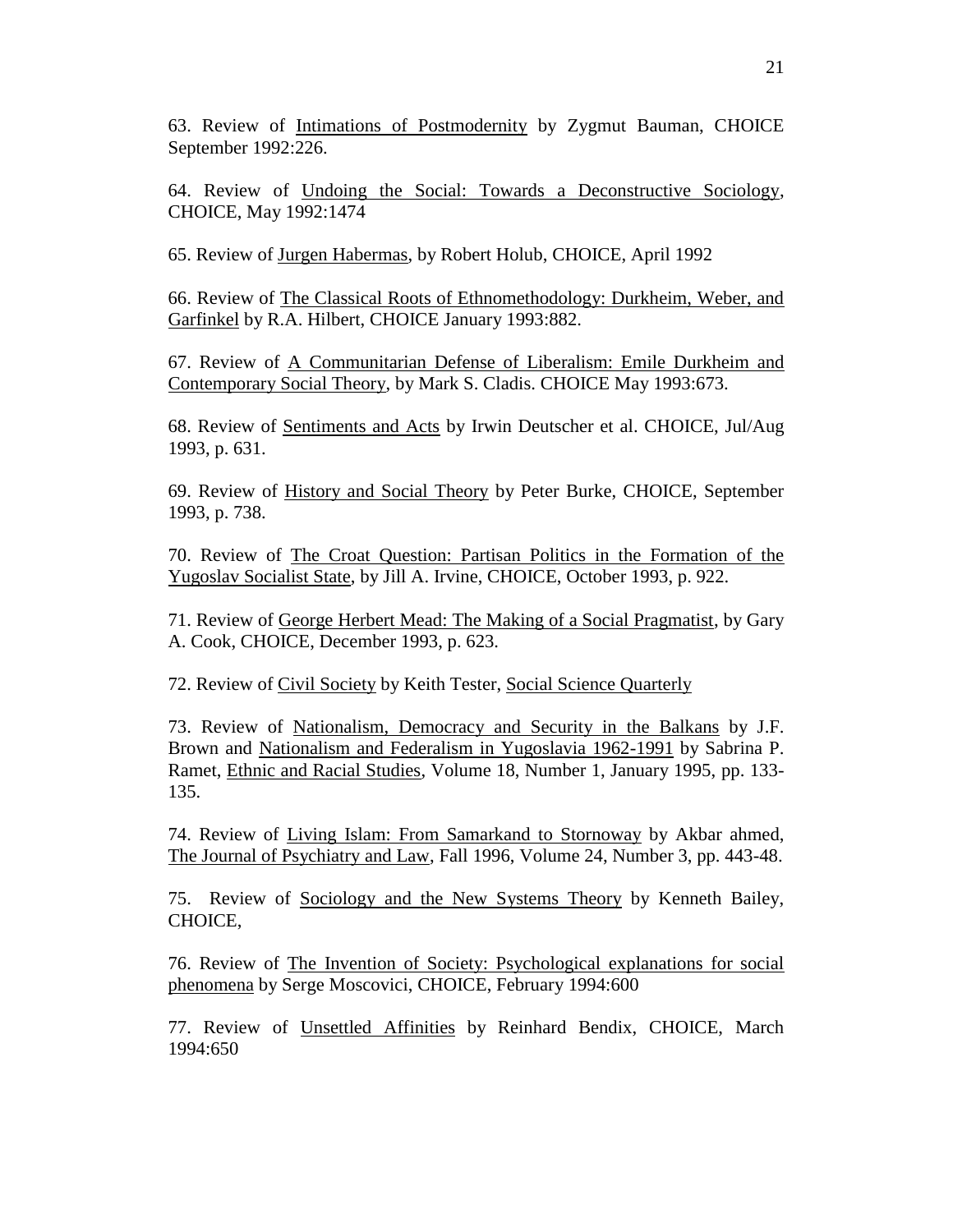63. Review of Intimations of Postmodernity by Zygmut Bauman, CHOICE September 1992:226.

64. Review of Undoing the Social: Towards a Deconstructive Sociology, CHOICE, May 1992:1474

65. Review of Jurgen Habermas, by Robert Holub, CHOICE, April 1992

66. Review of The Classical Roots of Ethnomethodology: Durkheim, Weber, and Garfinkel by R.A. Hilbert, CHOICE January 1993:882.

67. Review of A Communitarian Defense of Liberalism: Emile Durkheim and Contemporary Social Theory, by Mark S. Cladis. CHOICE May 1993:673.

68. Review of Sentiments and Acts by Irwin Deutscher et al. CHOICE, Jul/Aug 1993, p. 631.

69. Review of History and Social Theory by Peter Burke, CHOICE, September 1993, p. 738.

70. Review of The Croat Question: Partisan Politics in the Formation of the Yugoslav Socialist State, by Jill A. Irvine, CHOICE, October 1993, p. 922.

71. Review of George Herbert Mead: The Making of a Social Pragmatist, by Gary A. Cook, CHOICE, December 1993, p. 623.

72. Review of Civil Society by Keith Tester, Social Science Quarterly

73. Review of Nationalism, Democracy and Security in the Balkans by J.F. Brown and Nationalism and Federalism in Yugoslavia 1962-1991 by Sabrina P. Ramet, Ethnic and Racial Studies, Volume 18, Number 1, January 1995, pp. 133-135.

74. Review of Living Islam: From Samarkand to Stornoway by Akbar ahmed, The Journal of Psychiatry and Law, Fall 1996, Volume 24, Number 3, pp. 443-48.

75. Review of Sociology and the New Systems Theory by Kenneth Bailey, CHOICE,

76. Review of The Invention of Society: Psychological explanations for social phenomena by Serge Moscovici, CHOICE, February 1994:600

77. Review of Unsettled Affinities by Reinhard Bendix, CHOICE, March 1994:650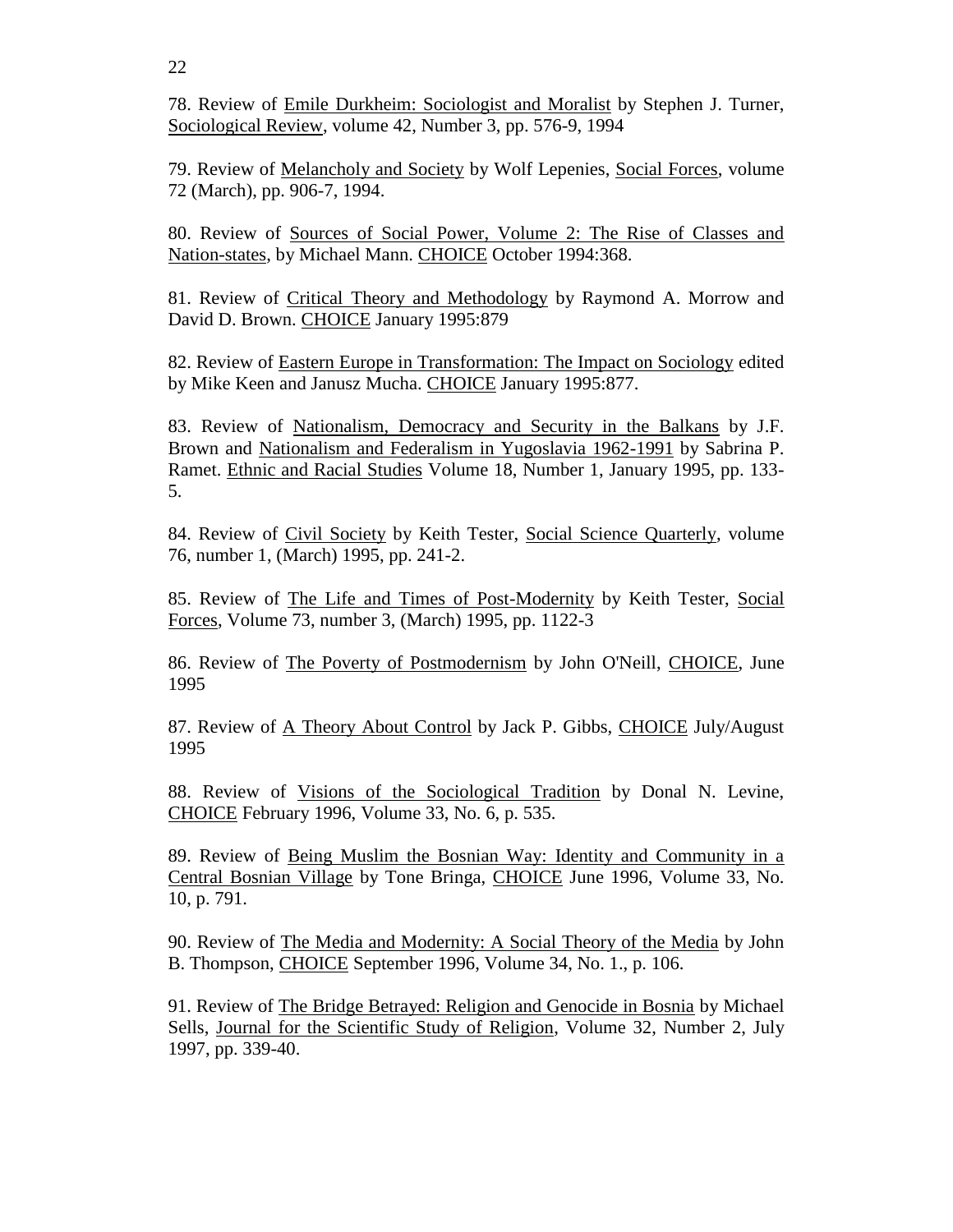78. Review of Emile Durkheim: Sociologist and Moralist by Stephen J. Turner, Sociological Review, volume 42, Number 3, pp. 576-9, 1994

79. Review of Melancholy and Society by Wolf Lepenies, Social Forces, volume 72 (March), pp. 906-7, 1994.

80. Review of Sources of Social Power, Volume 2: The Rise of Classes and Nation-states, by Michael Mann. CHOICE October 1994:368.

81. Review of Critical Theory and Methodology by Raymond A. Morrow and David D. Brown. CHOICE January 1995:879

82. Review of Eastern Europe in Transformation: The Impact on Sociology edited by Mike Keen and Janusz Mucha. CHOICE January 1995:877.

83. Review of Nationalism, Democracy and Security in the Balkans by J.F. Brown and Nationalism and Federalism in Yugoslavia 1962-1991 by Sabrina P. Ramet. Ethnic and Racial Studies Volume 18, Number 1, January 1995, pp. 133-5.

84. Review of Civil Society by Keith Tester, Social Science Quarterly, volume 76, number 1, (March) 1995, pp. 241-2.

85. Review of The Life and Times of Post-Modernity by Keith Tester, Social Forces, Volume 73, number 3, (March) 1995, pp. 1122-3

86. Review of The Poverty of Postmodernism by John O'Neill, CHOICE, June 1995

87. Review of A Theory About Control by Jack P. Gibbs, CHOICE July/August 1995

88. Review of Visions of the Sociological Tradition by Donal N. Levine, CHOICE February 1996, Volume 33, No. 6, p. 535.

89. Review of Being Muslim the Bosnian Way: Identity and Community in a Central Bosnian Village by Tone Bringa, CHOICE June 1996, Volume 33, No. 10, p. 791.

90. Review of The Media and Modernity: A Social Theory of the Media by John B. Thompson, CHOICE September 1996, Volume 34, No. 1., p. 106.

91. Review of The Bridge Betrayed: Religion and Genocide in Bosnia by Michael Sells, Journal for the Scientific Study of Religion, Volume 32, Number 2, July 1997, pp. 339-40.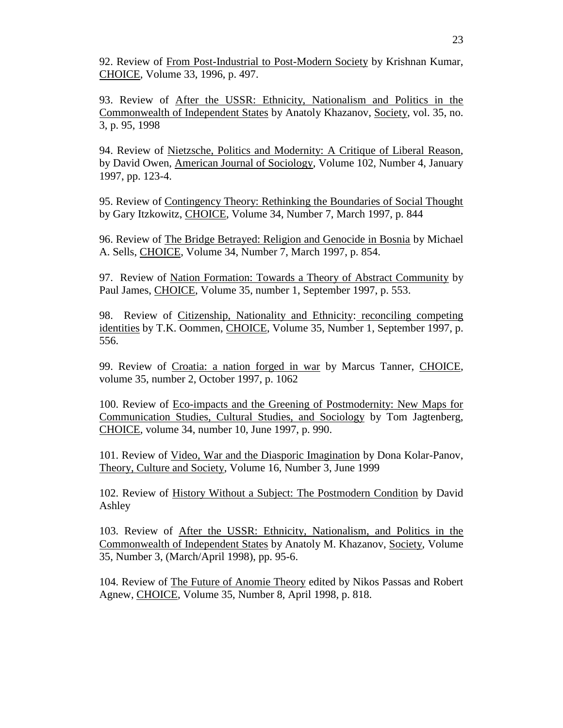92. Review of <u>From Post-Industrial to Post-Modern Society</u> by Krishnan Kumar, <u>CHOICE</u>, Volume 33, 1996, p. 497.

93. Review of <u>After the USSR: Ethnicity, Nationalism and Politics in the Commonwealth of Independent States</u> by Anatoly Khazanov, <u>Society</u>, vol. 35, no. 3, p. 95, 1998

94. Review of <u>Nietzsche, Politics and Modernity: A Critique of Liberal Reason</u>, by David Owen, <u>American Journal of Sociology</u>, Volume 102, Number 4, January 1997, pp. 123-4.

95. Review of <u>Contingency Theory: Rethinking the Boundaries of Social Thought</u> by Gary Itzkowitz, <u>CHOICE</u>, Volume 34, Number 7, March 1997, p. 844

96. Review of <u>The Bridge Betrayed: Religion and Genocide in Bosnia</u> by Michael A. Sells, <u>CHOICE</u>, Volume 34, Number 7, March 1997, p. 854.

97. Review of <u>Nation Formation: Towards a Theory of Abstract Community</u> by Paul James, <u>CHOICE</u>, Volume 35, number 1, September 1997, p. 553.

98. Review of <u>Citizenship, Nationality and Ethnicity: reconciling competing identities</u> by T.K. Oommen, <u>CHOICE</u>, Volume 35, Number 1, September 1997, p. 556.

99. Review of <u>Croatia: a nation forged in war</u> by Marcus Tanner, <u>CHOICE</u>, volume 35, number 2, October 1997, p. 1062

100. Review of <u>Eco-impacts and the Greening of Postmodernity: New Maps for Communication Studies, Cultural Studies, and Sociology</u> by Tom Jagtenberg, <u>CHOICE</u>, volume 34, number 10, June 1997, p. 990.

101. Review of <u>Video, War and the Diasporic Imagination</u> by Dona Kolar-Panov, <u>Theory, Culture and Society</u>, Volume 16, Number 3, June 1999

102. Review of <u>History Without a Subject: The Postmodern Condition</u> by David Ashley

103. Review of <u>After the USSR: Ethnicity, Nationalism, and Politics in the Commonwealth of Independent States</u> by Anatoly M. Khazanov, <u>Society</u>, Volume 35, Number 3, (March/April 1998), pp. 95-6.

104. Review of <u>The Future of Anomie Theory</u> edited by Nikos Passas and Robert Agnew, <u>CHOICE</u>, Volume 35, Number 8, April 1998, p. 818.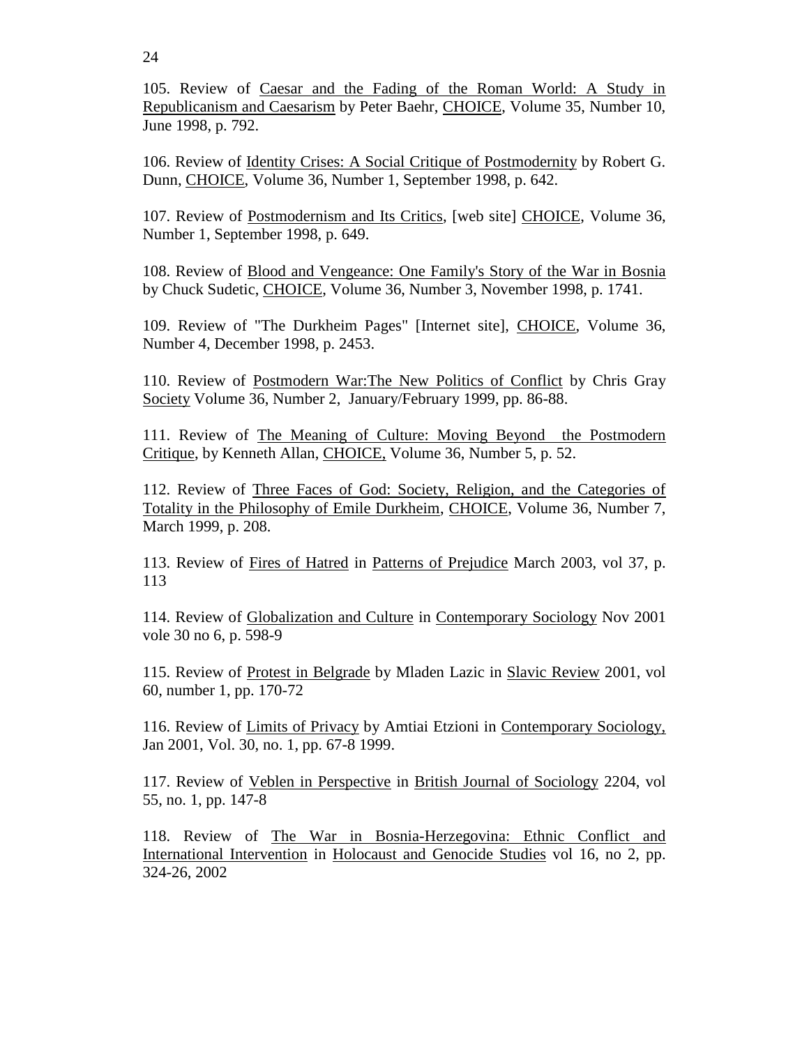105. Review of Caesar and the Fading of the Roman World: A Study in Republicanism and Caesarism by Peter Baehr, CHOICE, Volume 35, Number 10, June 1998, p. 792.

106. Review of Identity Crises: A Social Critique of Postmodernity by Robert G. Dunn, CHOICE, Volume 36, Number 1, September 1998, p. 642.

107. Review of Postmodernism and Its Critics, [web site] CHOICE, Volume 36, Number 1, September 1998, p. 649.

108. Review of Blood and Vengeance: One Family's Story of the War in Bosnia by Chuck Sudetic, CHOICE, Volume 36, Number 3, November 1998, p. 1741.

109. Review of "The Durkheim Pages" [Internet site], CHOICE, Volume 36, Number 4, December 1998, p. 2453.

110. Review of Postmodern War:The New Politics of Conflict by Chris Gray Society Volume 36, Number 2, January/February 1999, pp. 86-88.

111. Review of The Meaning of Culture: Moving Beyond the Postmodern Critique, by Kenneth Allan, CHOICE, Volume 36, Number 5, p. 52.

112. Review of Three Faces of God: Society, Religion, and the Categories of Totality in the Philosophy of Emile Durkheim, CHOICE, Volume 36, Number 7, March 1999, p. 208.

113. Review of Fires of Hatred in Patterns of Prejudice March 2003, vol 37, p. 113

114. Review of Globalization and Culture in Contemporary Sociology Nov 2001 vole 30 no 6, p. 598-9

115. Review of Protest in Belgrade by Mladen Lazic in Slavic Review 2001, vol 60, number 1, pp. 170-72

116. Review of Limits of Privacy by Amtiai Etzioni in Contemporary Sociology, Jan 2001, Vol. 30, no. 1, pp. 67-8 1999.

117. Review of Veblen in Perspective in British Journal of Sociology 2204, vol 55, no. 1, pp. 147-8

118. Review of The War in Bosnia-Herzegovina: Ethnic Conflict and International Intervention in Holocaust and Genocide Studies vol 16, no 2, pp. 324-26, 2002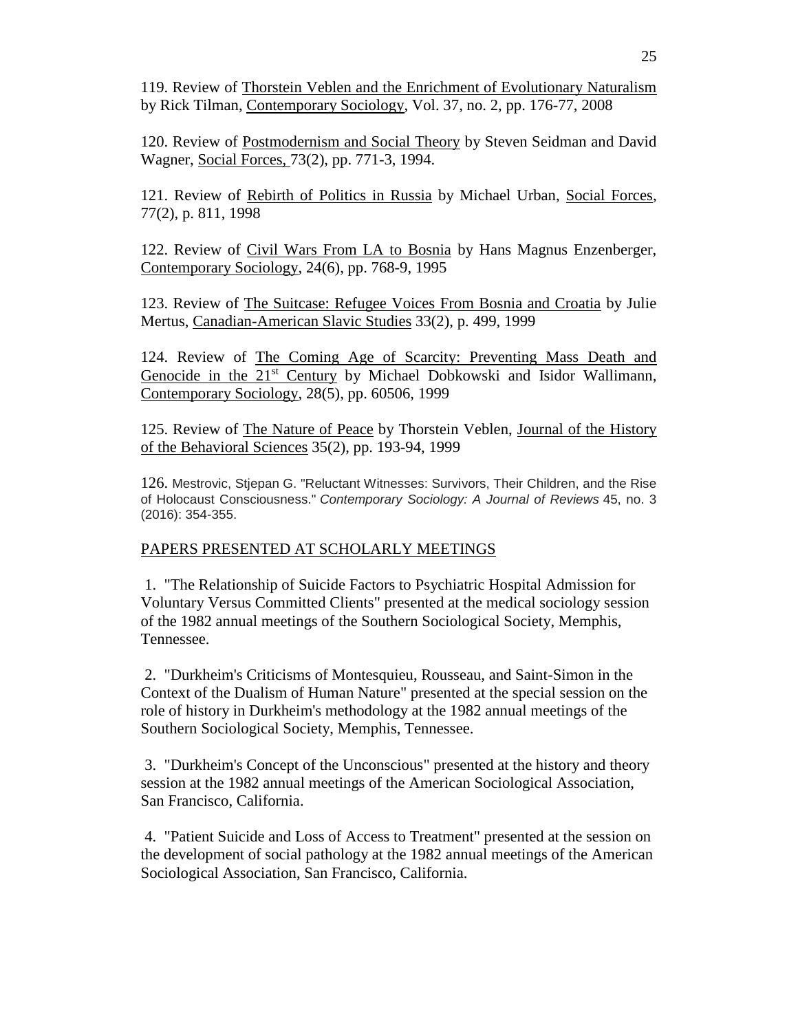119. Review of Thorstein Veblen and the Enrichment of Evolutionary Naturalism by Rick Tilman, Contemporary Sociology, Vol. 37, no. 2, pp. 176-77, 2008

120. Review of Postmodernism and Social Theory by Steven Seidman and David Wagner, Social Forces, 73(2), pp. 771-3, 1994.

121. Review of Rebirth of Politics in Russia by Michael Urban, Social Forces, 77(2), p. 811, 1998

122. Review of Civil Wars From LA to Bosnia by Hans Magnus Enzenberger, Contemporary Sociology, 24(6), pp. 768-9, 1995

123. Review of The Suitcase: Refugee Voices From Bosnia and Croatia by Julie Mertus, Canadian-American Slavic Studies 33(2), p. 499, 1999

124. Review of The Coming Age of Scarcity: Preventing Mass Death and Genocide in the 21st Century by Michael Dobkowski and Isidor Wallimann, Contemporary Sociology, 28(5), pp. 60506, 1999

125. Review of The Nature of Peace by Thorstein Veblen, Journal of the History of the Behavioral Sciences 35(2), pp. 193-94, 1999

126. Mestrovic, Stjepan G. "Reluctant Witnesses: Survivors, Their Children, and the Rise of Holocaust Consciousness." *Contemporary Sociology: A Journal of Reviews* 45, no. 3 (2016): 354-355.

## PAPERS PRESENTED AT SCHOLARLY MEETINGS

1. "The Relationship of Suicide Factors to Psychiatric Hospital Admission for Voluntary Versus Committed Clients" presented at the medical sociology session of the 1982 annual meetings of the Southern Sociological Society, Memphis, Tennessee.

2. "Durkheim's Criticisms of Montesquieu, Rousseau, and Saint-Simon in the Context of the Dualism of Human Nature" presented at the special session on the role of history in Durkheim's methodology at the 1982 annual meetings of the Southern Sociological Society, Memphis, Tennessee.

3. "Durkheim's Concept of the Unconscious" presented at the history and theory session at the 1982 annual meetings of the American Sociological Association, San Francisco, California.

4. "Patient Suicide and Loss of Access to Treatment" presented at the session on the development of social pathology at the 1982 annual meetings of the American Sociological Association, San Francisco, California.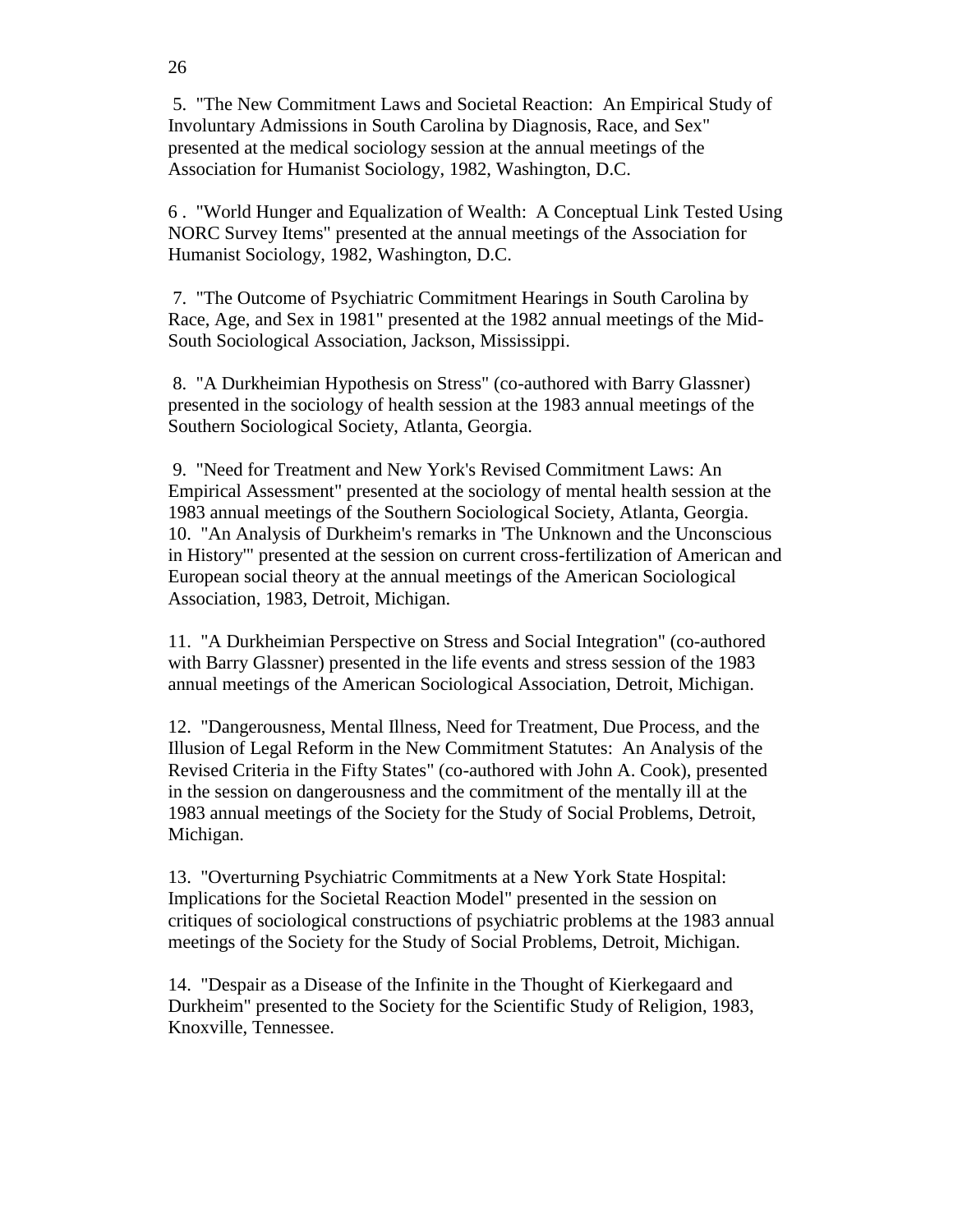5. "The New Commitment Laws and Societal Reaction: An Empirical Study of Involuntary Admissions in South Carolina by Diagnosis, Race, and Sex" presented at the medical sociology session at the annual meetings of the Association for Humanist Sociology, 1982, Washington, D.C.

6 . "World Hunger and Equalization of Wealth: A Conceptual Link Tested Using NORC Survey Items" presented at the annual meetings of the Association for Humanist Sociology, 1982, Washington, D.C.

7. "The Outcome of Psychiatric Commitment Hearings in South Carolina by Race, Age, and Sex in 1981" presented at the 1982 annual meetings of the Mid-South Sociological Association, Jackson, Mississippi.

8. "A Durkheimian Hypothesis on Stress" (co-authored with Barry Glassner) presented in the sociology of health session at the 1983 annual meetings of the Southern Sociological Society, Atlanta, Georgia.

9. "Need for Treatment and New York's Revised Commitment Laws: An Empirical Assessment" presented at the sociology of mental health session at the 1983 annual meetings of the Southern Sociological Society, Atlanta, Georgia.
10. "An Analysis of Durkheim's remarks in 'The Unknown and the Unconscious in History'" presented at the session on current cross-fertilization of American and European social theory at the annual meetings of the American Sociological Association, 1983, Detroit, Michigan.

11. "A Durkheimian Perspective on Stress and Social Integration" (co-authored with Barry Glassner) presented in the life events and stress session of the 1983 annual meetings of the American Sociological Association, Detroit, Michigan.

12. "Dangerousness, Mental Illness, Need for Treatment, Due Process, and the Illusion of Legal Reform in the New Commitment Statutes: An Analysis of the Revised Criteria in the Fifty States" (co-authored with John A. Cook), presented in the session on dangerousness and the commitment of the mentally ill at the 1983 annual meetings of the Society for the Study of Social Problems, Detroit, Michigan.

13. "Overturning Psychiatric Commitments at a New York State Hospital: Implications for the Societal Reaction Model" presented in the session on critiques of sociological constructions of psychiatric problems at the 1983 annual meetings of the Society for the Study of Social Problems, Detroit, Michigan.

14. "Despair as a Disease of the Infinite in the Thought of Kierkegaard and Durkheim" presented to the Society for the Scientific Study of Religion, 1983, Knoxville, Tennessee.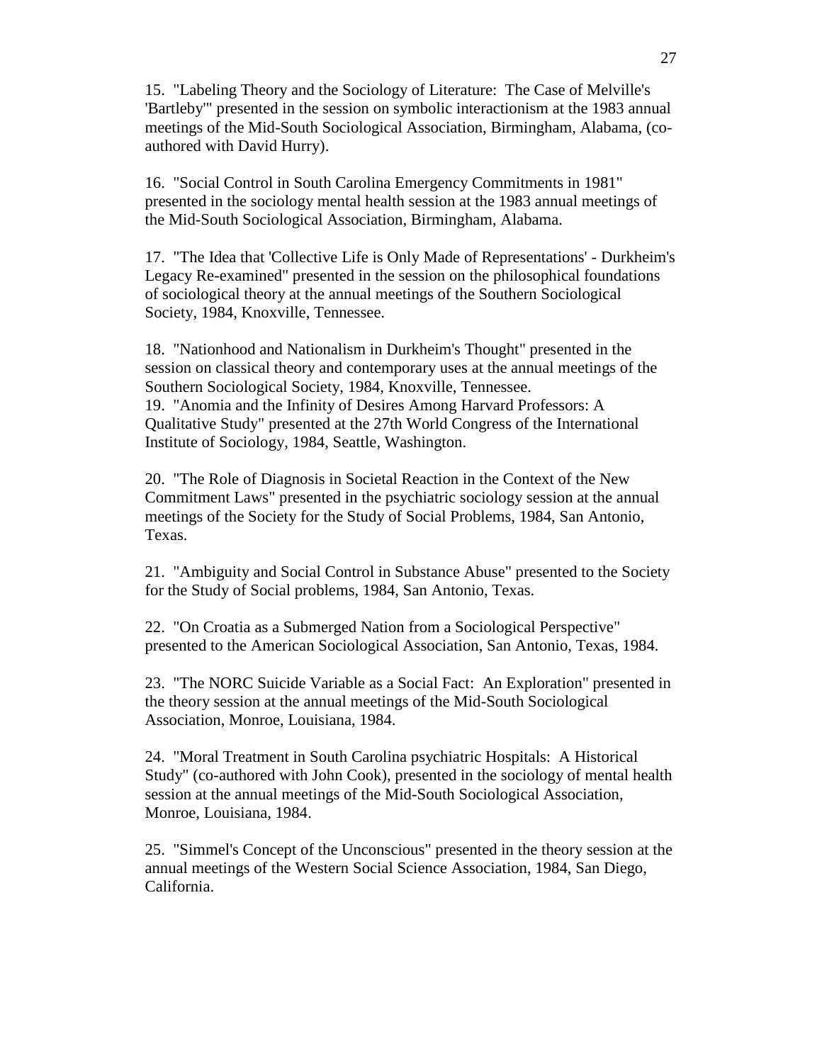15. "Labeling Theory and the Sociology of Literature: The Case of Melville's 'Bartleby'" presented in the session on symbolic interactionism at the 1983 annual meetings of the Mid-South Sociological Association, Birmingham, Alabama, (co-authored with David Hurry).

16. "Social Control in South Carolina Emergency Commitments in 1981" presented in the sociology mental health session at the 1983 annual meetings of the Mid-South Sociological Association, Birmingham, Alabama.

17. "The Idea that 'Collective Life is Only Made of Representations' - Durkheim's Legacy Re-examined" presented in the session on the philosophical foundations of sociological theory at the annual meetings of the Southern Sociological Society, 1984, Knoxville, Tennessee.

18. "Nationhood and Nationalism in Durkheim's Thought" presented in the session on classical theory and contemporary uses at the annual meetings of the Southern Sociological Society, 1984, Knoxville, Tennessee.

19. "Anomia and the Infinity of Desires Among Harvard Professors: A Qualitative Study" presented at the 27th World Congress of the International Institute of Sociology, 1984, Seattle, Washington.

20. "The Role of Diagnosis in Societal Reaction in the Context of the New Commitment Laws" presented in the psychiatric sociology session at the annual meetings of the Society for the Study of Social Problems, 1984, San Antonio, Texas.

21. "Ambiguity and Social Control in Substance Abuse" presented to the Society for the Study of Social problems, 1984, San Antonio, Texas.

22. "On Croatia as a Submerged Nation from a Sociological Perspective" presented to the American Sociological Association, San Antonio, Texas, 1984.

23. "The NORC Suicide Variable as a Social Fact: An Exploration" presented in the theory session at the annual meetings of the Mid-South Sociological Association, Monroe, Louisiana, 1984.

24. "Moral Treatment in South Carolina psychiatric Hospitals: A Historical Study" (co-authored with John Cook), presented in the sociology of mental health session at the annual meetings of the Mid-South Sociological Association, Monroe, Louisiana, 1984.

25. "Simmel's Concept of the Unconscious" presented in the theory session at the annual meetings of the Western Social Science Association, 1984, San Diego, California.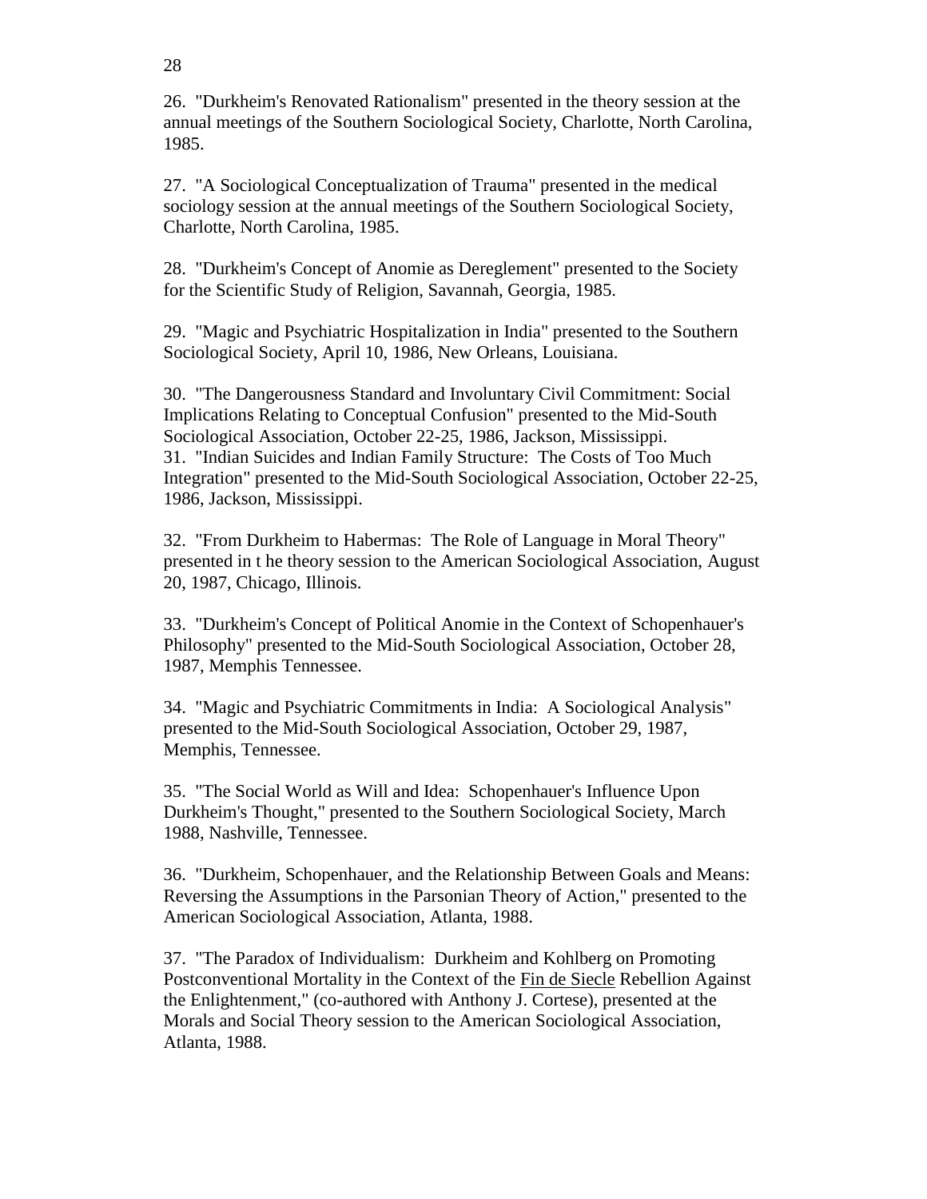26. "Durkheim's Renovated Rationalism" presented in the theory session at the annual meetings of the Southern Sociological Society, Charlotte, North Carolina, 1985.

27. "A Sociological Conceptualization of Trauma" presented in the medical sociology session at the annual meetings of the Southern Sociological Society, Charlotte, North Carolina, 1985.

28. "Durkheim's Concept of Anomie as Dereglement" presented to the Society for the Scientific Study of Religion, Savannah, Georgia, 1985.

29. "Magic and Psychiatric Hospitalization in India" presented to the Southern Sociological Society, April 10, 1986, New Orleans, Louisiana.

30. "The Dangerousness Standard and Involuntary Civil Commitment: Social Implications Relating to Conceptual Confusion" presented to the Mid-South Sociological Association, October 22-25, 1986, Jackson, Mississippi.

31. "Indian Suicides and Indian Family Structure: The Costs of Too Much Integration" presented to the Mid-South Sociological Association, October 22-25, 1986, Jackson, Mississippi.

32. "From Durkheim to Habermas: The Role of Language in Moral Theory" presented in t he theory session to the American Sociological Association, August 20, 1987, Chicago, Illinois.

33. "Durkheim's Concept of Political Anomie in the Context of Schopenhauer's Philosophy" presented to the Mid-South Sociological Association, October 28, 1987, Memphis Tennessee.

34. "Magic and Psychiatric Commitments in India: A Sociological Analysis" presented to the Mid-South Sociological Association, October 29, 1987, Memphis, Tennessee.

35. "The Social World as Will and Idea: Schopenhauer's Influence Upon Durkheim's Thought," presented to the Southern Sociological Society, March 1988, Nashville, Tennessee.

36. "Durkheim, Schopenhauer, and the Relationship Between Goals and Means: Reversing the Assumptions in the Parsonian Theory of Action," presented to the American Sociological Association, Atlanta, 1988.

37. "The Paradox of Individualism: Durkheim and Kohlberg on Promoting Postconventional Mortality in the Context of the Fin de Siecle Rebellion Against the Enlightenment," (co-authored with Anthony J. Cortese), presented at the Morals and Social Theory session to the American Sociological Association, Atlanta, 1988.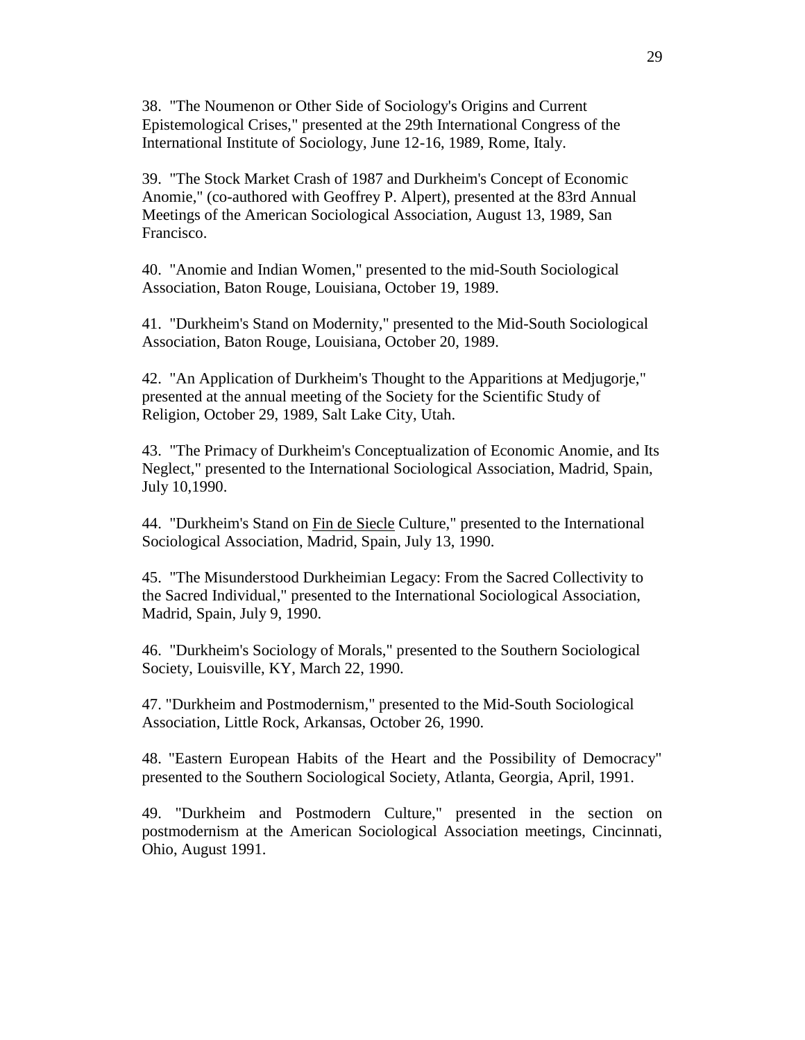38. "The Noumenon or Other Side of Sociology's Origins and Current Epistemological Crises," presented at the 29th International Congress of the International Institute of Sociology, June 12-16, 1989, Rome, Italy.

39. "The Stock Market Crash of 1987 and Durkheim's Concept of Economic Anomie," (co-authored with Geoffrey P. Alpert), presented at the 83rd Annual Meetings of the American Sociological Association, August 13, 1989, San Francisco.

40. "Anomie and Indian Women," presented to the mid-South Sociological Association, Baton Rouge, Louisiana, October 19, 1989.

41. "Durkheim's Stand on Modernity," presented to the Mid-South Sociological Association, Baton Rouge, Louisiana, October 20, 1989.

42. "An Application of Durkheim's Thought to the Apparitions at Medjugorje," presented at the annual meeting of the Society for the Scientific Study of Religion, October 29, 1989, Salt Lake City, Utah.

43. "The Primacy of Durkheim's Conceptualization of Economic Anomie, and Its Neglect," presented to the International Sociological Association, Madrid, Spain, July 10,1990.

44. "Durkheim's Stand on <u>Fin de Siecle</u> Culture," presented to the International Sociological Association, Madrid, Spain, July 13, 1990.

45. "The Misunderstood Durkheimian Legacy: From the Sacred Collectivity to the Sacred Individual," presented to the International Sociological Association, Madrid, Spain, July 9, 1990.

46. "Durkheim's Sociology of Morals," presented to the Southern Sociological Society, Louisville, KY, March 22, 1990.

47. "Durkheim and Postmodernism," presented to the Mid-South Sociological Association, Little Rock, Arkansas, October 26, 1990.

48. "Eastern European Habits of the Heart and the Possibility of Democracy" presented to the Southern Sociological Society, Atlanta, Georgia, April, 1991.

49. "Durkheim and Postmodern Culture," presented in the section on postmodernism at the American Sociological Association meetings, Cincinnati, Ohio, August 1991.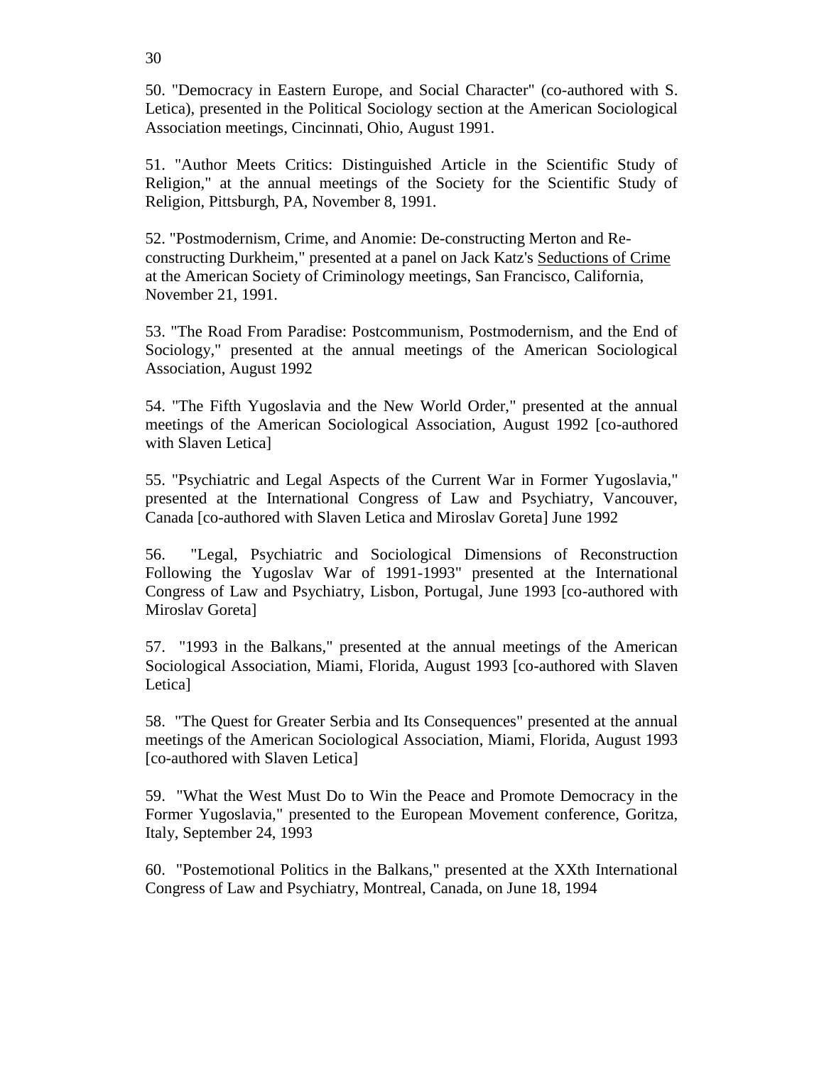50. "Democracy in Eastern Europe, and Social Character" (co-authored with S. Letica), presented in the Political Sociology section at the American Sociological Association meetings, Cincinnati, Ohio, August 1991.

51. "Author Meets Critics: Distinguished Article in the Scientific Study of Religion," at the annual meetings of the Society for the Scientific Study of Religion, Pittsburgh, PA, November 8, 1991.

52. "Postmodernism, Crime, and Anomie: De-constructing Merton and Re-constructing Durkheim," presented at a panel on Jack Katz's <u>Seductions of Crime</u> at the American Society of Criminology meetings, San Francisco, California, November 21, 1991.

53. "The Road From Paradise: Postcommunism, Postmodernism, and the End of Sociology," presented at the annual meetings of the American Sociological Association, August 1992

54. "The Fifth Yugoslavia and the New World Order," presented at the annual meetings of the American Sociological Association, August 1992 [co-authored with Slaven Letica]

55. "Psychiatric and Legal Aspects of the Current War in Former Yugoslavia," presented at the International Congress of Law and Psychiatry, Vancouver, Canada [co-authored with Slaven Letica and Miroslav Goreta] June 1992

56. "Legal, Psychiatric and Sociological Dimensions of Reconstruction Following the Yugoslav War of 1991-1993" presented at the International Congress of Law and Psychiatry, Lisbon, Portugal, June 1993 [co-authored with Miroslav Goreta]

57. "1993 in the Balkans," presented at the annual meetings of the American Sociological Association, Miami, Florida, August 1993 [co-authored with Slaven Letica]

58. "The Quest for Greater Serbia and Its Consequences" presented at the annual meetings of the American Sociological Association, Miami, Florida, August 1993 [co-authored with Slaven Letica]

59. "What the West Must Do to Win the Peace and Promote Democracy in the Former Yugoslavia," presented to the European Movement conference, Goritza, Italy, September 24, 1993

60. "Postemotional Politics in the Balkans," presented at the XXth International Congress of Law and Psychiatry, Montreal, Canada, on June 18, 1994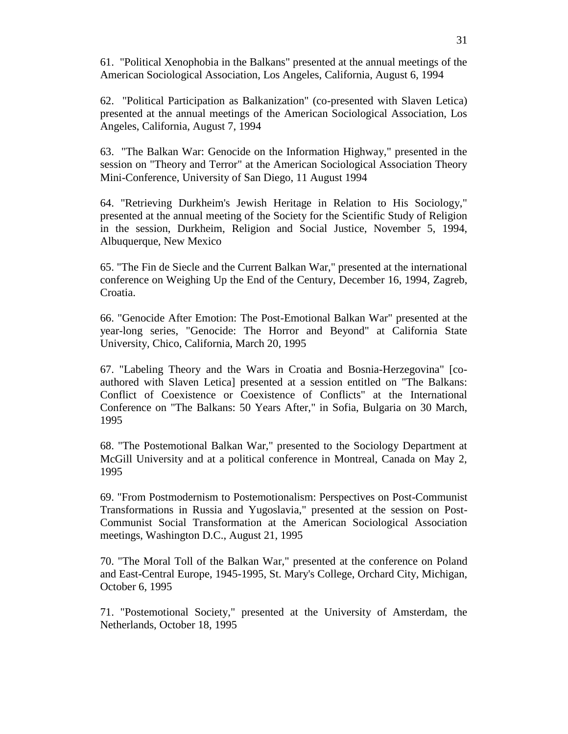61. "Political Xenophobia in the Balkans" presented at the annual meetings of the American Sociological Association, Los Angeles, California, August 6, 1994

62. "Political Participation as Balkanization" (co-presented with Slaven Letica) presented at the annual meetings of the American Sociological Association, Los Angeles, California, August 7, 1994

63. "The Balkan War: Genocide on the Information Highway," presented in the session on "Theory and Terror" at the American Sociological Association Theory Mini-Conference, University of San Diego, 11 August 1994

64. "Retrieving Durkheim's Jewish Heritage in Relation to His Sociology," presented at the annual meeting of the Society for the Scientific Study of Religion in the session, Durkheim, Religion and Social Justice, November 5, 1994, Albuquerque, New Mexico

65. "The Fin de Siecle and the Current Balkan War," presented at the international conference on Weighing Up the End of the Century, December 16, 1994, Zagreb, Croatia.

66. "Genocide After Emotion: The Post-Emotional Balkan War" presented at the year-long series, "Genocide: The Horror and Beyond" at California State University, Chico, California, March 20, 1995

67. "Labeling Theory and the Wars in Croatia and Bosnia-Herzegovina" [co-authored with Slaven Letica] presented at a session entitled on "The Balkans: Conflict of Coexistence or Coexistence of Conflicts" at the International Conference on "The Balkans: 50 Years After," in Sofia, Bulgaria on 30 March, 1995

68. "The Postemotional Balkan War," presented to the Sociology Department at McGill University and at a political conference in Montreal, Canada on May 2, 1995

69. "From Postmodernism to Postemotionalism: Perspectives on Post-Communist Transformations in Russia and Yugoslavia," presented at the session on Post-Communist Social Transformation at the American Sociological Association meetings, Washington D.C., August 21, 1995

70. "The Moral Toll of the Balkan War," presented at the conference on Poland and East-Central Europe, 1945-1995, St. Mary's College, Orchard City, Michigan, October 6, 1995

71. "Postemotional Society," presented at the University of Amsterdam, the Netherlands, October 18, 1995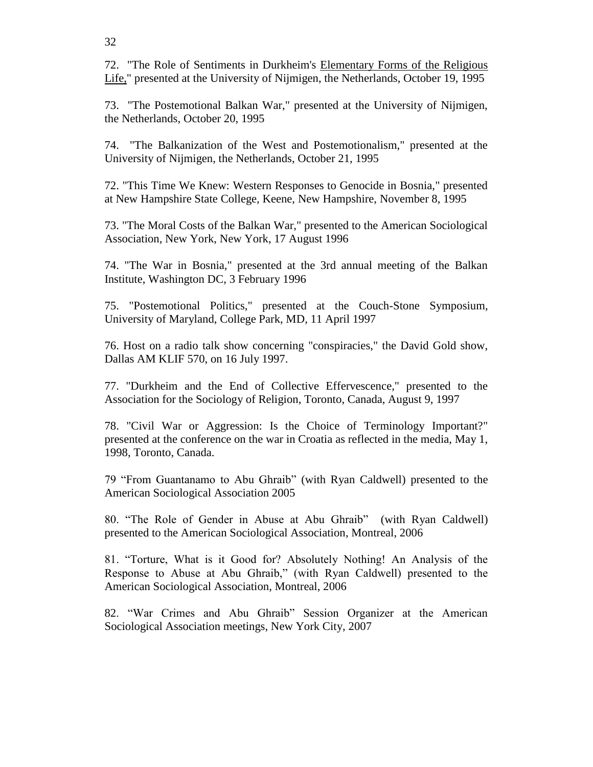72. "The Role of Sentiments in Durkheim's <u>Elementary Forms of the Religious Life,</u>" presented at the University of Nijmigen, the Netherlands, October 19, 1995

73. "The Postemotional Balkan War," presented at the University of Nijmigen, the Netherlands, October 20, 1995

74. "The Balkanization of the West and Postemotionalism," presented at the University of Nijmigen, the Netherlands, October 21, 1995

72. "This Time We Knew: Western Responses to Genocide in Bosnia," presented at New Hampshire State College, Keene, New Hampshire, November 8, 1995

73. "The Moral Costs of the Balkan War," presented to the American Sociological Association, New York, New York, 17 August 1996

74. "The War in Bosnia," presented at the 3rd annual meeting of the Balkan Institute, Washington DC, 3 February 1996

75. "Postemotional Politics," presented at the Couch-Stone Symposium, University of Maryland, College Park, MD, 11 April 1997

76. Host on a radio talk show concerning "conspiracies," the David Gold show, Dallas AM KLIF 570, on 16 July 1997.

77. "Durkheim and the End of Collective Effervescence," presented to the Association for the Sociology of Religion, Toronto, Canada, August 9, 1997

78. "Civil War or Aggression: Is the Choice of Terminology Important?" presented at the conference on the war in Croatia as reflected in the media, May 1, 1998, Toronto, Canada.

79 "From Guantanamo to Abu Ghraib" (with Ryan Caldwell) presented to the American Sociological Association 2005

80. "The Role of Gender in Abuse at Abu Ghraib" (with Ryan Caldwell) presented to the American Sociological Association, Montreal, 2006

81. "Torture, What is it Good for? Absolutely Nothing! An Analysis of the Response to Abuse at Abu Ghraib," (with Ryan Caldwell) presented to the American Sociological Association, Montreal, 2006

82. "War Crimes and Abu Ghraib" Session Organizer at the American Sociological Association meetings, New York City, 2007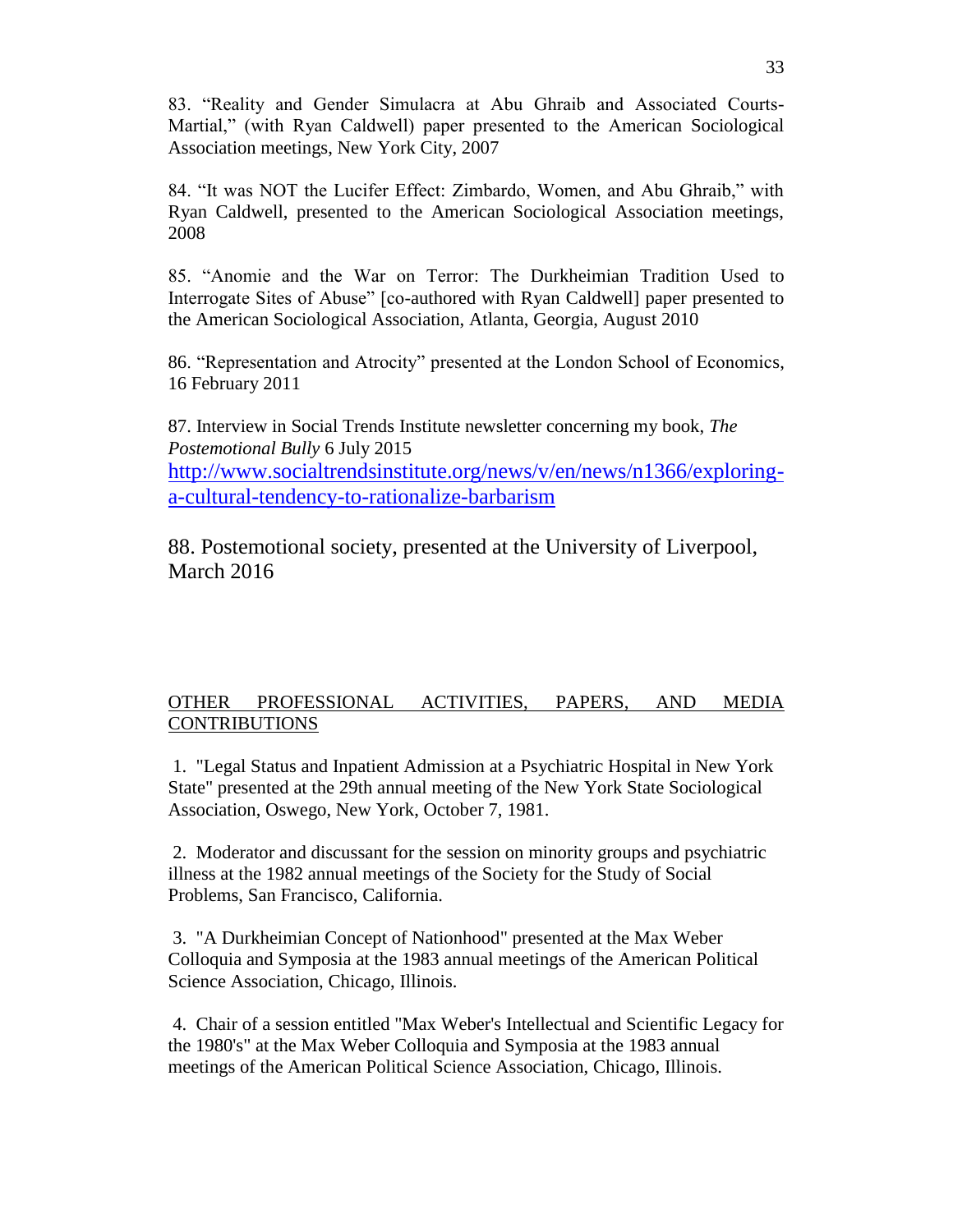83. “Reality and Gender Simulacra at Abu Ghraib and Associated Courts-Martial,” (with Ryan Caldwell) paper presented to the American Sociological Association meetings, New York City, 2007

84. “It was NOT the Lucifer Effect: Zimbardo, Women, and Abu Ghraib,” with Ryan Caldwell, presented to the American Sociological Association meetings, 2008

85. “Anomie and the War on Terror: The Durkheimian Tradition Used to Interrogate Sites of Abuse” [co-authored with Ryan Caldwell] paper presented to the American Sociological Association, Atlanta, Georgia, August 2010

86. “Representation and Atrocity” presented at the London School of Economics, 16 February 2011

87. Interview in Social Trends Institute newsletter concerning my book, *The Postemotional Bully* 6 July 2015 [http://www.socialtrendsinstitute.org/news/v/en/news/n1366/exploring-a-cultural-tendency-to-rationalize-barbarism](http://www.socialtrendsinstitute.org/news/v/en/news/n1366/exploring-a-cultural-tendency-to-rationalize-barbarism)

88. Postemotional society, presented at the University of Liverpool, March 2016

OTHER PROFESSIONAL ACTIVITIES, PAPERS, AND MEDIA CONTRIBUTIONS

1. "Legal Status and Inpatient Admission at a Psychiatric Hospital in New York State" presented at the 29th annual meeting of the New York State Sociological Association, Oswego, New York, October 7, 1981.

2. Moderator and discussant for the session on minority groups and psychiatric illness at the 1982 annual meetings of the Society for the Study of Social Problems, San Francisco, California.

3. "A Durkheimian Concept of Nationhood" presented at the Max Weber Colloquia and Symposia at the 1983 annual meetings of the American Political Science Association, Chicago, Illinois.

4. Chair of a session entitled "Max Weber's Intellectual and Scientific Legacy for the 1980's" at the Max Weber Colloquia and Symposia at the 1983 annual meetings of the American Political Science Association, Chicago, Illinois.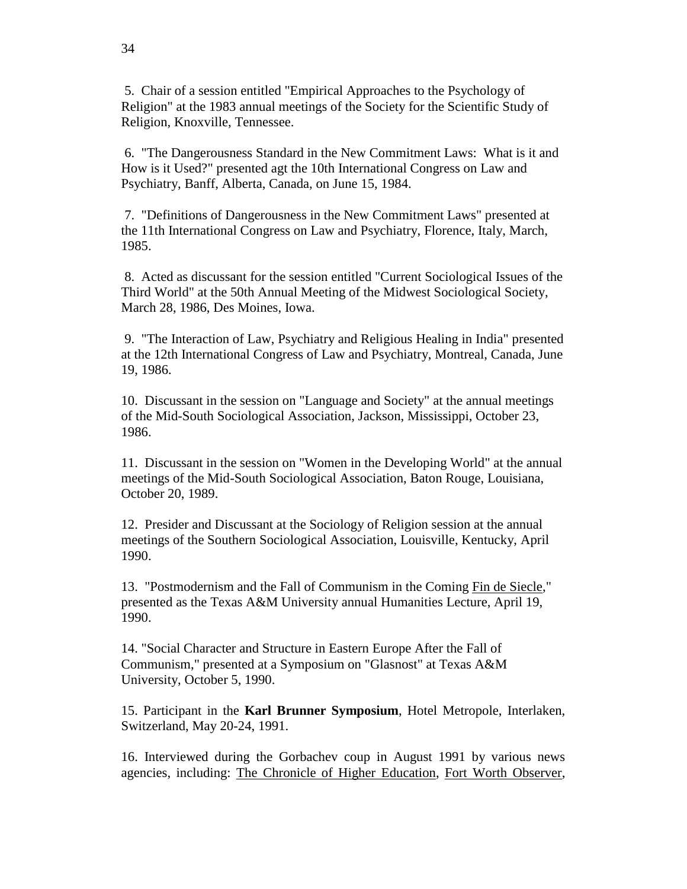5. Chair of a session entitled "Empirical Approaches to the Psychology of Religion" at the 1983 annual meetings of the Society for the Scientific Study of Religion, Knoxville, Tennessee.

6. "The Dangerousness Standard in the New Commitment Laws: What is it and How is it Used?" presented agt the 10th International Congress on Law and Psychiatry, Banff, Alberta, Canada, on June 15, 1984.

7. "Definitions of Dangerousness in the New Commitment Laws" presented at the 11th International Congress on Law and Psychiatry, Florence, Italy, March, 1985.

8. Acted as discussant for the session entitled "Current Sociological Issues of the Third World" at the 50th Annual Meeting of the Midwest Sociological Society, March 28, 1986, Des Moines, Iowa.

9. "The Interaction of Law, Psychiatry and Religious Healing in India" presented at the 12th International Congress of Law and Psychiatry, Montreal, Canada, June 19, 1986.

10. Discussant in the session on "Language and Society" at the annual meetings of the Mid-South Sociological Association, Jackson, Mississippi, October 23, 1986.

11. Discussant in the session on "Women in the Developing World" at the annual meetings of the Mid-South Sociological Association, Baton Rouge, Louisiana, October 20, 1989.

12. Presider and Discussant at the Sociology of Religion session at the annual meetings of the Southern Sociological Association, Louisville, Kentucky, April 1990.

13. "Postmodernism and the Fall of Communism in the Coming Fin de Siecle," presented as the Texas A&M University annual Humanities Lecture, April 19, 1990.

14. "Social Character and Structure in Eastern Europe After the Fall of Communism," presented at a Symposium on "Glasnost" at Texas A&M University, October 5, 1990.

15. Participant in the **Karl Brunner Symposium**, Hotel Metropole, Interlaken, Switzerland, May 20-24, 1991.

16. Interviewed during the Gorbachev coup in August 1991 by various news agencies, including: The Chronicle of Higher Education, Fort Worth Observer,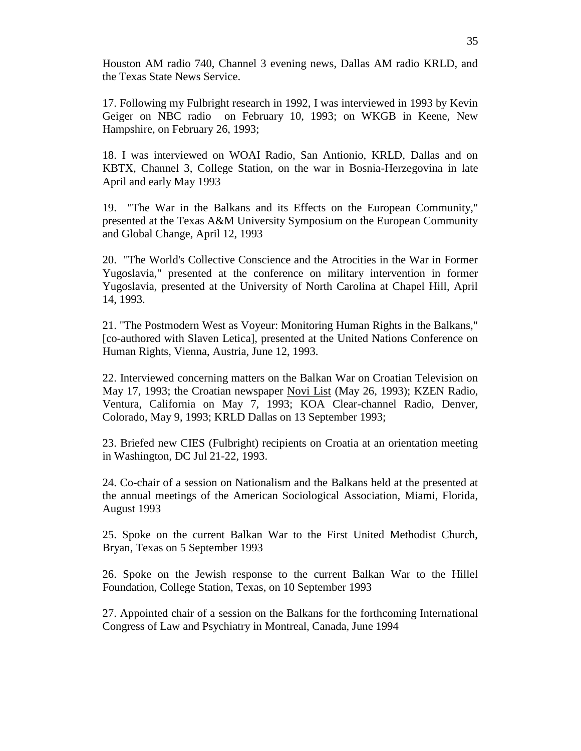Houston AM radio 740, Channel 3 evening news, Dallas AM radio KRLD, and the Texas State News Service.

17. Following my Fulbright research in 1992, I was interviewed in 1993 by Kevin Geiger on NBC radio on February 10, 1993; on WKGB in Keene, New Hampshire, on February 26, 1993;

18. I was interviewed on WOAI Radio, San Antionio, KRLD, Dallas and on KBTX, Channel 3, College Station, on the war in Bosnia-Herzegovina in late April and early May 1993

19. "The War in the Balkans and its Effects on the European Community," presented at the Texas A&M University Symposium on the European Community and Global Change, April 12, 1993

20. "The World's Collective Conscience and the Atrocities in the War in Former Yugoslavia," presented at the conference on military intervention in former Yugoslavia, presented at the University of North Carolina at Chapel Hill, April 14, 1993.

21. "The Postmodern West as Voyeur: Monitoring Human Rights in the Balkans," [co-authored with Slaven Letica], presented at the United Nations Conference on Human Rights, Vienna, Austria, June 12, 1993.

22. Interviewed concerning matters on the Balkan War on Croatian Television on May 17, 1993; the Croatian newspaper Novi List (May 26, 1993); KZEN Radio, Ventura, California on May 7, 1993; KOA Clear-channel Radio, Denver, Colorado, May 9, 1993; KRLD Dallas on 13 September 1993;

23. Briefed new CIES (Fulbright) recipients on Croatia at an orientation meeting in Washington, DC Jul 21-22, 1993.

24. Co-chair of a session on Nationalism and the Balkans held at the presented at the annual meetings of the American Sociological Association, Miami, Florida, August 1993

25. Spoke on the current Balkan War to the First United Methodist Church, Bryan, Texas on 5 September 1993

26. Spoke on the Jewish response to the current Balkan War to the Hillel Foundation, College Station, Texas, on 10 September 1993

27. Appointed chair of a session on the Balkans for the forthcoming International Congress of Law and Psychiatry in Montreal, Canada, June 1994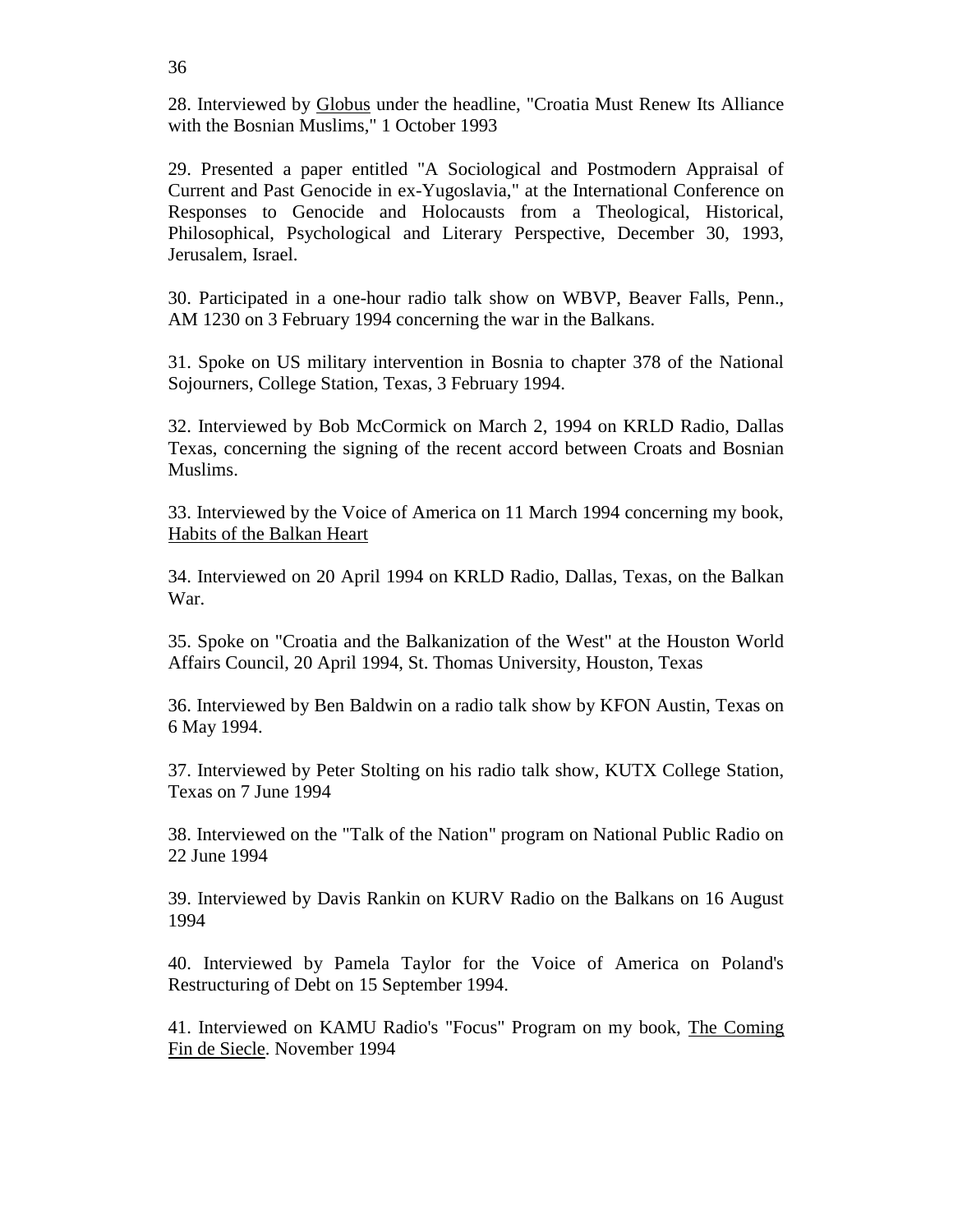28. Interviewed by Globus under the headline, "Croatia Must Renew Its Alliance with the Bosnian Muslims," 1 October 1993

29. Presented a paper entitled "A Sociological and Postmodern Appraisal of Current and Past Genocide in ex-Yugoslavia," at the International Conference on Responses to Genocide and Holocausts from a Theological, Historical, Philosophical, Psychological and Literary Perspective, December 30, 1993, Jerusalem, Israel.

30. Participated in a one-hour radio talk show on WBVP, Beaver Falls, Penn., AM 1230 on 3 February 1994 concerning the war in the Balkans.

31. Spoke on US military intervention in Bosnia to chapter 378 of the National Sojourners, College Station, Texas, 3 February 1994.

32. Interviewed by Bob McCormick on March 2, 1994 on KRLD Radio, Dallas Texas, concerning the signing of the recent accord between Croats and Bosnian Muslims.

33. Interviewed by the Voice of America on 11 March 1994 concerning my book, Habits of the Balkan Heart

34. Interviewed on 20 April 1994 on KRLD Radio, Dallas, Texas, on the Balkan War.

35. Spoke on "Croatia and the Balkanization of the West" at the Houston World Affairs Council, 20 April 1994, St. Thomas University, Houston, Texas

36. Interviewed by Ben Baldwin on a radio talk show by KFON Austin, Texas on 6 May 1994.

37. Interviewed by Peter Stolting on his radio talk show, KUTX College Station, Texas on 7 June 1994

38. Interviewed on the "Talk of the Nation" program on National Public Radio on 22 June 1994

39. Interviewed by Davis Rankin on KURV Radio on the Balkans on 16 August 1994

40. Interviewed by Pamela Taylor for the Voice of America on Poland's Restructuring of Debt on 15 September 1994.

41. Interviewed on KAMU Radio's "Focus" Program on my book, The Coming Fin de Siecle. November 1994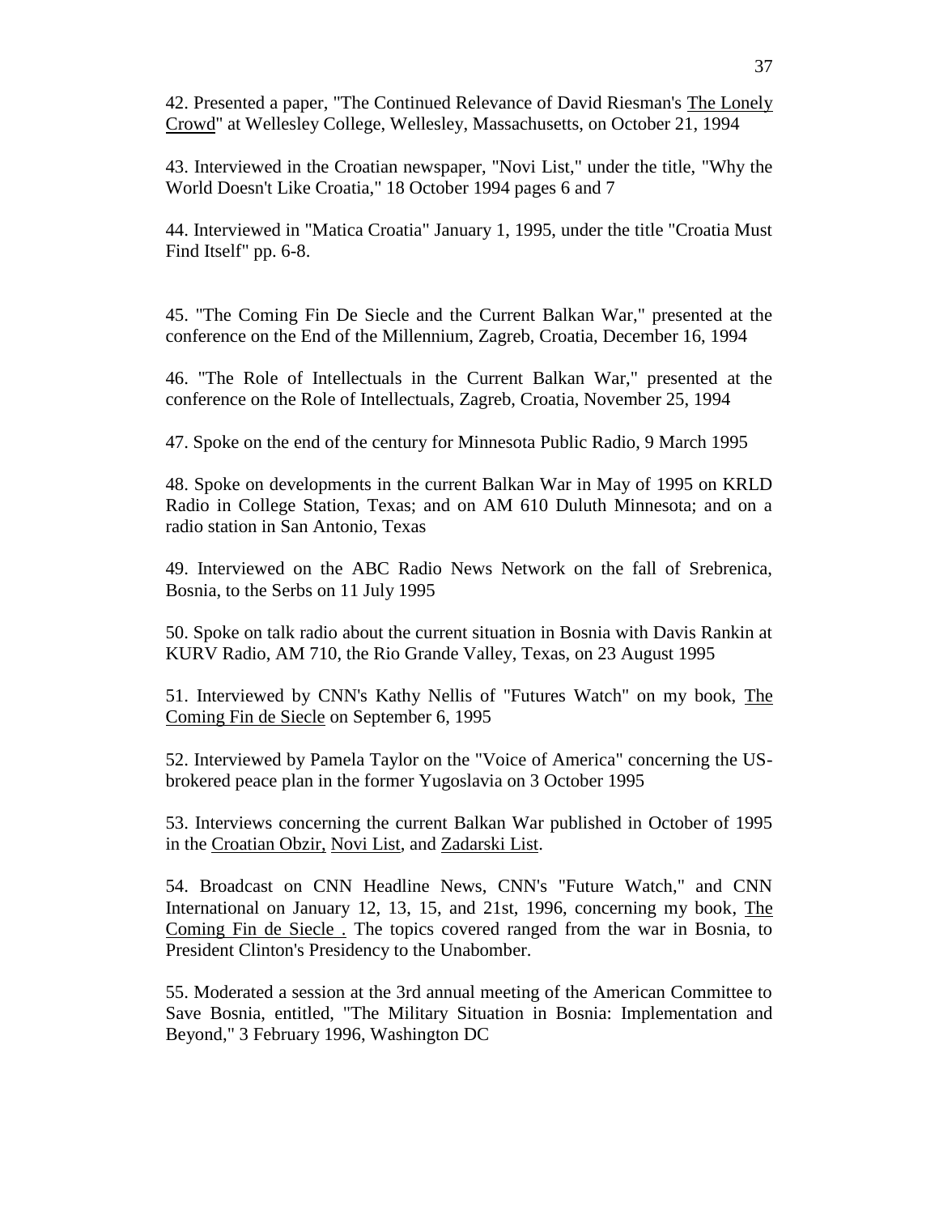42. Presented a paper, "The Continued Relevance of David Riesman's The Lonely Crowd" at Wellesley College, Wellesley, Massachusetts, on October 21, 1994

43. Interviewed in the Croatian newspaper, "Novi List," under the title, "Why the World Doesn't Like Croatia," 18 October 1994 pages 6 and 7

44. Interviewed in "Matica Croatia" January 1, 1995, under the title "Croatia Must Find Itself" pp. 6-8.

45. "The Coming Fin De Siecle and the Current Balkan War," presented at the conference on the End of the Millennium, Zagreb, Croatia, December 16, 1994

46. "The Role of Intellectuals in the Current Balkan War," presented at the conference on the Role of Intellectuals, Zagreb, Croatia, November 25, 1994

47. Spoke on the end of the century for Minnesota Public Radio, 9 March 1995

48. Spoke on developments in the current Balkan War in May of 1995 on KRLD Radio in College Station, Texas; and on AM 610 Duluth Minnesota; and on a radio station in San Antonio, Texas

49. Interviewed on the ABC Radio News Network on the fall of Srebrenica, Bosnia, to the Serbs on 11 July 1995

50. Spoke on talk radio about the current situation in Bosnia with Davis Rankin at KURV Radio, AM 710, the Rio Grande Valley, Texas, on 23 August 1995

51. Interviewed by CNN's Kathy Nellis of "Futures Watch" on my book, The Coming Fin de Siecle on September 6, 1995

52. Interviewed by Pamela Taylor on the "Voice of America" concerning the US-brokered peace plan in the former Yugoslavia on 3 October 1995

53. Interviews concerning the current Balkan War published in October of 1995 in the Croatian Obzir, Novi List, and Zadarski List.

54. Broadcast on CNN Headline News, CNN's "Future Watch," and CNN International on January 12, 13, 15, and 21st, 1996, concerning my book, The Coming Fin de Siecle . The topics covered ranged from the war in Bosnia, to President Clinton's Presidency to the Unabomber.

55. Moderated a session at the 3rd annual meeting of the American Committee to Save Bosnia, entitled, "The Military Situation in Bosnia: Implementation and Beyond," 3 February 1996, Washington DC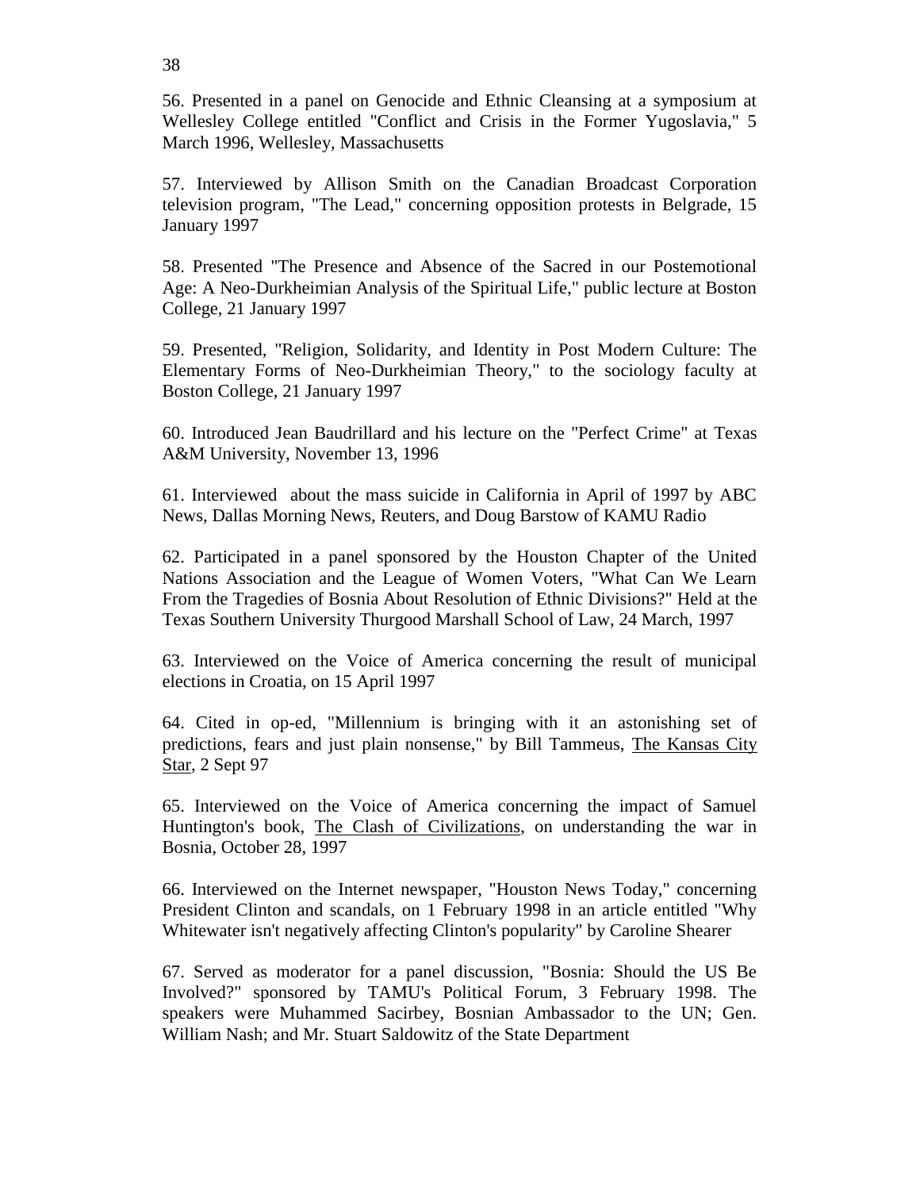56. Presented in a panel on Genocide and Ethnic Cleansing at a symposium at Wellesley College entitled "Conflict and Crisis in the Former Yugoslavia," 5 March 1996, Wellesley, Massachusetts

57. Interviewed by Allison Smith on the Canadian Broadcast Corporation television program, "The Lead," concerning opposition protests in Belgrade, 15 January 1997

58. Presented "The Presence and Absence of the Sacred in our Postemotional Age: A Neo-Durkheimian Analysis of the Spiritual Life," public lecture at Boston College, 21 January 1997

59. Presented, "Religion, Solidarity, and Identity in Post Modern Culture: The Elementary Forms of Neo-Durkheimian Theory," to the sociology faculty at Boston College, 21 January 1997

60. Introduced Jean Baudrillard and his lecture on the "Perfect Crime" at Texas A&M University, November 13, 1996

61. Interviewed about the mass suicide in California in April of 1997 by ABC News, Dallas Morning News, Reuters, and Doug Barstow of KAMU Radio

62. Participated in a panel sponsored by the Houston Chapter of the United Nations Association and the League of Women Voters, "What Can We Learn From the Tragedies of Bosnia About Resolution of Ethnic Divisions?" Held at the Texas Southern University Thurgood Marshall School of Law, 24 March, 1997

63. Interviewed on the Voice of America concerning the result of municipal elections in Croatia, on 15 April 1997

64. Cited in op-ed, "Millennium is bringing with it an astonishing set of predictions, fears and just plain nonsense," by Bill Tammeus, The Kansas City Star, 2 Sept 97

65. Interviewed on the Voice of America concerning the impact of Samuel Huntington's book, The Clash of Civilizations, on understanding the war in Bosnia, October 28, 1997

66. Interviewed on the Internet newspaper, "Houston News Today," concerning President Clinton and scandals, on 1 February 1998 in an article entitled "Why Whitewater isn't negatively affecting Clinton's popularity" by Caroline Shearer

67. Served as moderator for a panel discussion, "Bosnia: Should the US Be Involved?" sponsored by TAMU's Political Forum, 3 February 1998. The speakers were Muhammed Sacirbey, Bosnian Ambassador to the UN; Gen. William Nash; and Mr. Stuart Saldowitz of the State Department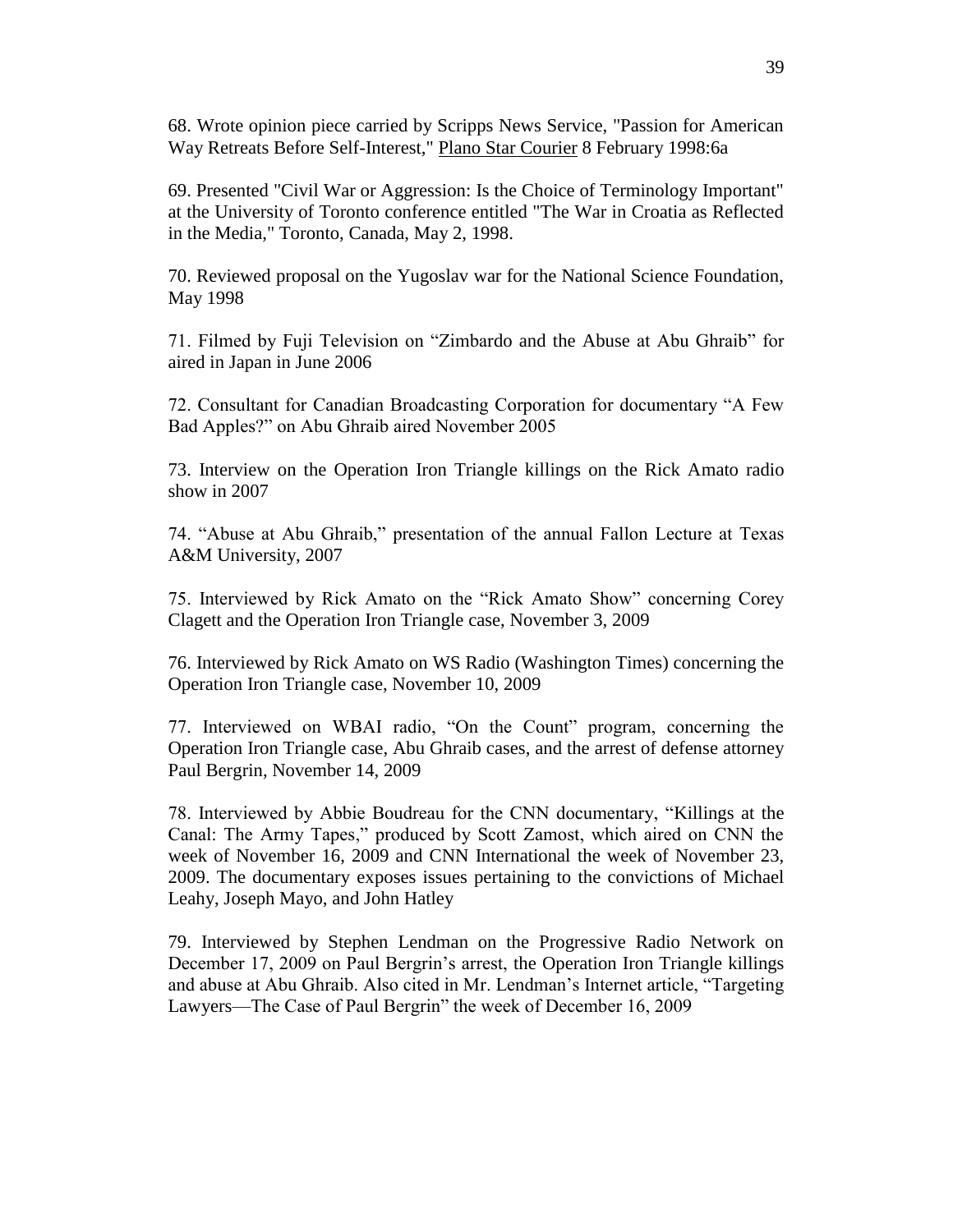68. Wrote opinion piece carried by Scripps News Service, "Passion for American Way Retreats Before Self-Interest," Plano Star Courier 8 February 1998:6a

69. Presented "Civil War or Aggression: Is the Choice of Terminology Important" at the University of Toronto conference entitled "The War in Croatia as Reflected in the Media," Toronto, Canada, May 2, 1998.

70. Reviewed proposal on the Yugoslav war for the National Science Foundation, May 1998

71. Filmed by Fuji Television on "Zimbardo and the Abuse at Abu Ghraib" for aired in Japan in June 2006

72. Consultant for Canadian Broadcasting Corporation for documentary "A Few Bad Apples?" on Abu Ghraib aired November 2005

73. Interview on the Operation Iron Triangle killings on the Rick Amato radio show in 2007

74. "Abuse at Abu Ghraib," presentation of the annual Fallon Lecture at Texas A&M University, 2007

75. Interviewed by Rick Amato on the "Rick Amato Show" concerning Corey Clagett and the Operation Iron Triangle case, November 3, 2009

76. Interviewed by Rick Amato on WS Radio (Washington Times) concerning the Operation Iron Triangle case, November 10, 2009

77. Interviewed on WBAI radio, "On the Count" program, concerning the Operation Iron Triangle case, Abu Ghraib cases, and the arrest of defense attorney Paul Bergrin, November 14, 2009

78. Interviewed by Abbie Boudreau for the CNN documentary, "Killings at the Canal: The Army Tapes," produced by Scott Zamost, which aired on CNN the week of November 16, 2009 and CNN International the week of November 23, 2009. The documentary exposes issues pertaining to the convictions of Michael Leahy, Joseph Mayo, and John Hatley

79. Interviewed by Stephen Lendman on the Progressive Radio Network on December 17, 2009 on Paul Bergrin's arrest, the Operation Iron Triangle killings and abuse at Abu Ghraib. Also cited in Mr. Lendman's Internet article, "Targeting Lawyers—The Case of Paul Bergrin" the week of December 16, 2009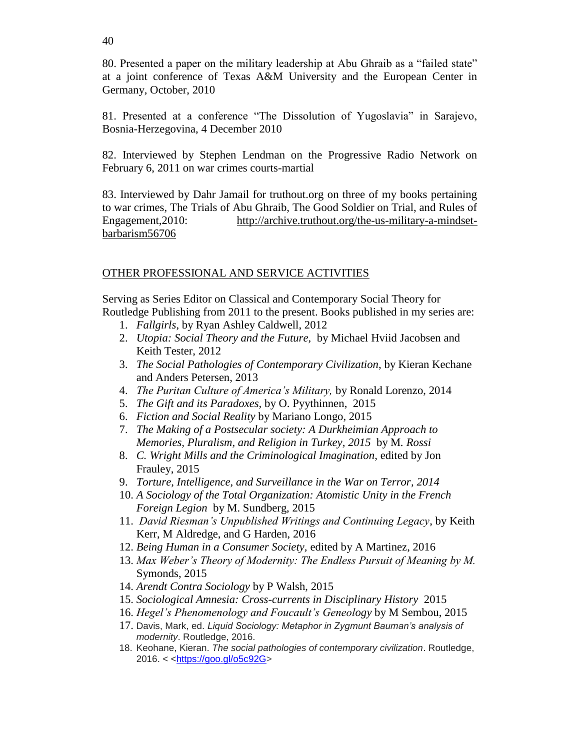80. Presented a paper on the military leadership at Abu Ghraib as a "failed state" at a joint conference of Texas A&M University and the European Center in Germany, October, 2010

81. Presented at a conference "The Dissolution of Yugoslavia" in Sarajevo, Bosnia-Herzegovina, 4 December 2010

82. Interviewed by Stephen Lendman on the Progressive Radio Network on February 6, 2011 on war crimes courts-martial

83. Interviewed by Dahr Jamail for truthout.org on three of my books pertaining to war crimes, The Trials of Abu Ghraib, The Good Soldier on Trial, and Rules of Engagement,2010: http://archive.truthout.org/the-us-military-a-mindset-barbarism56706

OTHER PROFESSIONAL AND SERVICE ACTIVITIES

Serving as Series Editor on Classical and Contemporary Social Theory for Routledge Publishing from 2011 to the present. Books published in my series are:

1. *Fallgirls*, by Ryan Ashley Caldwell, 2012
2. *Utopia: Social Theory and the Future*, by Michael Hviid Jacobsen and Keith Tester, 2012
3. *The Social Pathologies of Contemporary Civilization*, by Kieran Kechane and Anders Petersen, 2013
4. *The Puritan Culture of America's Military,* by Ronald Lorenzo, 2014
5. *The Gift and its Paradoxes*, by O. Pyythinnen, 2015
6. *Fiction and Social Reality* by Mariano Longo, 2015
7. *The Making of a Postsecular society: A Durkheimian Approach to Memories, Pluralism, and Religion in Turkey, 2015* by M. *Rossi*
8. *C. Wright Mills and the Criminological Imagination*, edited by Jon Frauley, 2015
9. *Torture, Intelligence, and Surveillance in the War on Terror, 2014*
10. *A Sociology of the Total Organization: Atomistic Unity in the French Foreign Legion* by M. Sundberg, 2015
11. *David Riesman's Unpublished Writings and Continuing Legacy*, by Keith Kerr, M Aldredge, and G Harden, 2016
12. *Being Human in a Consumer Society*, edited by A Martinez, 2016
13. *Max Weber's Theory of Modernity: The Endless Pursuit of Meaning by M.* Symonds, 2015
14. *Arendt Contra Sociology* by P Walsh, 2015
15. *Sociological Amnesia: Cross-currents in Disciplinary History* 2015
16. *Hegel's Phenomenology and Foucault's Geneology* by M Sembou, 2015
17. Davis, Mark, ed. *Liquid Sociology: Metaphor in Zygmunt Bauman's analysis of modernity*. Routledge, 2016.
18. Keohane, Kieran. *The social pathologies of contemporary civilization*. Routledge, 2016. < <https://goo.gl/o5c92G>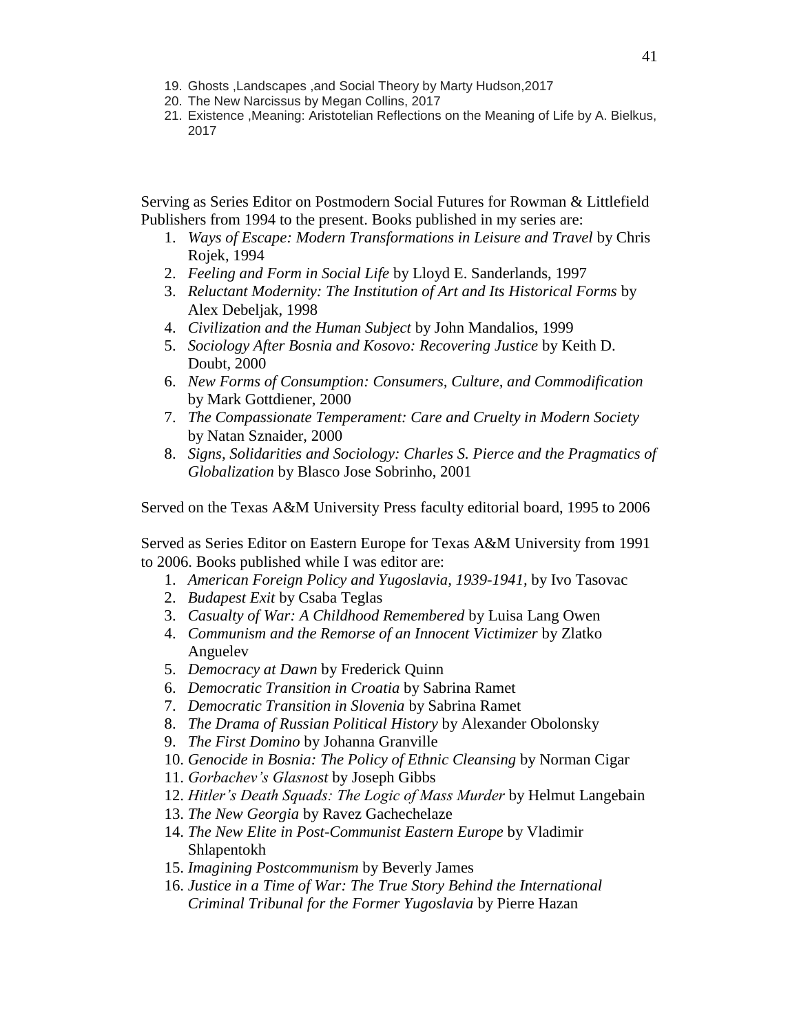19. Ghosts ,Landscapes ,and Social Theory by Marty Hudson,2017
20. The New Narcissus by Megan Collins, 2017
21. Existence ,Meaning: Aristotelian Reflections on the Meaning of Life by A. Bielkus, 2017

Serving as Series Editor on Postmodern Social Futures for Rowman & Littlefield Publishers from 1994 to the present. Books published in my series are:

1. *Ways of Escape: Modern Transformations in Leisure and Travel* by Chris Rojek, 1994
2. *Feeling and Form in Social Life* by Lloyd E. Sanderlands, 1997
3. *Reluctant Modernity: The Institution of Art and Its Historical Forms* by Alex Debeljak, 1998
4. *Civilization and the Human Subject* by John Mandalios, 1999
5. *Sociology After Bosnia and Kosovo: Recovering Justice* by Keith D. Doubt, 2000
6. *New Forms of Consumption: Consumers, Culture, and Commodification* by Mark Gottdiener, 2000
7. *The Compassionate Temperament: Care and Cruelty in Modern Society* by Natan Sznaider, 2000
8. *Signs, Solidarities and Sociology: Charles S. Pierce and the Pragmatics of Globalization* by Blasco Jose Sobrinho, 2001

Served on the Texas A&M University Press faculty editorial board, 1995 to 2006

Served as Series Editor on Eastern Europe for Texas A&M University from 1991 to 2006. Books published while I was editor are:

1. *American Foreign Policy and Yugoslavia, 1939-1941*, by Ivo Tasovac
2. *Budapest Exit* by Csaba Teglas
3. *Casualty of War: A Childhood Remembered* by Luisa Lang Owen
4. *Communism and the Remorse of an Innocent Victimizer* by Zlatko Anguelev
5. *Democracy at Dawn* by Frederick Quinn
6. *Democratic Transition in Croatia* by Sabrina Ramet
7. *Democratic Transition in Slovenia* by Sabrina Ramet
8. *The Drama of Russian Political History* by Alexander Obolonsky
9. *The First Domino* by Johanna Granville
10. *Genocide in Bosnia: The Policy of Ethnic Cleansing* by Norman Cigar
11. *Gorbachev's Glasnost* by Joseph Gibbs
12. *Hitler's Death Squads: The Logic of Mass Murder* by Helmut Langebain
13. *The New Georgia* by Ravez Gachechelaze
14. *The New Elite in Post-Communist Eastern Europe* by Vladimir Shlapentokh
15. *Imagining Postcommunism* by Beverly James
16. *Justice in a Time of War: The True Story Behind the International Criminal Tribunal for the Former Yugoslavia* by Pierre Hazan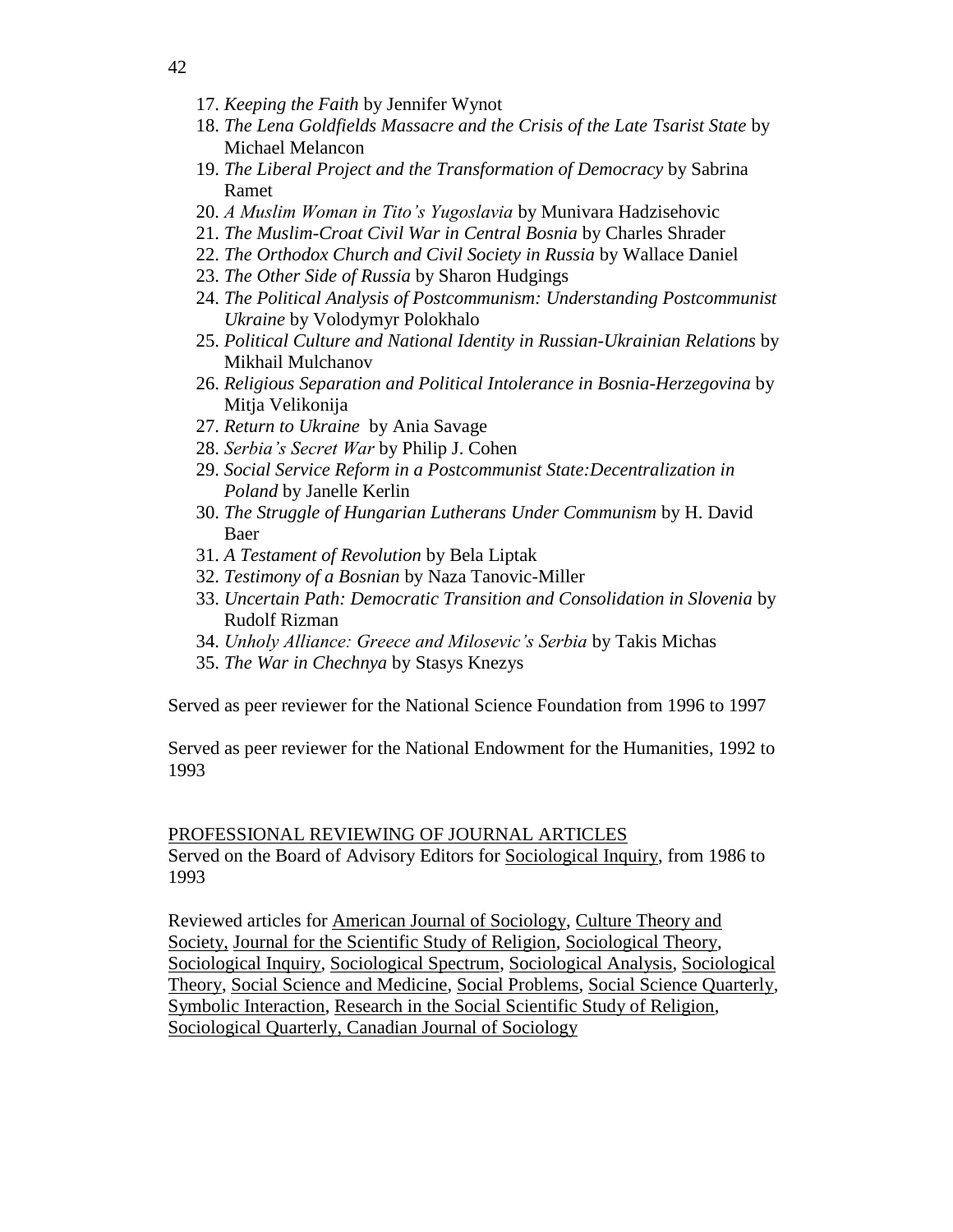17. *Keeping the Faith* by Jennifer Wynot
18. *The Lena Goldfields Massacre and the Crisis of the Late Tsarist State* by Michael Melancon
19. *The Liberal Project and the Transformation of Democracy* by Sabrina Ramet
20. *A Muslim Woman in Tito's Yugoslavia* by Munivara Hadzisehovic
21. *The Muslim-Croat Civil War in Central Bosnia* by Charles Shrader
22. *The Orthodox Church and Civil Society in Russia* by Wallace Daniel
23. *The Other Side of Russia* by Sharon Hudgings
24. *The Political Analysis of Postcommunism: Understanding Postcommunist Ukraine* by Volodymyr Polokhalo
25. *Political Culture and National Identity in Russian-Ukrainian Relations* by Mikhail Mulchanov
26. *Religious Separation and Political Intolerance in Bosnia-Herzegovina* by Mitja Velikonija
27. *Return to Ukraine* by Ania Savage
28. *Serbia's Secret War* by Philip J. Cohen
29. *Social Service Reform in a Postcommunist State:Decentralization in Poland* by Janelle Kerlin
30. *The Struggle of Hungarian Lutherans Under Communism* by H. David Baer
31. *A Testament of Revolution* by Bela Liptak
32. *Testimony of a Bosnian* by Naza Tanovic-Miller
33. *Uncertain Path: Democratic Transition and Consolidation in Slovenia* by Rudolf Rizman
34. *Unholy Alliance: Greece and Milosevic's Serbia* by Takis Michas
35. *The War in Chechnya* by Stasys Knezys

Served as peer reviewer for the National Science Foundation from 1996 to 1997

Served as peer reviewer for the National Endowment for the Humanities, 1992 to 1993

PROFESSIONAL REVIEWING OF JOURNAL ARTICLES

Served on the Board of Advisory Editors for Sociological Inquiry, from 1986 to 1993

Reviewed articles for American Journal of Sociology, Culture Theory and Society, Journal for the Scientific Study of Religion, Sociological Theory, Sociological Inquiry, Sociological Spectrum, Sociological Analysis, Sociological Theory, Social Science and Medicine, Social Problems, Social Science Quarterly, Symbolic Interaction, Research in the Social Scientific Study of Religion, Sociological Quarterly, Canadian Journal of Sociology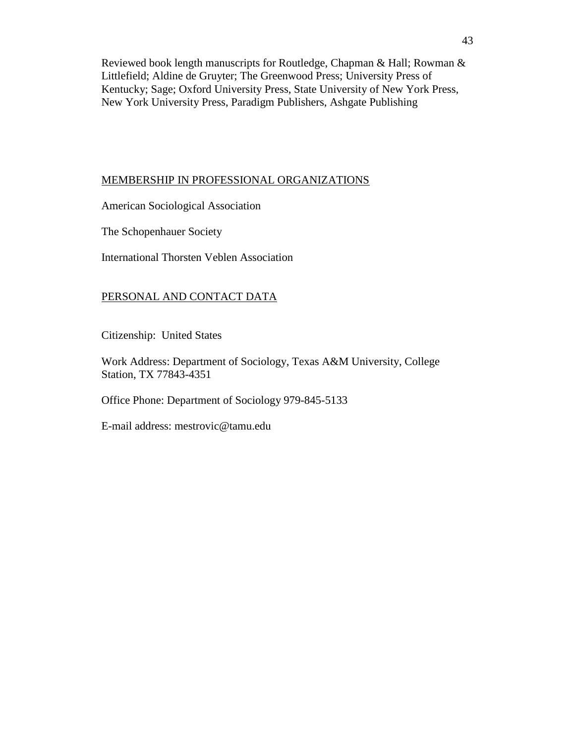Reviewed book length manuscripts for Routledge, Chapman & Hall; Rowman & Littlefield; Aldine de Gruyter; The Greenwood Press; University Press of Kentucky; Sage; Oxford University Press, State University of New York Press, New York University Press, Paradigm Publishers, Ashgate Publishing

## MEMBERSHIP IN PROFESSIONAL ORGANIZATIONS

American Sociological Association

The Schopenhauer Society

International Thorsten Veblen Association

## PERSONAL AND CONTACT DATA

Citizenship: United States

Work Address: Department of Sociology, Texas A&M University, College Station, TX 77843-4351

Office Phone: Department of Sociology 979-845-5133

E-mail address: mestrovic@tamu.edu